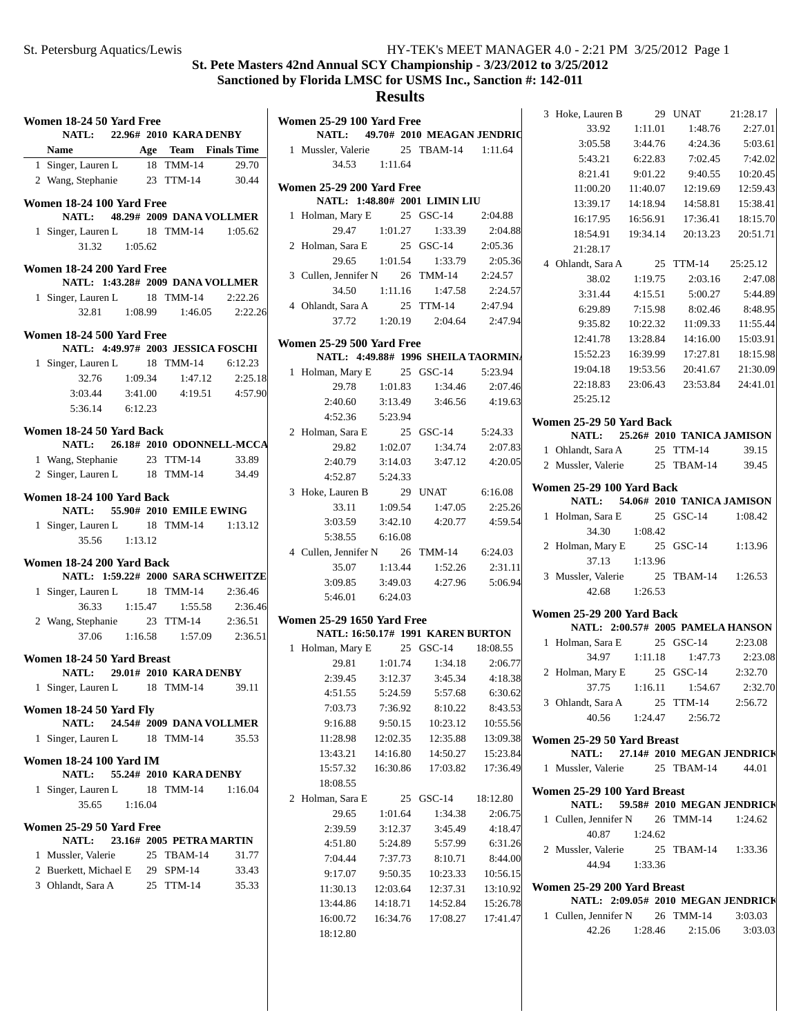# St. Pete Masters 42nd Annual SCY Championship - 3/23/2012 to 3/25/2012

## Sanctioned by Florida LMSC for USMS Inc., Sanction #: 142-011

## Results

### Women 18-24 50 Yard Free
NATL: 22.96# 2010 KARA DENBY

| | Name | Age | Team | Finals Time |
|---|---|---|---|---|
| 1 | Singer, Lauren L | 18 | TMM-14 | 29.70 |
| 2 | Wang, Stephanie | 23 | TTM-14 | 30.44 |

### Women 18-24 100 Yard Free
NATL: 48.29# 2009 DANA VOLLMER

1 Singer, Lauren L 18 TMM-14 1:05.62
31.32 1:05.62

### Women 18-24 200 Yard Free
NATL: 1:43.28# 2009 DANA VOLLMER

1 Singer, Lauren L 18 TMM-14 2:22.26
32.81 1:08.99 1:46.05 2:22.26

### Women 18-24 500 Yard Free
NATL: 4:49.97# 2003 JESSICA FOSCHI

1 Singer, Lauren L 18 TMM-14 6:12.23
32.76 1:09.34 1:47.12 2:25.18
3:03.44 3:41.00 4:19.51 4:57.90
5:36.14 6:12.23

### Women 18-24 50 Yard Back
NATL: 26.18# 2010 ODONNELL-MCCA

1 Wang, Stephanie 23 TTM-14 33.89
2 Singer, Lauren L 18 TMM-14 34.49

### Women 18-24 100 Yard Back
NATL: 55.90# 2010 EMILE EWING

1 Singer, Lauren L 18 TMM-14 1:13.12
35.56 1:13.12

### Women 18-24 200 Yard Back
NATL: 1:59.22# 2000 SARA SCHWEITZE

1 Singer, Lauren L 18 TMM-14 2:36.46
36.33 1:15.47 1:55.58 2:36.46
2 Wang, Stephanie 23 TTM-14 2:36.51
37.06 1:16.58 1:57.09 2:36.51

### Women 18-24 50 Yard Breast
NATL: 29.01# 2010 KARA DENBY

1 Singer, Lauren L 18 TMM-14 39.11

### Women 18-24 50 Yard Fly
NATL: 24.54# 2009 DANA VOLLMER

1 Singer, Lauren L 18 TMM-14 35.53

### Women 18-24 100 Yard IM
NATL: 55.24# 2010 KARA DENBY

1 Singer, Lauren L 18 TMM-14 1:16.04
35.65 1:16.04

### Women 25-29 50 Yard Free
NATL: 23.16# 2005 PETRA MARTIN

1 Mussler, Valerie 25 TBAM-14 31.77
2 Buerkett, Michael E 29 SPM-14 33.43
3 Ohlandt, Sara A 25 TTM-14 35.33

### Women 25-29 100 Yard Free
NATL: 49.70# 2010 MEAGAN JENDRIC

1 Mussler, Valerie 25 TBAM-14 1:11.64
34.53 1:11.64

### Women 25-29 200 Yard Free
NATL: 1:48.80# 2001 LIMIN LIU

1 Holman, Mary E 25 GSC-14 2:04.88
29.47 1:01.27 1:33.39 2:04.88
2 Holman, Sara E 25 GSC-14 2:05.36
29.65 1:01.54 1:33.79 2:05.36
3 Cullen, Jennifer N 26 TMM-14 2:24.57
34.50 1:11.16 1:47.58 2:24.57
4 Ohlandt, Sara A 25 TTM-14 2:47.94
37.72 1:20.19 2:04.64 2:47.94

### Women 25-29 500 Yard Free
NATL: 4:49.88# 1996 SHEILA TAORMIN

1 Holman, Mary E 25 GSC-14 5:23.94
29.78 1:01.83 1:34.46 2:07.46
2:40.60 3:13.49 3:46.56 4:19.63
4:52.36 5:23.94
2 Holman, Sara E 25 GSC-14 5:24.33
29.82 1:02.07 1:34.74 2:07.83
2:40.79 3:14.03 3:47.12 4:20.05
4:52.87 5:24.33
3 Hoke, Lauren B 29 UNAT 6:16.08
33.11 1:09.54 1:47.05 2:25.26
3:03.59 3:42.10 4:20.77 4:59.54
5:38.55 6:16.08
4 Cullen, Jennifer N 26 TMM-14 6:24.03
35.07 1:13.44 1:52.26 2:31.11
3:09.85 3:49.03 4:27.96 5:06.94
5:46.01 6:24.03

### Women 25-29 1650 Yard Free
NATL: 16:50.17# 1991 KAREN BURTON

1 Holman, Mary E 25 GSC-14 18:08.55
29.81 1:01.74 1:34.18 2:06.77
2:39.45 3:12.37 3:45.34 4:18.38
4:51.55 5:24.59 5:57.68 6:30.62
7:03.73 7:36.92 8:10.22 8:43.53
9:16.88 9:50.15 10:23.12 10:55.56
11:28.98 12:02.35 12:35.88 13:09.38
13:43.21 14:16.80 14:50.27 15:23.84
15:57.32 16:30.86 17:03.82 17:36.49
18:08.55
2 Holman, Sara E 25 GSC-14 18:12.80
29.65 1:01.64 1:34.38 2:06.75
2:39.59 3:12.37 3:45.49 4:18.47
4:51.80 5:24.89 5:57.99 6:31.26
7:04.44 7:37.73 8:10.71 8:44.00
9:17.07 9:50.35 10:23.33 10:56.15
11:30.13 12:03.64 12:37.31 13:10.92
13:44.86 14:18.71 14:52.84 15:26.78
16:00.72 16:34.76 17:08.27 17:41.47
18:12.80
3 Hoke, Lauren B 29 UNAT 21:28.17
33.92 1:11.01 1:48.76 2:27.01
3:05.58 3:44.76 4:24.36 5:03.61
5:43.21 6:22.83 7:02.45 7:42.02
8:21.41 9:01.22 9:40.55 10:20.45
11:00.20 11:40.07 12:19.69 12:59.43
13:39.17 14:18.94 14:58.81 15:38.41
16:17.95 16:56.91 17:36.41 18:15.70
18:54.91 19:34.14 20:13.23 20:51.71
21:28.17
4 Ohlandt, Sara A 25 TTM-14 25:25.12
38.02 1:19.75 2:03.16 2:47.08
3:31.44 4:15.51 5:00.27 5:44.89
6:29.89 7:15.98 8:02.46 8:48.95
9:35.82 10:22.32 11:09.33 11:55.44
12:41.78 13:28.84 14:16.00 15:03.91
15:52.23 16:39.99 17:27.81 18:15.98
19:04.18 19:53.56 20:41.67 21:30.09
22:18.83 23:06.43 23:53.84 24:41.01
25:25.12

### Women 25-29 50 Yard Back
NATL: 25.26# 2010 TANICA JAMISON

1 Ohlandt, Sara A 25 TTM-14 39.15
2 Mussler, Valerie 25 TBAM-14 39.45

### Women 25-29 100 Yard Back
NATL: 54.06# 2010 TANICA JAMISON

1 Holman, Sara E 25 GSC-14 1:08.42
34.30 1:08.42
2 Holman, Mary E 25 GSC-14 1:13.96
37.13 1:13.96
3 Mussler, Valerie 25 TBAM-14 1:26.53
42.68 1:26.53

### Women 25-29 200 Yard Back
NATL: 2:00.57# 2005 PAMELA HANSON

1 Holman, Sara E 25 GSC-14 2:23.08
34.97 1:11.18 1:47.73 2:23.08
2 Holman, Mary E 25 GSC-14 2:32.70
37.75 1:16.11 1:54.67 2:32.70
3 Ohlandt, Sara A 25 TTM-14 2:56.72
40.56 1:24.47 2:56.72

### Women 25-29 50 Yard Breast
NATL: 27.14# 2010 MEGAN JENDRICK

1 Mussler, Valerie 25 TBAM-14 44.01

### Women 25-29 100 Yard Breast
NATL: 59.58# 2010 MEGAN JENDRICK

1 Cullen, Jennifer N 26 TMM-14 1:24.62
40.87 1:24.62
2 Mussler, Valerie 25 TBAM-14 1:33.36
44.94 1:33.36

### Women 25-29 200 Yard Breast
NATL: 2:09.05# 2010 MEGAN JENDRICK

1 Cullen, Jennifer N 26 TMM-14 3:03.03
42.26 1:28.46 2:15.06 3:03.03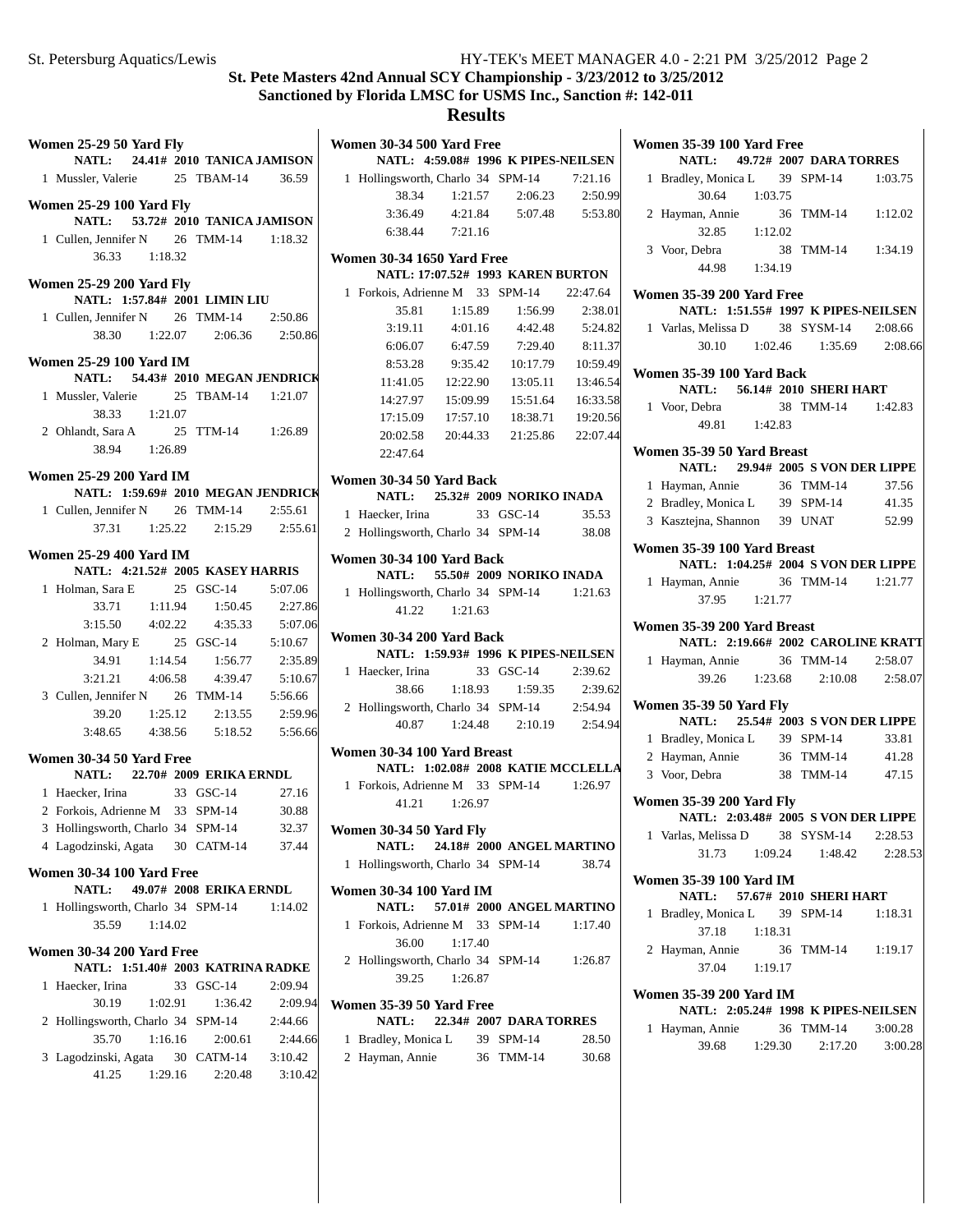## St. Pete Masters 42nd Annual SCY Championship - 3/23/2012 to 3/25/2012

### Sanctioned by Florida LMSC for USMS Inc., Sanction #: 142-011

### Results

**Women 25-29 50 Yard Fly**
NATL: 24.41# 2010 TANICA JAMISON

1 Mussler, Valerie 25 TBAM-14 36.59

**Women 25-29 100 Yard Fly**
NATL: 53.72# 2010 TANICA JAMISON

1 Cullen, Jennifer N 26 TMM-14 1:18.32
36.33 1:18.32

**Women 25-29 200 Yard Fly**
NATL: 1:57.84# 2001 LIMIN LIU

1 Cullen, Jennifer N 26 TMM-14 2:50.86
38.30 1:22.07 2:06.36 2:50.86

**Women 25-29 100 Yard IM**
NATL: 54.43# 2010 MEGAN JENDRICK

1 Mussler, Valerie 25 TBAM-14 1:21.07
38.33 1:21.07

2 Ohlandt, Sara A 25 TTM-14 1:26.89
38.94 1:26.89

**Women 25-29 200 Yard IM**
NATL: 1:59.69# 2010 MEGAN JENDRICK

1 Cullen, Jennifer N 26 TMM-14 2:55.61
37.31 1:25.22 2:15.29 2:55.61

**Women 25-29 400 Yard IM**
NATL: 4:21.52# 2005 KASEY HARRIS

1 Holman, Sara E 25 GSC-14 5:07.06
33.71 1:11.94 1:50.45 2:27.86
3:15.50 4:02.22 4:35.33 5:07.06

2 Holman, Mary E 25 GSC-14 5:10.67
34.91 1:14.54 1:56.77 2:35.89
3:21.21 4:06.58 4:39.47 5:10.67

3 Cullen, Jennifer N 26 TMM-14 5:56.66
39.20 1:25.12 2:13.55 2:59.96
3:48.65 4:38.56 5:18.52 5:56.66

**Women 30-34 50 Yard Free**
NATL: 22.70# 2009 ERIKA ERNDL

1 Haecker, Irina 33 GSC-14 27.16
2 Forkois, Adrienne M 33 SPM-14 30.88
3 Hollingsworth, Charlo 34 SPM-14 32.37
4 Lagodzinski, Agata 30 CATM-14 37.44

**Women 30-34 100 Yard Free**
NATL: 49.07# 2008 ERIKA ERNDL

1 Hollingsworth, Charlo 34 SPM-14 1:14.02
35.59 1:14.02

**Women 30-34 200 Yard Free**
NATL: 1:51.40# 2003 KATRINA RADKE

1 Haecker, Irina 33 GSC-14 2:09.94
30.19 1:02.91 1:36.42 2:09.94

2 Hollingsworth, Charlo 34 SPM-14 2:44.66
35.70 1:16.16 2:00.61 2:44.66

3 Lagodzinski, Agata 30 CATM-14 3:10.42
41.25 1:29.16 2:20.48 3:10.42

**Women 30-34 500 Yard Free**
NATL: 4:59.08# 1996 K PIPES-NEILSEN

1 Hollingsworth, Charlo 34 SPM-14 7:21.16
38.34 1:21.57 2:06.23 2:50.99
3:36.49 4:21.84 5:07.48 5:53.80
6:38.44 7:21.16

**Women 30-34 1650 Yard Free**
NATL: 17:07.52# 1993 KAREN BURTON

1 Forkois, Adrienne M 33 SPM-14 22:47.64
35.81 1:15.89 1:56.99 2:38.01
3:19.11 4:01.16 4:42.48 5:24.82
6:06.07 6:47.59 7:29.40 8:11.37
8:53.28 9:35.42 10:17.79 10:59.49
11:41.05 12:22.90 13:05.11 13:46.54
14:27.97 15:09.99 15:51.64 16:33.58
17:15.09 17:57.10 18:38.71 19:20.56
20:02.58 20:44.33 21:25.86 22:07.44
22:47.64

**Women 30-34 50 Yard Back**
NATL: 25.32# 2009 NORIKO INADA

1 Haecker, Irina 33 GSC-14 35.53
2 Hollingsworth, Charlo 34 SPM-14 38.08

**Women 30-34 100 Yard Back**
NATL: 55.50# 2009 NORIKO INADA

1 Hollingsworth, Charlo 34 SPM-14 1:21.63
41.22 1:21.63

**Women 30-34 200 Yard Back**
NATL: 1:59.93# 1996 K PIPES-NEILSEN

1 Haecker, Irina 33 GSC-14 2:39.62
38.66 1:18.93 1:59.35 2:39.62

2 Hollingsworth, Charlo 34 SPM-14 2:54.94
40.87 1:24.48 2:10.19 2:54.94

**Women 30-34 100 Yard Breast**
NATL: 1:02.08# 2008 KATIE MCCLELLA

1 Forkois, Adrienne M 33 SPM-14 1:26.97
41.21 1:26.97

**Women 30-34 50 Yard Fly**
NATL: 24.18# 2000 ANGEL MARTINO

1 Hollingsworth, Charlo 34 SPM-14 38.74

**Women 30-34 100 Yard IM**
NATL: 57.01# 2000 ANGEL MARTINO

1 Forkois, Adrienne M 33 SPM-14 1:17.40
36.00 1:17.40

2 Hollingsworth, Charlo 34 SPM-14 1:26.87
39.25 1:26.87

**Women 35-39 50 Yard Free**
NATL: 22.34# 2007 DARA TORRES

1 Bradley, Monica L 39 SPM-14 28.50
2 Hayman, Annie 36 TMM-14 30.68

**Women 35-39 100 Yard Free**
NATL: 49.72# 2007 DARA TORRES

1 Bradley, Monica L 39 SPM-14 1:03.75
30.64 1:03.75

2 Hayman, Annie 36 TMM-14 1:12.02
32.85 1:12.02

3 Voor, Debra 38 TMM-14 1:34.19
44.98 1:34.19

**Women 35-39 200 Yard Free**
NATL: 1:51.55# 1997 K PIPES-NEILSEN

1 Varlas, Melissa D 38 SYSM-14 2:08.66
30.10 1:02.46 1:35.69 2:08.66

**Women 35-39 100 Yard Back**
NATL: 56.14# 2010 SHERI HART

1 Voor, Debra 38 TMM-14 1:42.83
49.81 1:42.83

**Women 35-39 50 Yard Breast**
NATL: 29.94# 2005 S VON DER LIPPE

1 Hayman, Annie 36 TMM-14 37.56
2 Bradley, Monica L 39 SPM-14 41.35
3 Kasztejna, Shannon 39 UNAT 52.99

**Women 35-39 100 Yard Breast**
NATL: 1:04.25# 2004 S VON DER LIPPE

1 Hayman, Annie 36 TMM-14 1:21.77
37.95 1:21.77

**Women 35-39 200 Yard Breast**
NATL: 2:19.66# 2002 CAROLINE KRATT

1 Hayman, Annie 36 TMM-14 2:58.07
39.26 1:23.68 2:10.08 2:58.07

**Women 35-39 50 Yard Fly**
NATL: 25.54# 2003 S VON DER LIPPE

1 Bradley, Monica L 39 SPM-14 33.81
2 Hayman, Annie 36 TMM-14 41.28
3 Voor, Debra 38 TMM-14 47.15

**Women 35-39 200 Yard Fly**
NATL: 2:03.48# 2005 S VON DER LIPPE

1 Varlas, Melissa D 38 SYSM-14 2:28.53
31.73 1:09.24 1:48.42 2:28.53

**Women 35-39 100 Yard IM**
NATL: 57.67# 2010 SHERI HART

1 Bradley, Monica L 39 SPM-14 1:18.31
37.18 1:18.31

2 Hayman, Annie 36 TMM-14 1:19.17
37.04 1:19.17

**Women 35-39 200 Yard IM**
NATL: 2:05.24# 1998 K PIPES-NEILSEN

1 Hayman, Annie 36 TMM-14 3:00.28
39.68 1:29.30 2:17.20 3:00.28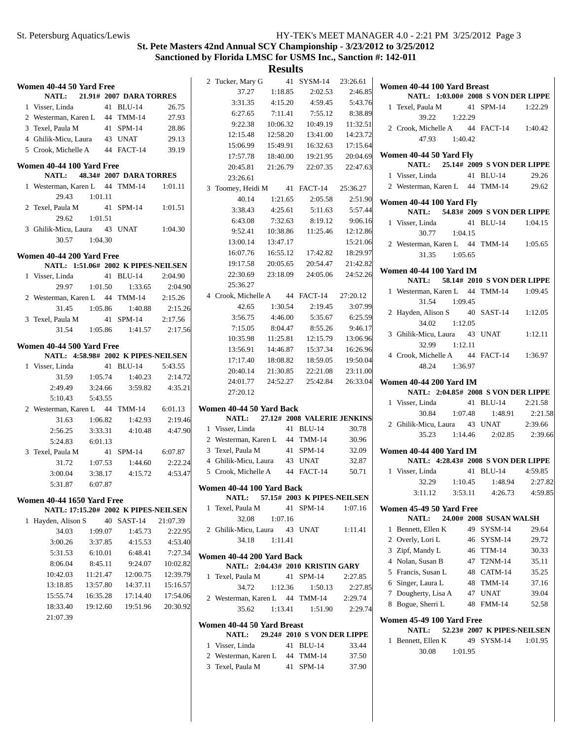## St. Pete Masters 42nd Annual SCY Championship - 3/23/2012 to 3/25/2012

## Sanctioned by Florida LMSC for USMS Inc., Sanction #: 142-011

## Results

### Women 40-44 50 Yard Free

NATL: 21.91# 2007 DARA TORRES

1 Visser, Linda 41 BLU-14 26.75
2 Westerman, Karen L 44 TMM-14 27.93
3 Texel, Paula M 41 SPM-14 28.86
4 Ghilik-Micu, Laura 43 UNAT 29.13
5 Crook, Michelle A 44 FACT-14 39.19

### Women 40-44 100 Yard Free

NATL: 48.34# 2007 DARA TORRES

1 Westerman, Karen L 44 TMM-14 1:01.11
29.43 1:01.11
2 Texel, Paula M 41 SPM-14 1:01.51
29.62 1:01.51
3 Ghilik-Micu, Laura 43 UNAT 1:04.30
30.57 1:04.30

### Women 40-44 200 Yard Free

NATL: 1:51.06# 2002 K PIPES-NEILSEN

1 Visser, Linda 41 BLU-14 2:04.90
29.97 1:01.50 1:33.65 2:04.90
2 Westerman, Karen L 44 TMM-14 2:15.26
31.45 1:05.86 1:40.88 2:15.26
3 Texel, Paula M 41 SPM-14 2:17.56
31.54 1:05.86 1:41.57 2:17.56

### Women 40-44 500 Yard Free

NATL: 4:58.98# 2002 K PIPES-NEILSEN

1 Visser, Linda 41 BLU-14 5:43.55
31.59 1:05.74 1:40.23 2:14.72
2:49.49 3:24.66 3:59.82 4:35.21
5:10.43 5:43.55
2 Westerman, Karen L 44 TMM-14 6:01.13
31.63 1:06.82 1:42.93 2:19.46
2:56.25 3:33.31 4:10.48 4:47.90
5:24.83 6:01.13
3 Texel, Paula M 41 SPM-14 6:07.87
31.72 1:07.53 1:44.60 2:22.24
3:00.04 3:38.17 4:15.72 4:53.47
5:31.87 6:07.87

### Women 40-44 1650 Yard Free

NATL: 17:15.20# 2002 K PIPES-NEILSEN

1 Hayden, Alison S 40 SAST-14 21:07.39
34.03 1:09.07 1:45.73 2:22.95
3:00.26 3:37.85 4:15.53 4:53.40
5:31.53 6:10.01 6:48.41 7:27.34
8:06.04 8:45.11 9:24.07 10:02.82
10:42.03 11:21.47 12:00.75 12:39.79
13:18.85 13:57.80 14:37.11 15:16.57
15:55.74 16:35.28 17:14.40 17:54.06
18:33.40 19:12.60 19:51.96 20:30.92
21:07.39
2 Tucker, Mary G 41 SYSM-14 23:26.61
37.27 1:18.85 2:02.53 2:46.85
3:31.35 4:15.20 4:59.45 5:43.76
6:27.65 7:11.41 7:55.12 8:38.89
9:22.38 10:06.32 10:49.19 11:32.51
12:15.48 12:58.20 13:41.00 14:23.72
15:06.99 15:49.91 16:32.63 17:15.64
17:57.78 18:40.00 19:21.95 20:04.69
20:45.81 21:26.79 22:07.35 22:47.63
23:26.61
3 Toomey, Heidi M 41 FACT-14 25:36.27
40.14 1:21.65 2:05.58 2:51.90
3:38.43 4:25.61 5:11.63 5:57.44
6:43.08 7:32.63 8:19.12 9:06.16
9:52.41 10:38.86 11:25.46 12:12.86
13:00.14 13:47.17 15:21.06
16:07.76 16:55.12 17:42.82 18:29.97
19:17.58 20:05.65 20:54.47 21:42.82
22:30.69 23:18.09 24:05.06 24:52.26
25:36.27
4 Crook, Michelle A 44 FACT-14 27:20.12
42.65 1:30.54 2:19.45 3:07.99
3:56.75 4:46.00 5:35.67 6:25.59
7:15.05 8:04.47 8:55.26 9:46.17
10:35.98 11:25.81 12:15.79 13:06.96
13:56.91 14:46.87 15:37.34 16:26.96
17:17.40 18:08.82 18:59.05 19:50.04
20:40.14 21:30.85 22:21.08 23:11.00
24:01.77 24:52.27 25:42.84 26:33.04
27:20.12

### Women 40-44 50 Yard Back

NATL: 27.12# 2008 VALERIE JENKINS

1 Visser, Linda 41 BLU-14 30.78
2 Westerman, Karen L 44 TMM-14 30.96
3 Texel, Paula M 41 SPM-14 32.09
4 Ghilik-Micu, Laura 43 UNAT 32.87
5 Crook, Michelle A 44 FACT-14 50.71

### Women 40-44 100 Yard Back

NATL: 57.15# 2003 K PIPES-NEILSEN

1 Texel, Paula M 41 SPM-14 1:07.16
32.08 1:07.16
2 Ghilik-Micu, Laura 43 UNAT 1:11.41
34.18 1:11.41

### Women 40-44 200 Yard Back

NATL: 2:04.43# 2010 KRISTIN GARY

1 Texel, Paula M 41 SPM-14 2:27.85
34.72 1:12.36 1:50.13 2:27.85
2 Westerman, Karen L 44 TMM-14 2:29.74
35.62 1:13.41 1:51.90 2:29.74

### Women 40-44 50 Yard Breast

NATL: 29.24# 2010 S VON DER LIPPE

1 Visser, Linda 41 BLU-14 33.44
2 Westerman, Karen L 44 TMM-14 37.50
3 Texel, Paula M 41 SPM-14 37.90

### Women 40-44 100 Yard Breast

NATL: 1:03.00# 2008 S VON DER LIPPE

1 Texel, Paula M 41 SPM-14 1:22.29
39.22 1:22.29
2 Crook, Michelle A 44 FACT-14 1:40.42
47.93 1:40.42

### Women 40-44 50 Yard Fly

NATL: 25.14# 2009 S VON DER LIPPE

1 Visser, Linda 41 BLU-14 29.26
2 Westerman, Karen L 44 TMM-14 29.62

### Women 40-44 100 Yard Fly

NATL: 54.83# 2009 S VON DER LIPPE

1 Visser, Linda 41 BLU-14 1:04.15
30.77 1:04.15
2 Westerman, Karen L 44 TMM-14 1:05.65
31.35 1:05.65

### Women 40-44 100 Yard IM

NATL: 58.14# 2010 S VON DER LIPPE

1 Westerman, Karen L 44 TMM-14 1:09.45
31.54 1:09.45
2 Hayden, Alison S 40 SAST-14 1:12.05
34.02 1:12.05
3 Ghilik-Micu, Laura 43 UNAT 1:12.11
32.99 1:12.11
4 Crook, Michelle A 44 FACT-14 1:36.97
48.24 1:36.97

### Women 40-44 200 Yard IM

NATL: 2:04.85# 2008 S VON DER LIPPE

1 Visser, Linda 41 BLU-14 2:21.58
30.84 1:07.48 1:48.91 2:21.58
2 Ghilik-Micu, Laura 43 UNAT 2:39.66
35.23 1:14.46 2:02.85 2:39.66

### Women 40-44 400 Yard IM

NATL: 4:28.43# 2008 S VON DER LIPPE

1 Visser, Linda 41 BLU-14 4:59.85
32.29 1:10.45 1:48.94 2:27.82
3:11.12 3:53.11 4:26.73 4:59.85

### Women 45-49 50 Yard Free

NATL: 24.00# 2008 SUSAN WALSH

1 Bennett, Ellen K 49 SYSM-14 29.64
2 Overly, Lori L 46 SYSM-14 29.72
3 Zipf, Mandy L 46 TTM-14 30.33
4 Nolan, Susan B 47 T2NM-14 35.11
5 Francis, Susan L 48 CATM-14 35.25
6 Singer, Laura L 48 TMM-14 37.16
7 Dougherty, Lisa A 47 UNAT 39.04
8 Bogue, Sherri L 48 FMM-14 52.58

### Women 45-49 100 Yard Free

NATL: 52.23# 2007 K PIPES-NEILSEN

1 Bennett, Ellen K 49 SYSM-14 1:01.95
30.08 1:01.95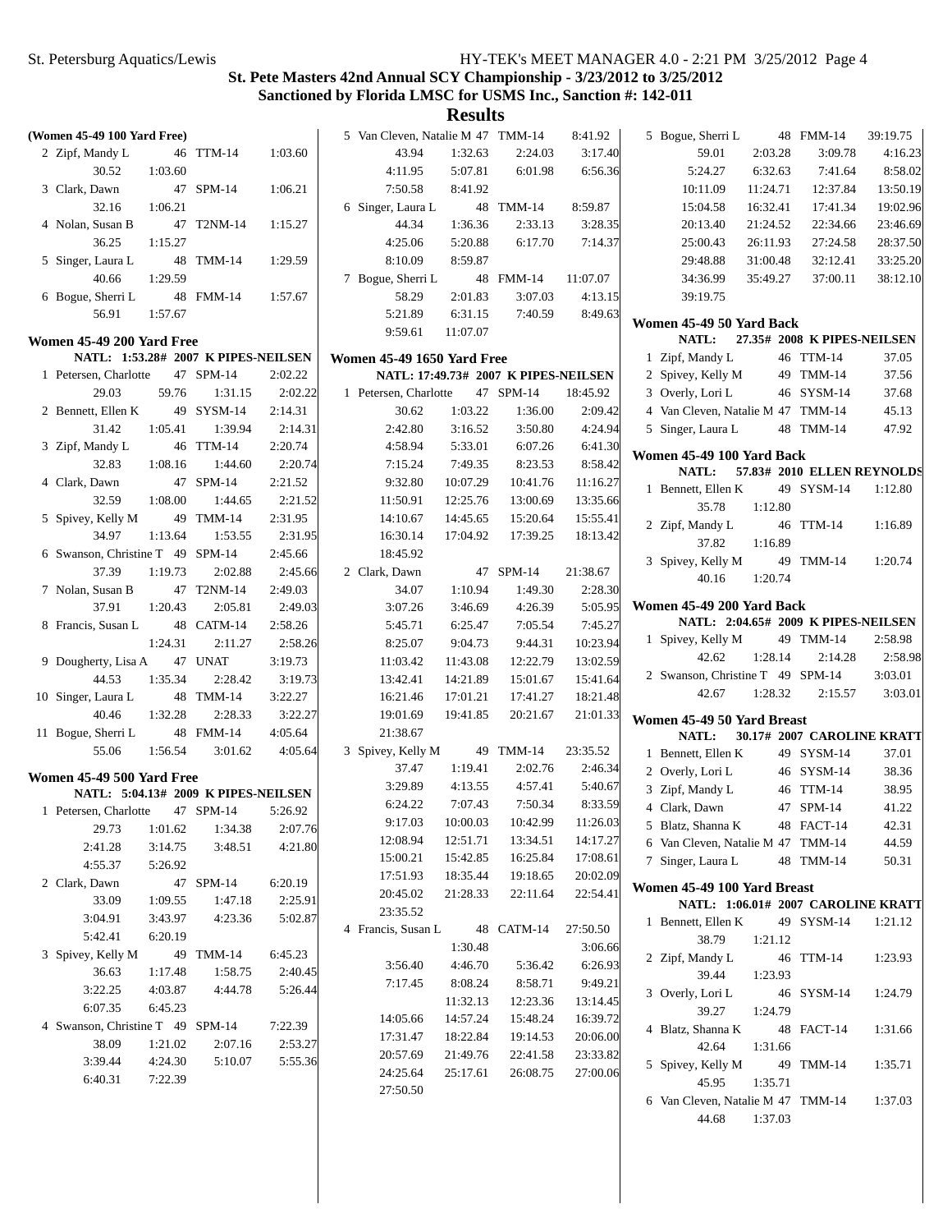## St. Pete Masters 42nd Annual SCY Championship - 3/23/2012 to 3/25/2012
## Sanctioned by Florida LMSC for USMS Inc., Sanction #: 142-011
## Results

**(Women 45-49 100 Yard Free)**

2 Zipf, Mandy L 46 TTM-14 1:03.60
30.52 1:03.60
3 Clark, Dawn 47 SPM-14 1:06.21
32.16 1:06.21
4 Nolan, Susan B 47 T2NM-14 1:15.27
36.25 1:15.27
5 Singer, Laura L 48 TMM-14 1:29.59
40.66 1:29.59
6 Bogue, Sherri L 48 FMM-14 1:57.67
56.91 1:57.67

### Women 45-49 200 Yard Free

NATL: 1:53.28# 2007 K PIPES-NEILSEN

1 Petersen, Charlotte 47 SPM-14 2:02.22
29.03 59.76 1:31.15 2:02.22
2 Bennett, Ellen K 49 SYSM-14 2:14.31
31.42 1:05.41 1:39.94 2:14.31
3 Zipf, Mandy L 46 TTM-14 2:20.74
32.83 1:08.16 1:44.60 2:20.74
4 Clark, Dawn 47 SPM-14 2:21.52
32.59 1:08.00 1:44.65 2:21.52
5 Spivey, Kelly M 49 TMM-14 2:31.95
34.97 1:13.64 1:53.55 2:31.95
6 Swanson, Christine T 49 SPM-14 2:45.66
37.39 1:19.73 2:02.88 2:45.66
7 Nolan, Susan B 47 T2NM-14 2:49.03
37.91 1:20.43 2:05.81 2:49.03
8 Francis, Susan L 48 CATM-14 2:58.26
1:24.31 2:11.27 2:58.26
9 Dougherty, Lisa A 47 UNAT 3:19.73
44.53 1:35.34 2:28.42 3:19.73
10 Singer, Laura L 48 TMM-14 3:22.27
40.46 1:32.28 2:28.33 3:22.27
11 Bogue, Sherri L 48 FMM-14 4:05.64
55.06 1:56.54 3:01.62 4:05.64

### Women 45-49 500 Yard Free

NATL: 5:04.13# 2009 K PIPES-NEILSEN

1 Petersen, Charlotte 47 SPM-14 5:26.92
29.73 1:01.62 1:34.38 2:07.76
2:41.28 3:14.75 3:48.51 4:21.80
4:55.37 5:26.92
2 Clark, Dawn 47 SPM-14 6:20.19
33.09 1:09.55 1:47.18 2:25.91
3:04.91 3:43.97 4:23.36 5:02.87
5:42.41 6:20.19
3 Spivey, Kelly M 49 TMM-14 6:45.23
36.63 1:17.48 1:58.75 2:40.45
3:22.25 4:03.87 4:44.78 5:26.44
6:07.35 6:45.23
4 Swanson, Christine T 49 SPM-14 7:22.39
38.09 1:21.02 2:07.16 2:53.27
3:39.44 4:24.30 5:10.07 5:55.36
6:40.31 7:22.39
5 Van Cleven, Natalie M 47 TMM-14 8:41.92
43.94 1:32.63 2:24.03 3:17.40
4:11.95 5:07.81 6:01.98 6:56.36
7:50.58 8:41.92
6 Singer, Laura L 48 TMM-14 8:59.87
44.34 1:36.36 2:33.13 3:28.35
4:25.06 5:20.88 6:17.70 7:14.37
8:10.09 8:59.87
7 Bogue, Sherri L 48 FMM-14 11:07.07
58.29 2:01.83 3:07.03 4:13.15
5:21.89 6:31.15 7:40.59 8:49.63
9:59.61 11:07.07

### Women 45-49 1650 Yard Free

NATL: 17:49.73# 2007 K PIPES-NEILSEN

1 Petersen, Charlotte 47 SPM-14 18:45.92
30.62 1:03.22 1:36.00 2:09.42
2:42.80 3:16.52 3:50.80 4:24.94
4:58.94 5:33.01 6:07.26 6:41.30
7:15.24 7:49.35 8:23.53 8:58.42
9:32.80 10:07.29 10:41.76 11:16.27
11:50.91 12:25.76 13:00.69 13:35.66
14:10.67 14:45.65 15:20.64 15:55.41
16:30.14 17:04.92 17:39.25 18:13.42
18:45.92
2 Clark, Dawn 47 SPM-14 21:38.67
34.07 1:10.94 1:49.30 2:28.30
3:07.26 3:46.69 4:26.39 5:05.95
5:45.71 6:25.47 7:05.54 7:45.27
8:25.07 9:04.73 9:44.31 10:23.94
11:03.42 11:43.08 12:22.79 13:02.59
13:42.41 14:21.89 15:01.67 15:41.64
16:21.46 17:01.21 17:41.27 18:21.48
19:01.69 19:41.85 20:21.67 21:01.33
21:38.67
3 Spivey, Kelly M 49 TMM-14 23:35.52
37.47 1:19.41 2:02.76 2:46.34
3:29.89 4:13.55 4:57.41 5:40.67
6:24.22 7:07.43 7:50.34 8:33.59
9:17.03 10:00.03 10:42.99 11:26.03
12:08.94 12:51.71 13:34.51 14:17.27
15:00.21 15:42.85 16:25.84 17:08.61
17:51.93 18:35.44 19:18.65 20:02.09
20:45.02 21:28.33 22:11.64 22:54.41
23:35.52
4 Francis, Susan L 48 CATM-14 27:50.50
1:30.48 3:06.66
3:56.40 4:46.70 5:36.42 6:26.93
7:17.45 8:08.24 8:58.71 9:49.21
11:32.13 12:23.36 13:14.45
14:05.66 14:57.24 15:48.24 16:39.72
17:31.47 18:22.84 19:14.53 20:06.00
20:57.69 21:49.76 22:41.58 23:33.82
24:25.64 25:17.61 26:08.75 27:00.06
27:50.50
5 Bogue, Sherri L 48 FMM-14 39:19.75
59.01 2:03.28 3:09.78 4:16.23
5:24.27 6:32.63 7:41.64 8:58.02
10:11.09 11:24.71 12:37.84 13:50.19
15:04.58 16:32.41 17:41.34 19:02.96
20:13.40 21:24.52 22:34.66 23:46.69
25:00.43 26:11.93 27:24.58 28:37.50
29:48.88 31:00.48 32:12.41 33:25.20
34:36.99 35:49.27 37:00.11 38:12.10
39:19.75

### Women 45-49 50 Yard Back

NATL: 27.35# 2008 K PIPES-NEILSEN

1 Zipf, Mandy L 46 TTM-14 37.05
2 Spivey, Kelly M 49 TMM-14 37.56
3 Overly, Lori L 46 SYSM-14 37.68
4 Van Cleven, Natalie M 47 TMM-14 45.13
5 Singer, Laura L 48 TMM-14 47.92

### Women 45-49 100 Yard Back

NATL: 57.83# 2010 ELLEN REYNOLDS

1 Bennett, Ellen K 49 SYSM-14 1:12.80
35.78 1:12.80
2 Zipf, Mandy L 46 TTM-14 1:16.89
37.82 1:16.89
3 Spivey, Kelly M 49 TMM-14 1:20.74
40.16 1:20.74

### Women 45-49 200 Yard Back

NATL: 2:04.65# 2009 K PIPES-NEILSEN

1 Spivey, Kelly M 49 TMM-14 2:58.98
42.62 1:28.14 2:14.28 2:58.98
2 Swanson, Christine T 49 SPM-14 3:03.01
42.67 1:28.32 2:15.57 3:03.01

### Women 45-49 50 Yard Breast

NATL: 30.17# 2007 CAROLINE KRATT

1 Bennett, Ellen K 49 SYSM-14 37.01
2 Overly, Lori L 46 SYSM-14 38.36
3 Zipf, Mandy L 46 TTM-14 38.95
4 Clark, Dawn 47 SPM-14 41.22
5 Blatz, Shanna K 48 FACT-14 42.31
6 Van Cleven, Natalie M 47 TMM-14 44.59
7 Singer, Laura L 48 TMM-14 50.31

### Women 45-49 100 Yard Breast

NATL: 1:06.01# 2007 CAROLINE KRATT

1 Bennett, Ellen K 49 SYSM-14 1:21.12
38.79 1:21.12
2 Zipf, Mandy L 46 TTM-14 1:23.93
39.44 1:23.93
3 Overly, Lori L 46 SYSM-14 1:24.79
39.27 1:24.79
4 Blatz, Shanna K 48 FACT-14 1:31.66
42.64 1:31.66
5 Spivey, Kelly M 49 TMM-14 1:35.71
45.95 1:35.71
6 Van Cleven, Natalie M 47 TMM-14 1:37.03
44.68 1:37.03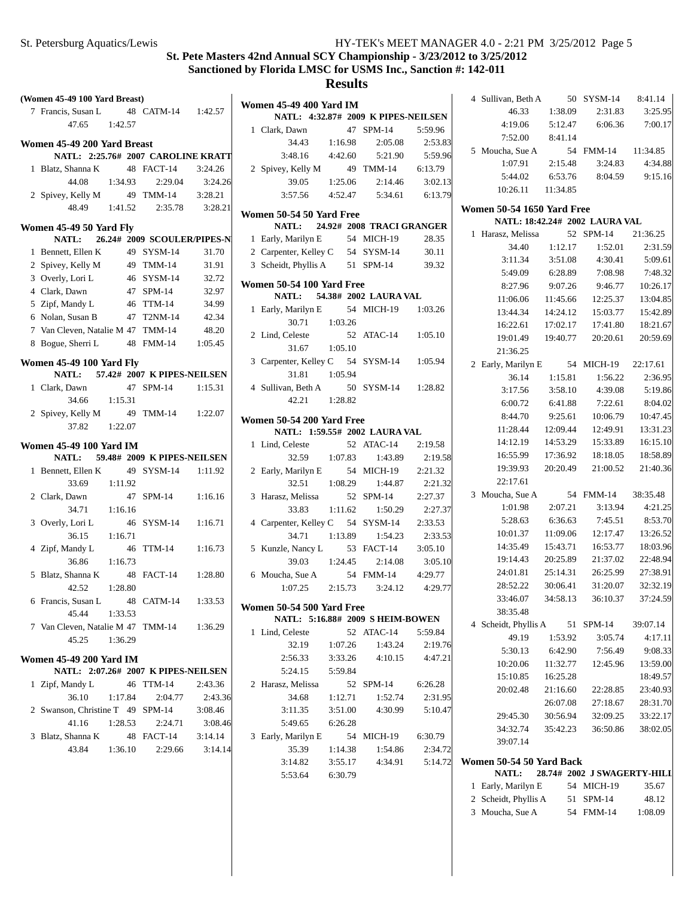## St. Pete Masters 42nd Annual SCY Championship - 3/23/2012 to 3/25/2012

### Sanctioned by Florida LMSC for USMS Inc., Sanction #: 142-011

# Results

**(Women 45-49 100 Yard Breast)**

| | Name | Age | Team | Time |
|---|---|---|---|---|
| 7 | Francis, Susan L | 48 | CATM-14 | 1:42.57 |
| | 47.65 | 1:42.57 | | |

### Women 45-49 200 Yard Breast

NATL: 2:25.76# 2007 CAROLINE KRATT

| | Name | Age | Team | Time |
|---|---|---|---|---|
| 1 | Blatz, Shanna K | 48 | FACT-14 | 3:24.26 |
| | 44.08 | 1:34.93 | 2:29.04 | 3:24.26 |
| 2 | Spivey, Kelly M | 49 | TMM-14 | 3:28.21 |
| | 48.49 | 1:41.52 | 2:35.78 | 3:28.21 |

### Women 45-49 50 Yard Fly

NATL: 26.24# 2009 SCOULER/PIPES-N

| | Name | Age | Team | Time |
|---|---|---|---|---|
| 1 | Bennett, Ellen K | 49 | SYSM-14 | 31.70 |
| 2 | Spivey, Kelly M | 49 | TMM-14 | 31.91 |
| 3 | Overly, Lori L | 46 | SYSM-14 | 32.72 |
| 4 | Clark, Dawn | 47 | SPM-14 | 32.97 |
| 5 | Zipf, Mandy L | 46 | TTM-14 | 34.99 |
| 6 | Nolan, Susan B | 47 | T2NM-14 | 42.34 |
| 7 | Van Cleven, Natalie M | 47 | TMM-14 | 48.20 |
| 8 | Bogue, Sherri L | 48 | FMM-14 | 1:05.45 |

### Women 45-49 100 Yard Fly

NATL: 57.42# 2007 K PIPES-NEILSEN

| | Name | Age | Team | Time |
|---|---|---|---|---|
| 1 | Clark, Dawn | 47 | SPM-14 | 1:15.31 |
| | 34.66 | 1:15.31 | | |
| 2 | Spivey, Kelly M | 49 | TMM-14 | 1:22.07 |
| | 37.82 | 1:22.07 | | |

### Women 45-49 100 Yard IM

NATL: 59.48# 2009 K PIPES-NEILSEN

| | Name | Age | Team | Time |
|---|---|---|---|---|
| 1 | Bennett, Ellen K | 49 | SYSM-14 | 1:11.92 |
| | 33.69 | 1:11.92 | | |
| 2 | Clark, Dawn | 47 | SPM-14 | 1:16.16 |
| | 34.71 | 1:16.16 | | |
| 3 | Overly, Lori L | 46 | SYSM-14 | 1:16.71 |
| | 36.15 | 1:16.71 | | |
| 4 | Zipf, Mandy L | 46 | TTM-14 | 1:16.73 |
| | 36.86 | 1:16.73 | | |
| 5 | Blatz, Shanna K | 48 | FACT-14 | 1:28.80 |
| | 42.52 | 1:28.80 | | |
| 6 | Francis, Susan L | 48 | CATM-14 | 1:33.53 |
| | 45.44 | 1:33.53 | | |
| 7 | Van Cleven, Natalie M | 47 | TMM-14 | 1:36.29 |
| | 45.25 | 1:36.29 | | |

### Women 45-49 200 Yard IM

NATL: 2:07.26# 2007 K PIPES-NEILSEN

| | Name | Age | Team | Time |
|---|---|---|---|---|
| 1 | Zipf, Mandy L | 46 | TTM-14 | 2:43.36 |
| | 36.10 | 1:17.84 | 2:04.77 | 2:43.36 |
| 2 | Swanson, Christine T | 49 | SPM-14 | 3:08.46 |
| | 41.16 | 1:28.53 | 2:24.71 | 3:08.46 |
| 3 | Blatz, Shanna K | 48 | FACT-14 | 3:14.14 |
| | 43.84 | 1:36.10 | 2:29.66 | 3:14.14 |

### Women 45-49 400 Yard IM

NATL: 4:32.87# 2009 K PIPES-NEILSEN

| | Name | Age | Team | Time |
|---|---|---|---|---|
| 1 | Clark, Dawn | 47 | SPM-14 | 5:59.96 |
| | 34.43 | 1:16.98 | 2:05.08 | 2:53.83 |
| | 3:48.16 | 4:42.60 | 5:21.90 | 5:59.96 |
| 2 | Spivey, Kelly M | 49 | TMM-14 | 6:13.79 |
| | 39.05 | 1:25.06 | 2:14.46 | 3:02.13 |
| | 3:57.56 | 4:52.47 | 5:34.61 | 6:13.79 |

### Women 50-54 50 Yard Free

NATL: 24.92# 2008 TRACI GRANGER

| | Name | Age | Team | Time |
|---|---|---|---|---|
| 1 | Early, Marilyn E | 54 | MICH-19 | 28.35 |
| 2 | Carpenter, Kelley C | 54 | SYSM-14 | 30.11 |
| 3 | Scheidt, Phyllis A | 51 | SPM-14 | 39.32 |

### Women 50-54 100 Yard Free

NATL: 54.38# 2002 LAURA VAL

| | Name | Age | Team | Time |
|---|---|---|---|---|
| 1 | Early, Marilyn E | 54 | MICH-19 | 1:03.26 |
| | 30.71 | 1:03.26 | | |
| 2 | Lind, Celeste | 52 | ATAC-14 | 1:05.10 |
| | 31.67 | 1:05.10 | | |
| 3 | Carpenter, Kelley C | 54 | SYSM-14 | 1:05.94 |
| | 31.81 | 1:05.94 | | |
| 4 | Sullivan, Beth A | 50 | SYSM-14 | 1:28.82 |
| | 42.21 | 1:28.82 | | |

### Women 50-54 200 Yard Free

NATL: 1:59.55# 2002 LAURA VAL

| | Name | Age | Team | Time |
|---|---|---|---|---|
| 1 | Lind, Celeste | 52 | ATAC-14 | 2:19.58 |
| | 32.59 | 1:07.83 | 1:43.89 | 2:19.58 |
| 2 | Early, Marilyn E | 54 | MICH-19 | 2:21.32 |
| | 32.51 | 1:08.29 | 1:44.87 | 2:21.32 |
| 3 | Harasz, Melissa | 52 | SPM-14 | 2:27.37 |
| | 33.83 | 1:11.62 | 1:50.29 | 2:27.37 |
| 4 | Carpenter, Kelley C | 54 | SYSM-14 | 2:33.53 |
| | 34.71 | 1:13.89 | 1:54.23 | 2:33.53 |
| 5 | Kunzle, Nancy L | 53 | FACT-14 | 3:05.10 |
| | 39.03 | 1:24.45 | 2:14.08 | 3:05.10 |
| 6 | Moucha, Sue A | 54 | FMM-14 | 4:29.77 |
| | 1:07.25 | 2:15.73 | 3:24.12 | 4:29.77 |

### Women 50-54 500 Yard Free

NATL: 5:16.88# 2009 S HEIM-BOWEN

| | Name | Age | Team | Time |
|---|---|---|---|---|
| 1 | Lind, Celeste | 52 | ATAC-14 | 5:59.84 |
| | 32.19 | 1:07.26 | 1:43.24 | 2:19.76 |
| | 2:56.33 | 3:33.26 | 4:10.15 | 4:47.21 |
| | 5:24.15 | 5:59.84 | | |
| 2 | Harasz, Melissa | 52 | SPM-14 | 6:26.28 |
| | 34.68 | 1:12.71 | 1:52.74 | 2:31.95 |
| | 3:11.35 | 3:51.00 | 4:30.99 | 5:10.47 |
| | 5:49.65 | 6:26.28 | | |
| 3 | Early, Marilyn E | 54 | MICH-19 | 6:30.79 |
| | 35.39 | 1:14.38 | 1:54.86 | 2:34.72 |
| | 3:14.82 | 3:55.17 | 4:34.91 | 5:14.72 |
| | 5:53.64 | 6:30.79 | | |
| 4 | Sullivan, Beth A | 50 | SYSM-14 | 8:41.14 |
| | 46.33 | 1:38.09 | 2:31.83 | 3:25.95 |
| | 4:19.06 | 5:12.47 | 6:06.36 | 7:00.17 |
| | 7:52.00 | 8:41.14 | | |
| 5 | Moucha, Sue A | 54 | FMM-14 | 11:34.85 |
| | 1:07.91 | 2:15.48 | 3:24.83 | 4:34.88 |
| | 5:44.02 | 6:53.76 | 8:04.59 | 9:15.16 |
| | 10:26.11 | 11:34.85 | | |

### Women 50-54 1650 Yard Free

NATL: 18:42.24# 2002 LAURA VAL

| | Name | Age | Team | Time |
|---|---|---|---|---|
| 1 | Harasz, Melissa | 52 | SPM-14 | 21:36.25 |
| | 34.40 | 1:12.17 | 1:52.01 | 2:31.59 |
| | 3:11.34 | 3:51.08 | 4:30.41 | 5:09.61 |
| | 5:49.09 | 6:28.89 | 7:08.98 | 7:48.32 |
| | 8:27.96 | 9:07.26 | 9:46.77 | 10:26.17 |
| | 11:06.06 | 11:45.66 | 12:25.37 | 13:04.85 |
| | 13:44.34 | 14:24.12 | 15:03.77 | 15:42.89 |
| | 16:22.61 | 17:02.17 | 17:41.80 | 18:21.67 |
| | 19:01.49 | 19:40.77 | 20:20.61 | 20:59.69 |
| | 21:36.25 | | | |
| 2 | Early, Marilyn E | 54 | MICH-19 | 22:17.61 |
| | 36.14 | 1:15.81 | 1:56.22 | 2:36.95 |
| | 3:17.56 | 3:58.10 | 4:39.08 | 5:19.86 |
| | 6:00.72 | 6:41.88 | 7:22.61 | 8:04.02 |
| | 8:44.70 | 9:25.61 | 10:06.79 | 10:47.45 |
| | 11:28.44 | 12:09.44 | 12:49.91 | 13:31.23 |
| | 14:12.19 | 14:53.29 | 15:33.89 | 16:15.10 |
| | 16:55.99 | 17:36.92 | 18:18.05 | 18:58.89 |
| | 19:39.93 | 20:20.49 | 21:00.52 | 21:40.36 |
| | 22:17.61 | | | |
| 3 | Moucha, Sue A | 54 | FMM-14 | 38:35.48 |
| | 1:01.98 | 2:07.21 | 3:13.94 | 4:21.25 |
| | 5:28.63 | 6:36.63 | 7:45.51 | 8:53.70 |
| | 10:01.37 | 11:09.06 | 12:17.47 | 13:26.52 |
| | 14:35.49 | 15:43.71 | 16:53.77 | 18:03.96 |
| | 19:14.43 | 20:25.89 | 21:37.02 | 22:48.94 |
| | 24:01.81 | 25:14.31 | 26:25.99 | 27:38.91 |
| | 28:52.22 | 30:06.41 | 31:20.07 | 32:32.19 |
| | 33:46.07 | 34:58.13 | 36:10.37 | 37:24.59 |
| | 38:35.48 | | | |
| 4 | Scheidt, Phyllis A | 51 | SPM-14 | 39:07.14 |
| | 49.19 | 1:53.92 | 3:05.74 | 4:17.11 |
| | 5:30.13 | 6:42.90 | 7:56.49 | 9:08.33 |
| | 10:20.06 | 11:32.77 | 12:45.96 | 13:59.00 |
| | 15:10.85 | 16:25.28 | | 18:49.57 |
| | 20:02.48 | 21:16.60 | 22:28.85 | 23:40.93 |
| | | 26:07.08 | 27:18.67 | 28:31.70 |
| | 29:45.30 | 30:56.94 | 32:09.25 | 33:22.17 |
| | 34:32.74 | 35:42.23 | 36:50.86 | 38:02.05 |
| | 39:07.14 | | | |

### Women 50-54 50 Yard Back

NATL: 28.74# 2002 J SWAGERTY-HILL

| | Name | Age | Team | Time |
|---|---|---|---|---|
| 1 | Early, Marilyn E | 54 | MICH-19 | 35.67 |
| 2 | Scheidt, Phyllis A | 51 | SPM-14 | 48.12 |
| 3 | Moucha, Sue A | 54 | FMM-14 | 1:08.09 |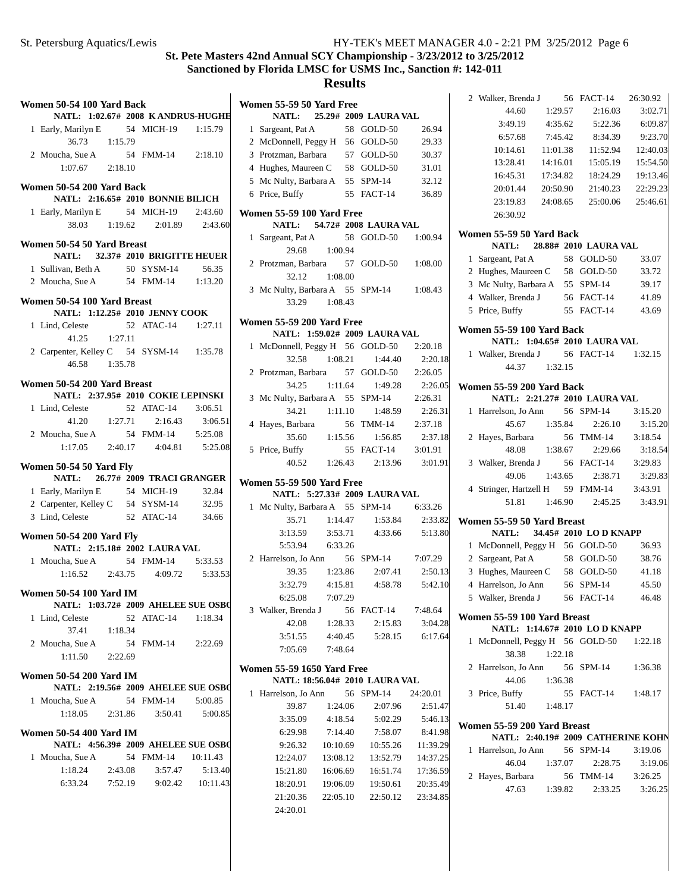**St. Pete Masters 42nd Annual SCY Championship - 3/23/2012 to 3/25/2012**
**Sanctioned by Florida LMSC for USMS Inc., Sanction #: 142-011**

## Results

### Women 50-54 100 Yard Back

NATL: 1:02.67# 2008 K ANDRUS-HUGHE

```
1 Early, Marilyn E        54 MICH-19     1:15.79
      36.73     1:15.79
2 Moucha, Sue A           54 FMM-14      2:18.10
    1:07.67     2:18.10
```

### Women 50-54 200 Yard Back

NATL: 2:16.65# 2010 BONNIE BILICH

```
1 Early, Marilyn E        54 MICH-19     2:43.60
      38.03     1:19.62     2:01.89     2:43.60
```

### Women 50-54 50 Yard Breast

NATL: 32.37# 2010 BRIGITTE HEUER

```
1 Sullivan, Beth A        50 SYSM-14       56.35
2 Moucha, Sue A           54 FMM-14      1:13.20
```

### Women 50-54 100 Yard Breast

NATL: 1:12.25# 2010 JENNY COOK

```
1 Lind, Celeste           52 ATAC-14     1:27.11
      41.25     1:27.11
2 Carpenter, Kelley C     54 SYSM-14     1:35.78
      46.58     1:35.78
```

### Women 50-54 200 Yard Breast

NATL: 2:37.95# 2010 COKIE LEPINSKI

```
1 Lind, Celeste           52 ATAC-14     3:06.51
      41.20     1:27.71     2:16.43     3:06.51
2 Moucha, Sue A           54 FMM-14      5:25.08
    1:17.05     2:40.17     4:04.81     5:25.08
```

### Women 50-54 50 Yard Fly

NATL: 26.77# 2009 TRACI GRANGER

```
1 Early, Marilyn E        54 MICH-19       32.84
2 Carpenter, Kelley C     54 SYSM-14       32.95
3 Lind, Celeste           52 ATAC-14       34.66
```

### Women 50-54 200 Yard Fly

NATL: 2:15.18# 2002 LAURA VAL

```
1 Moucha, Sue A           54 FMM-14      5:33.53
    1:16.52     2:43.75     4:09.72     5:33.53
```

### Women 50-54 100 Yard IM

NATL: 1:03.72# 2009 AHELEE SUE OSBO

```
1 Lind, Celeste           52 ATAC-14     1:18.34
      37.41     1:18.34
2 Moucha, Sue A           54 FMM-14      2:22.69
    1:11.50     2:22.69
```

### Women 50-54 200 Yard IM

NATL: 2:19.56# 2009 AHELEE SUE OSBO

```
1 Moucha, Sue A           54 FMM-14      5:00.85
    1:18.05     2:31.86     3:50.41     5:00.85
```

### Women 50-54 400 Yard IM

NATL: 4:56.39# 2009 AHELEE SUE OSBO

```
1 Moucha, Sue A           54 FMM-14     10:11.43
    1:18.24     2:43.08     3:57.47     5:13.40
    6:33.24     7:52.19     9:02.42    10:11.43
```

### Women 55-59 50 Yard Free

NATL: 25.29# 2009 LAURA VAL

```
1 Sargeant, Pat A         58 GOLD-50       26.94
2 McDonnell, Peggy H      56 GOLD-50       29.33
3 Protzman, Barbara       57 GOLD-50       30.37
4 Hughes, Maureen C       58 GOLD-50       31.01
5 Mc Nulty, Barbara A     55 SPM-14        32.12
6 Price, Buffy            55 FACT-14       36.89
```

### Women 55-59 100 Yard Free

NATL: 54.72# 2008 LAURA VAL

```
1 Sargeant, Pat A         58 GOLD-50     1:00.94
      29.68     1:00.94
2 Protzman, Barbara       57 GOLD-50     1:08.00
      32.12     1:08.00
3 Mc Nulty, Barbara A     55 SPM-14      1:08.43
      33.29     1:08.43
```

### Women 55-59 200 Yard Free

NATL: 1:59.02# 2009 LAURA VAL

```
1 McDonnell, Peggy H      56 GOLD-50     2:20.18
      32.58     1:08.21     1:44.40     2:20.18
2 Protzman, Barbara       57 GOLD-50     2:26.05
      34.25     1:11.64     1:49.28     2:26.05
3 Mc Nulty, Barbara A     55 SPM-14      2:26.31
      34.21     1:11.10     1:48.59     2:26.31
4 Hayes, Barbara          56 TMM-14      2:37.18
      35.60     1:15.56     1:56.85     2:37.18
5 Price, Buffy            55 FACT-14     3:01.91
      40.52     1:26.43     2:13.96     3:01.91
```

### Women 55-59 500 Yard Free

NATL: 5:27.33# 2009 LAURA VAL

```
1 Mc Nulty, Barbara A     55 SPM-14      6:33.26
      35.71     1:14.47     1:53.84     2:33.82
    3:13.59     3:53.71     4:33.66     5:13.80
    5:53.94     6:33.26
2 Harrelson, Jo Ann       56 SPM-14      7:07.29
      39.35     1:23.86     2:07.41     2:50.13
    3:32.79     4:15.81     4:58.78     5:42.10
    6:25.08     7:07.29
3 Walker, Brenda J        56 FACT-14     7:48.64
      42.08     1:28.33     2:15.83     3:04.28
    3:51.55     4:40.45     5:28.15     6:17.64
    7:05.69     7:48.64
```

### Women 55-59 1650 Yard Free

NATL: 18:56.04# 2010 LAURA VAL

```
1 Harrelson, Jo Ann       56 SPM-14     24:20.01
      39.87     1:24.06     2:07.96     2:51.47
    3:35.09     4:18.54     5:02.29     5:46.13
    6:29.98     7:14.40     7:58.07     8:41.98
    9:26.32    10:10.69    10:55.26    11:39.29
   12:24.07    13:08.12    13:52.79    14:37.25
   15:21.80    16:06.69    16:51.74    17:36.59
   18:20.91    19:06.09    19:50.61    20:35.49
   21:20.36    22:05.10    22:50.12    23:34.85
   24:20.01
2 Walker, Brenda J        56 FACT-14    26:30.92
      44.60     1:29.57     2:16.03     3:02.71
    3:49.19     4:35.62     5:22.36     6:09.87
    6:57.68     7:45.42     8:34.39     9:23.70
   10:14.61    11:01.38    11:52.94    12:40.03
   13:28.41    14:16.01    15:05.19    15:54.50
   16:45.31    17:34.82    18:24.29    19:13.46
   20:01.44    20:50.90    21:40.23    22:29.23
   23:19.83    24:08.65    25:00.06    25:46.61
   26:30.92
```

### Women 55-59 50 Yard Back

NATL: 28.88# 2010 LAURA VAL

```
1 Sargeant, Pat A         58 GOLD-50       33.07
2 Hughes, Maureen C       58 GOLD-50       33.72
3 Mc Nulty, Barbara A     55 SPM-14        39.17
4 Walker, Brenda J        56 FACT-14       41.89
5 Price, Buffy            55 FACT-14       43.69
```

### Women 55-59 100 Yard Back

NATL: 1:04.65# 2010 LAURA VAL

```
1 Walker, Brenda J        56 FACT-14     1:32.15
      44.37     1:32.15
```

### Women 55-59 200 Yard Back

NATL: 2:21.27# 2010 LAURA VAL

```
1 Harrelson, Jo Ann       56 SPM-14      3:15.20
      45.67     1:35.84     2:26.10     3:15.20
2 Hayes, Barbara          56 TMM-14      3:18.54
      48.08     1:38.67     2:29.66     3:18.54
3 Walker, Brenda J        56 FACT-14     3:29.83
      49.06     1:43.65     2:38.71     3:29.83
4 Stringer, Hartzell H    59 FMM-14      3:43.91
      51.81     1:46.90     2:45.25     3:43.91
```

### Women 55-59 50 Yard Breast

NATL: 34.45# 2010 LO D KNAPP

```
1 McDonnell, Peggy H      56 GOLD-50       36.93
2 Sargeant, Pat A         58 GOLD-50       38.76
3 Hughes, Maureen C       58 GOLD-50       41.18
4 Harrelson, Jo Ann       56 SPM-14        45.50
5 Walker, Brenda J        56 FACT-14       46.48
```

### Women 55-59 100 Yard Breast

NATL: 1:14.67# 2010 LO D KNAPP

```
1 McDonnell, Peggy H      56 GOLD-50     1:22.18
      38.38     1:22.18
2 Harrelson, Jo Ann       56 SPM-14      1:36.38
      44.06     1:36.38
3 Price, Buffy            55 FACT-14     1:48.17
      51.40     1:48.17
```

### Women 55-59 200 Yard Breast

NATL: 2:40.19# 2009 CATHERINE KOHN

```
1 Harrelson, Jo Ann       56 SPM-14      3:19.06
      46.04     1:37.07     2:28.75     3:19.06
2 Hayes, Barbara          56 TMM-14      3:26.25
      47.63     1:39.82     2:33.25     3:26.25
```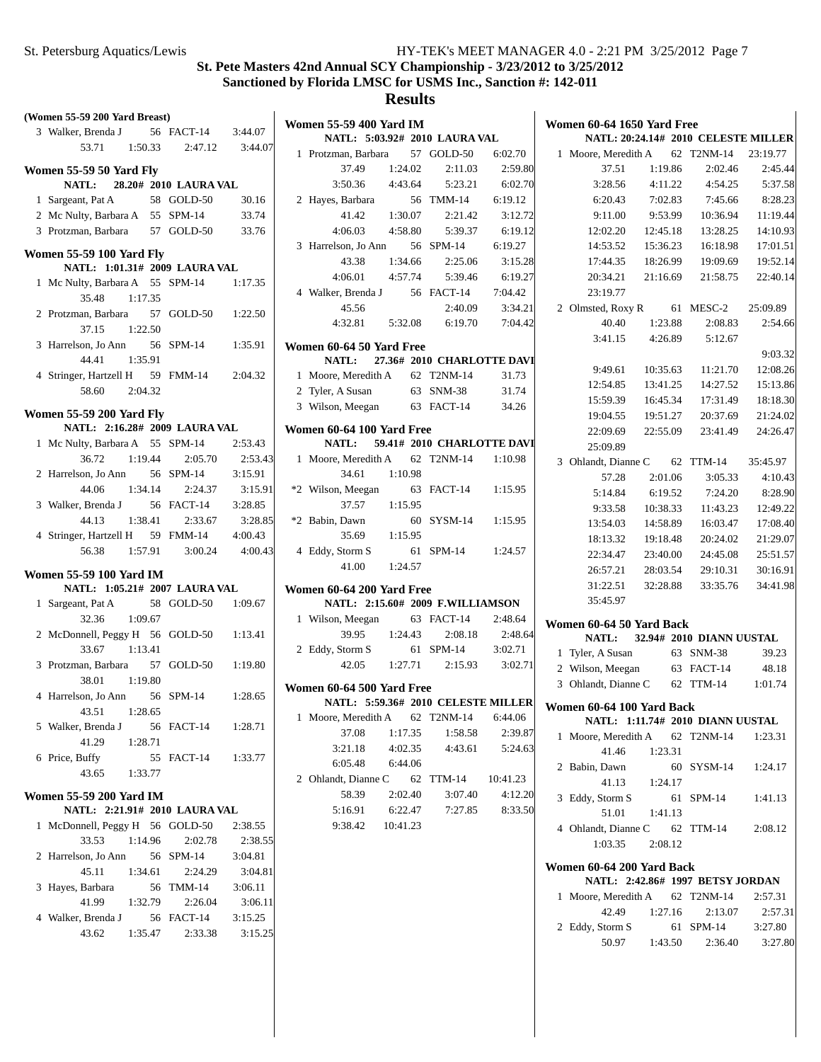# St. Pete Masters 42nd Annual SCY Championship - 3/23/2012 to 3/25/2012

## Sanctioned by Florida LMSC for USMS Inc., Sanction #: 142-011

## Results

### (Women 55-59 200 Yard Breast)

```
 3 Walker, Brenda J        56 FACT-14       3:44.07
        53.71     1:50.33     2:47.12     3:44.07
```

### Women 55-59 50 Yard Fly

```
      NATL:   28.20# 2010 LAURA VAL
 1 Sargeant, Pat A         58 GOLD-50         30.16
 2 Mc Nulty, Barbara A     55 SPM-14          33.74
 3 Protzman, Barbara       57 GOLD-50         33.76
```

### Women 55-59 100 Yard Fly

```
      NATL:  1:01.31# 2009 LAURA VAL
 1 Mc Nulty, Barbara A     55 SPM-14        1:17.35
        35.48     1:17.35
 2 Protzman, Barbara       57 GOLD-50       1:22.50
        37.15     1:22.50
 3 Harrelson, Jo Ann       56 SPM-14        1:35.91
        44.41     1:35.91
 4 Stringer, Hartzell H    59 FMM-14        2:04.32
        58.60     2:04.32
```

### Women 55-59 200 Yard Fly

```
      NATL:  2:16.28# 2009 LAURA VAL
 1 Mc Nulty, Barbara A     55 SPM-14        2:53.43
        36.72     1:19.44     2:05.70     2:53.43
 2 Harrelson, Jo Ann       56 SPM-14        3:15.91
        44.06     1:34.14     2:24.37     3:15.91
 3 Walker, Brenda J        56 FACT-14       3:28.85
        44.13     1:38.41     2:33.67     3:28.85
 4 Stringer, Hartzell H    59 FMM-14        4:00.43
        56.38     1:57.91     3:00.24     4:00.43
```

### Women 55-59 100 Yard IM

```
      NATL:  1:05.21# 2007 LAURA VAL
 1 Sargeant, Pat A         58 GOLD-50       1:09.67
        32.36     1:09.67
 2 McDonnell, Peggy H      56 GOLD-50       1:13.41
        33.67     1:13.41
 3 Protzman, Barbara       57 GOLD-50       1:19.80
        38.01     1:19.80
 4 Harrelson, Jo Ann       56 SPM-14        1:28.65
        43.51     1:28.65
 5 Walker, Brenda J        56 FACT-14       1:28.71
        41.29     1:28.71
 6 Price, Buffy            55 FACT-14       1:33.77
        43.65     1:33.77
```

### Women 55-59 200 Yard IM

```
      NATL:  2:21.91# 2010 LAURA VAL
 1 McDonnell, Peggy H      56 GOLD-50       2:38.55
        33.53     1:14.96     2:02.78     2:38.55
 2 Harrelson, Jo Ann       56 SPM-14        3:04.81
        45.11     1:34.61     2:24.29     3:04.81
 3 Hayes, Barbara          56 TMM-14        3:06.11
        41.99     1:32.79     2:26.04     3:06.11
 4 Walker, Brenda J        56 FACT-14       3:15.25
        43.62     1:35.47     2:33.38     3:15.25
```

### Women 55-59 400 Yard IM

```
      NATL:  5:03.92# 2010 LAURA VAL
 1 Protzman, Barbara       57 GOLD-50       6:02.70
        37.49     1:24.02     2:11.03     2:59.80
      3:50.36     4:43.64     5:23.21     6:02.70
 2 Hayes, Barbara          56 TMM-14        6:19.12
        41.42     1:30.07     2:21.42     3:12.72
      4:06.03     4:58.80     5:39.37     6:19.12
 3 Harrelson, Jo Ann       56 SPM-14        6:19.27
        43.38     1:34.66     2:25.06     3:15.28
      4:06.01     4:57.74     5:39.46     6:19.27
 4 Walker, Brenda J        56 FACT-14       7:04.42
        45.56                 2:40.09     3:34.21
      4:32.81     5:32.08     6:19.70     7:04.42
```

### Women 60-64 50 Yard Free

```
      NATL:   27.36# 2010 CHARLOTTE DAVI
 1 Moore, Meredith A       62 T2NM-14         31.73
 2 Tyler, A Susan          63 SNM-38          31.74
 3 Wilson, Meegan          63 FACT-14         34.26
```

### Women 60-64 100 Yard Free

```
      NATL:   59.41# 2010 CHARLOTTE DAVI
 1 Moore, Meredith A       62 T2NM-14       1:10.98
        34.61     1:10.98
*2 Wilson, Meegan          63 FACT-14       1:15.95
        37.57     1:15.95
*2 Babin, Dawn             60 SYSM-14       1:15.95
        35.69     1:15.95
 4 Eddy, Storm S           61 SPM-14        1:24.57
        41.00     1:24.57
```

### Women 60-64 200 Yard Free

```
      NATL:  2:15.60# 2009 F.WILLIAMSON
 1 Wilson, Meegan          63 FACT-14       2:48.64
        39.95     1:24.43     2:08.18     2:48.64
 2 Eddy, Storm S           61 SPM-14        3:02.71
        42.05     1:27.71     2:15.93     3:02.71
```

### Women 60-64 500 Yard Free

```
      NATL:  5:59.36# 2010 CELESTE MILLER
 1 Moore, Meredith A       62 T2NM-14       6:44.06
        37.08     1:17.35     1:58.58     2:39.87
      3:21.18     4:02.35     4:43.61     5:24.63
      6:05.48     6:44.06
 2 Ohlandt, Dianne C       62 TTM-14       10:41.23
        58.39     2:02.40     3:07.40     4:12.20
      5:16.91     6:22.47     7:27.85     8:33.50
      9:38.42    10:41.23
```

### Women 60-64 1650 Yard Free

```
      NATL: 20:24.14# 2010 CELESTE MILLER
 1 Moore, Meredith A       62 T2NM-14      23:19.77
        37.51     1:19.86     2:02.46     2:45.44
      3:28.56     4:11.22     4:54.25     5:37.58
      6:20.43     7:02.83     7:45.66     8:28.23
      9:11.00     9:53.99    10:36.94    11:19.44
     12:02.20    12:45.18    13:28.25    14:10.93
     14:53.52    15:36.23    16:18.98    17:01.51
     17:44.35    18:26.99    19:09.69    19:52.14
     20:34.21    21:16.69    21:58.75    22:40.14
     23:19.77
 2 Olmsted, Roxy R         61 MESC-2       25:09.89
        40.40     1:23.88     2:08.83     2:54.66
      3:41.15     4:26.89     5:12.67
                                          9:03.32
      9:49.61    10:35.63    11:21.70    12:08.26
     12:54.85    13:41.25    14:27.52    15:13.86
     15:59.39    16:45.34    17:31.49    18:18.30
     19:04.55    19:51.27    20:37.69    21:24.02
     22:09.69    22:55.09    23:41.49    24:26.47
     25:09.89
 3 Ohlandt, Dianne C       62 TTM-14       35:45.97
        57.28     2:01.06     3:05.33     4:10.43
      5:14.84     6:19.52     7:24.20     8:28.90
      9:33.58    10:38.33    11:43.23    12:49.22
     13:54.03    14:58.89    16:03.47    17:08.40
     18:13.32    19:18.48    20:24.02    21:29.07
     22:34.47    23:40.00    24:45.08    25:51.57
     26:57.21    28:03.54    29:10.31    30:16.91
     31:22.51    32:28.88    33:35.76    34:41.98
     35:45.97
```

### Women 60-64 50 Yard Back

```
      NATL:   32.94# 2010 DIANN UUSTAL
 1 Tyler, A Susan          63 SNM-38          39.23
 2 Wilson, Meegan          63 FACT-14         48.18
 3 Ohlandt, Dianne C       62 TTM-14        1:01.74
```

### Women 60-64 100 Yard Back

```
      NATL:  1:11.74# 2010 DIANN UUSTAL
 1 Moore, Meredith A       62 T2NM-14       1:23.31
        41.46     1:23.31
 2 Babin, Dawn             60 SYSM-14       1:24.17
        41.13     1:24.17
 3 Eddy, Storm S           61 SPM-14        1:41.13
        51.01     1:41.13
 4 Ohlandt, Dianne C       62 TTM-14        2:08.12
      1:03.35     2:08.12
```

### Women 60-64 200 Yard Back

```
      NATL:  2:42.86# 1997 BETSY JORDAN
 1 Moore, Meredith A       62 T2NM-14       2:57.31
        42.49     1:27.16     2:13.07     2:57.31
 2 Eddy, Storm S           61 SPM-14        3:27.80
        50.97     1:43.50     2:36.40     3:27.80
```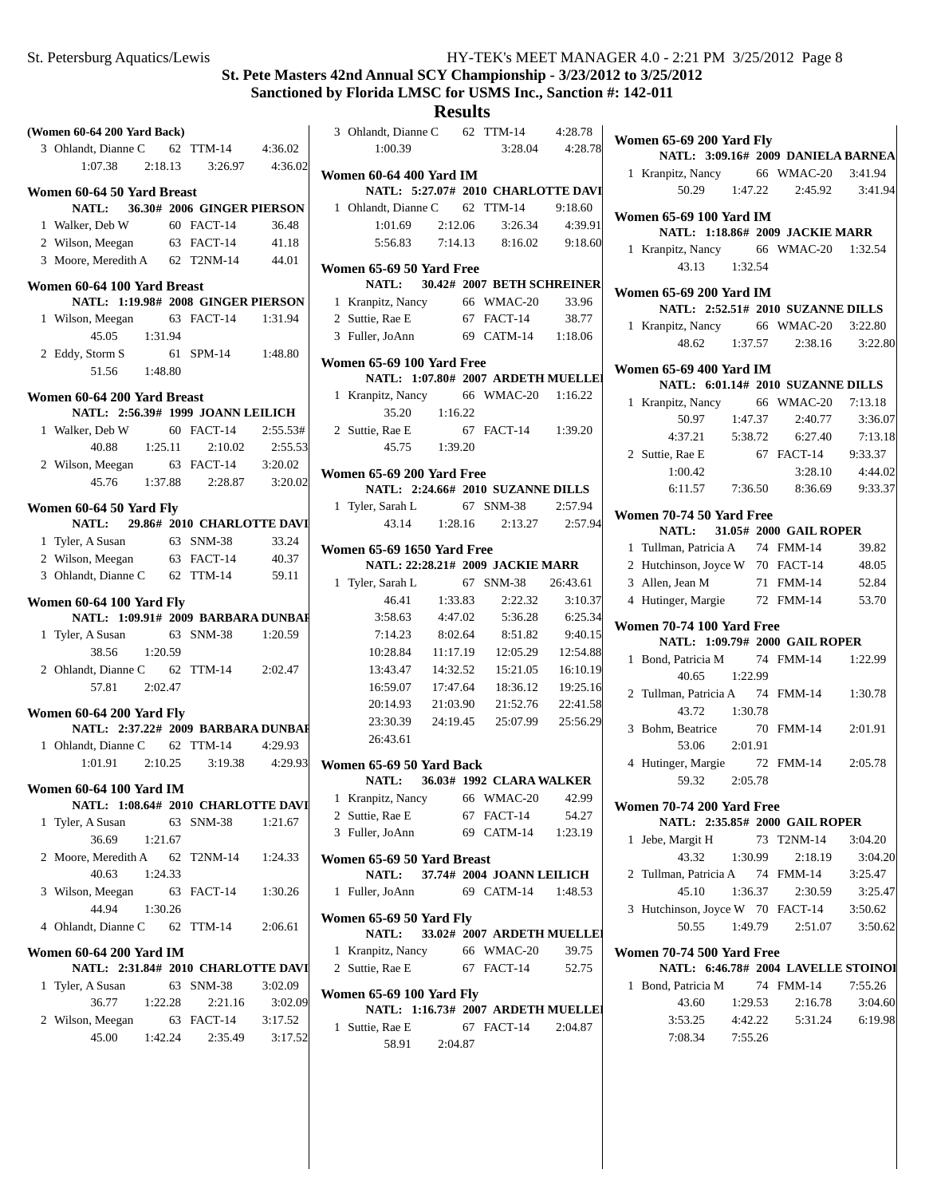## St. Pete Masters 42nd Annual SCY Championship - 3/23/2012 to 3/25/2012

### Sanctioned by Florida LMSC for USMS Inc., Sanction #: 142-011

### Results

**(Women 60-64 200 Yard Back)**

```
 3 Ohlandt, Dianne C      62 TTM-14      4:36.02
      1:07.38    2:18.13    3:26.97    4:36.02
```

**Women 60-64 50 Yard Breast**

```
    NATL:    36.30# 2006 GINGER PIERSON
 1 Walker, Deb W          60 FACT-14       36.48
 2 Wilson, Meegan         63 FACT-14       41.18
 3 Moore, Meredith A      62 T2NM-14       44.01
```

**Women 60-64 100 Yard Breast**

```
    NATL: 1:19.98# 2008 GINGER PIERSON
 1 Wilson, Meegan         63 FACT-14     1:31.94
      45.05    1:31.94
 2 Eddy, Storm S          61 SPM-14      1:48.80
      51.56    1:48.80
```

**Women 60-64 200 Yard Breast**

```
    NATL: 2:56.39# 1999 JOANN LEILICH
 1 Walker, Deb W          60 FACT-14    2:55.53#
      40.88    1:25.11    2:10.02    2:55.53
 2 Wilson, Meegan         63 FACT-14     3:20.02
      45.76    1:37.88    2:28.87    3:20.02
```

**Women 60-64 50 Yard Fly**

```
    NATL:    29.86# 2010 CHARLOTTE DAVI
 1 Tyler, A Susan         63 SNM-38        33.24
 2 Wilson, Meegan         63 FACT-14       40.37
 3 Ohlandt, Dianne C      62 TTM-14        59.11
```

**Women 60-64 100 Yard Fly**

```
    NATL: 1:09.91# 2009 BARBARA DUNBAR
 1 Tyler, A Susan         63 SNM-38      1:20.59
      38.56    1:20.59
 2 Ohlandt, Dianne C      62 TTM-14      2:02.47
      57.81    2:02.47
```

**Women 60-64 200 Yard Fly**

```
    NATL: 2:37.22# 2009 BARBARA DUNBAR
 1 Ohlandt, Dianne C      62 TTM-14      4:29.93
      1:01.91    2:10.25    3:19.38    4:29.93
```

**Women 60-64 100 Yard IM**

```
    NATL: 1:08.64# 2010 CHARLOTTE DAVI
 1 Tyler, A Susan         63 SNM-38      1:21.67
      36.69    1:21.67
 2 Moore, Meredith A      62 T2NM-14     1:24.33
      40.63    1:24.33
 3 Wilson, Meegan         63 FACT-14     1:30.26
      44.94    1:30.26
 4 Ohlandt, Dianne C      62 TTM-14      2:06.61
```

**Women 60-64 200 Yard IM**

```
    NATL: 2:31.84# 2010 CHARLOTTE DAVI
 1 Tyler, A Susan         63 SNM-38      3:02.09
      36.77    1:22.28    2:21.16    3:02.09
 2 Wilson, Meegan         63 FACT-14     3:17.52
      45.00    1:42.24    2:35.49    3:17.52
 3 Ohlandt, Dianne C      62 TTM-14      4:28.78
      1:00.39               3:28.04    4:28.78
```

**Women 60-64 400 Yard IM**

```
    NATL: 5:27.07# 2010 CHARLOTTE DAVI
 1 Ohlandt, Dianne C      62 TTM-14      9:18.60
      1:01.69    2:12.06    3:26.34    4:39.91
      5:56.83    7:14.13    8:16.02    9:18.60
```

**Women 65-69 50 Yard Free**

```
    NATL:    30.42# 2007 BETH SCHREINER
 1 Kranpitz, Nancy        66 WMAC-20       33.96
 2 Suttie, Rae E          67 FACT-14       38.77
 3 Fuller, JoAnn          69 CATM-14     1:18.06
```

**Women 65-69 100 Yard Free**

```
    NATL: 1:07.80# 2007 ARDETH MUELLER
 1 Kranpitz, Nancy        66 WMAC-20     1:16.22
      35.20    1:16.22
 2 Suttie, Rae E          67 FACT-14     1:39.20
      45.75    1:39.20
```

**Women 65-69 200 Yard Free**

```
    NATL: 2:24.66# 2010 SUZANNE DILLS
 1 Tyler, Sarah L         67 SNM-38      2:57.94
      43.14    1:28.16    2:13.27    2:57.94
```

**Women 65-69 1650 Yard Free**

```
    NATL: 22:28.21# 2009 JACKIE MARR
 1 Tyler, Sarah L         67 SNM-38     26:43.61
      46.41    1:33.83    2:22.32    3:10.37
      3:58.63    4:47.02    5:36.28    6:25.34
      7:14.23    8:02.64    8:51.82    9:40.15
      10:28.84   11:17.19   12:05.29   12:54.88
      13:43.47   14:32.52   15:21.05   16:10.19
      16:59.07   17:47.64   18:36.12   19:25.16
      20:14.93   21:03.90   21:52.76   22:41.58
      23:30.39   24:19.45   25:07.99   25:56.29
      26:43.61
```

**Women 65-69 50 Yard Back**

```
    NATL:    36.03# 1992 CLARA WALKER
 1 Kranpitz, Nancy        66 WMAC-20       42.99
 2 Suttie, Rae E          67 FACT-14       54.27
 3 Fuller, JoAnn          69 CATM-14     1:23.19
```

**Women 65-69 50 Yard Breast**

```
    NATL:    37.74# 2004 JOANN LEILICH
 1 Fuller, JoAnn          69 CATM-14     1:48.53
```

**Women 65-69 50 Yard Fly**

```
    NATL:    33.02# 2007 ARDETH MUELLER
 1 Kranpitz, Nancy        66 WMAC-20       39.75
 2 Suttie, Rae E          67 FACT-14       52.75
```

**Women 65-69 100 Yard Fly**

```
    NATL: 1:16.73# 2007 ARDETH MUELLER
 1 Suttie, Rae E          67 FACT-14     2:04.87
      58.91    2:04.87
```

**Women 65-69 200 Yard Fly**

```
    NATL: 3:09.16# 2009 DANIELA BARNEA
 1 Kranpitz, Nancy        66 WMAC-20     3:41.94
      50.29    1:47.22    2:45.92    3:41.94
```

**Women 65-69 100 Yard IM**

```
    NATL: 1:18.86# 2009 JACKIE MARR
 1 Kranpitz, Nancy        66 WMAC-20     1:32.54
      43.13    1:32.54
```

**Women 65-69 200 Yard IM**

```
    NATL: 2:52.51# 2010 SUZANNE DILLS
 1 Kranpitz, Nancy        66 WMAC-20     3:22.80
      48.62    1:37.57    2:38.16    3:22.80
```

**Women 65-69 400 Yard IM**

```
    NATL: 6:01.14# 2010 SUZANNE DILLS
 1 Kranpitz, Nancy        66 WMAC-20     7:13.18
      50.97    1:47.37    2:40.77    3:36.07
      4:37.21    5:38.72    6:27.40    7:13.18
 2 Suttie, Rae E          67 FACT-14     9:33.37
      1:00.42               3:28.10    4:44.02
      6:11.57    7:36.50    8:36.69    9:33.37
```

**Women 70-74 50 Yard Free**

```
    NATL:    31.05# 2000 GAIL ROPER
 1 Tullman, Patricia A    74 FMM-14        39.82
 2 Hutchinson, Joyce W    70 FACT-14       48.05
 3 Allen, Jean M          71 FMM-14        52.84
 4 Hutinger, Margie       72 FMM-14        53.70
```

**Women 70-74 100 Yard Free**

```
    NATL: 1:09.79# 2000 GAIL ROPER
 1 Bond, Patricia M       74 FMM-14      1:22.99
      40.65    1:22.99
 2 Tullman, Patricia A    74 FMM-14      1:30.78
      43.72    1:30.78
 3 Bohm, Beatrice         70 FMM-14      2:01.91
      53.06    2:01.91
 4 Hutinger, Margie       72 FMM-14      2:05.78
      59.32    2:05.78
```

**Women 70-74 200 Yard Free**

```
    NATL: 2:35.85# 2000 GAIL ROPER
 1 Jebe, Margit H         73 T2NM-14     3:04.20
      43.32    1:30.99    2:18.19    3:04.20
 2 Tullman, Patricia A    74 FMM-14      3:25.47
      45.10    1:36.37    2:30.59    3:25.47
 3 Hutchinson, Joyce W    70 FACT-14     3:50.62
      50.55    1:49.79    2:51.07    3:50.62
```

**Women 70-74 500 Yard Free**

```
    NATL: 6:46.78# 2004 LAVELLE STOINOI
 1 Bond, Patricia M       74 FMM-14      7:55.26
      43.60    1:29.53    2:16.78    3:04.60
      3:53.25    4:42.22    5:31.24    6:19.98
      7:08.34    7:55.26
```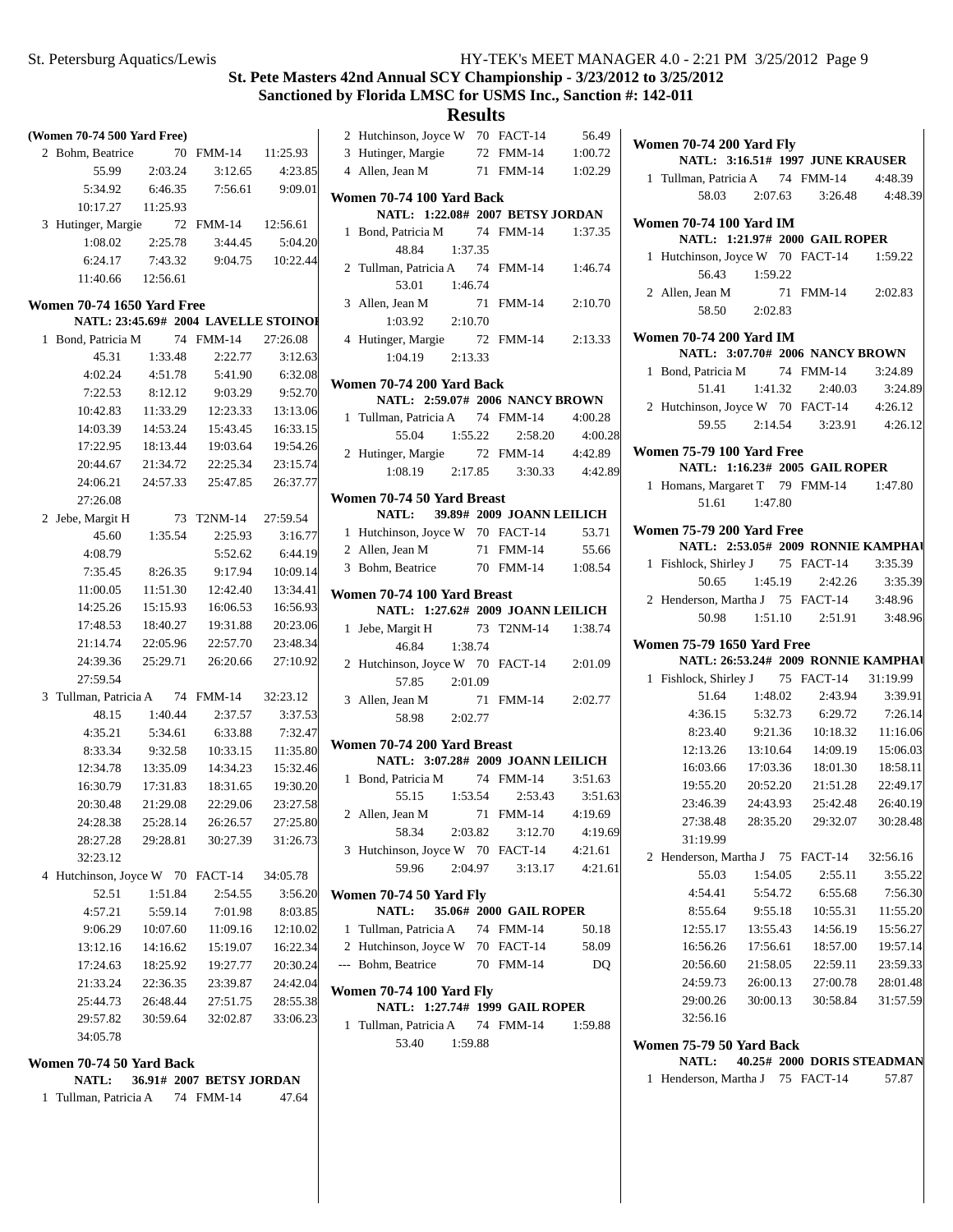# St. Pete Masters 42nd Annual SCY Championship - 3/23/2012 to 3/25/2012

## Sanctioned by Florida LMSC for USMS Inc., Sanction #: 142-011

## Results

### (Women 70-74 500 Yard Free)

```
  2 Bohm, Beatrice          70 FMM-14       11:25.93
        55.99     2:03.24     3:12.65     4:23.85
      5:34.92     6:46.35     7:56.61     9:09.01
     10:17.27    11:25.93
  3 Hutinger, Margie        72 FMM-14       12:56.61
      1:08.02     2:25.78     3:44.45     5:04.20
      6:24.17     7:43.32     9:04.75    10:22.44
     11:40.66    12:56.61
```

### Women 70-74 1650 Yard Free

```
   NATL: 23:45.69# 2004 LAVELLE STOINOI
  1 Bond, Patricia M        74 FMM-14       27:26.08
        45.31     1:33.48     2:22.77     3:12.63
      4:02.24     4:51.78     5:41.90     6:32.08
      7:22.53     8:12.12     9:03.29     9:52.70
     10:42.83    11:33.29    12:23.33    13:13.06
     14:03.39    14:53.24    15:43.45    16:33.15
     17:22.95    18:13.44    19:03.64    19:54.26
     20:44.67    21:34.72    22:25.34    23:15.74
     24:06.21    24:57.33    25:47.85    26:37.77
     27:26.08
  2 Jebe, Margit H          73 T2NM-14      27:59.54
        45.60     1:35.54     2:25.93     3:16.77
      4:08.79                 5:52.62     6:44.19
      7:35.45     8:26.35     9:17.94    10:09.14
     11:00.05    11:51.30    12:42.40    13:34.41
     14:25.26    15:15.93    16:06.53    16:56.93
     17:48.53    18:40.27    19:31.88    20:23.06
     21:14.74    22:05.96    22:57.70    23:48.34
     24:39.36    25:29.71    26:20.66    27:10.92
     27:59.54
  3 Tullman, Patricia A     74 FMM-14       32:23.12
        48.15     1:40.44     2:37.57     3:37.53
      4:35.21     5:34.61     6:33.88     7:32.47
      8:33.34     9:32.58    10:33.15    11:35.80
     12:34.78    13:35.09    14:34.23    15:32.46
     16:30.79    17:31.83    18:31.65    19:30.20
     20:30.48    21:29.08    22:29.06    23:27.58
     24:28.38    25:28.14    26:26.57    27:25.80
     28:27.28    29:28.81    30:27.39    31:26.73
     32:23.12
  4 Hutchinson, Joyce W     70 FACT-14      34:05.78
        52.51     1:51.84     2:54.55     3:56.20
      4:57.21     5:59.14     7:01.98     8:03.85
      9:06.29    10:07.60    11:09.16    12:10.02
     13:12.16    14:16.62    15:19.07    16:22.34
     17:24.63    18:25.92    19:27.77    20:30.24
     21:33.24    22:36.35    23:39.87    24:42.04
     25:44.73    26:48.44    27:51.75    28:55.38
     29:57.82    30:59.64    32:02.87    33:06.23
     34:05.78
```

### Women 70-74 50 Yard Back

```
   NATL:      36.91# 2007 BETSY JORDAN
  1 Tullman, Patricia A     74 FMM-14          47.64
  2 Hutchinson, Joyce W     70 FACT-14         56.49
  3 Hutinger, Margie        72 FMM-14        1:00.72
  4 Allen, Jean M           71 FMM-14        1:02.29
```

### Women 70-74 100 Yard Back

```
   NATL: 1:22.08# 2007 BETSY JORDAN
  1 Bond, Patricia M        74 FMM-14        1:37.35
        48.84     1:37.35
  2 Tullman, Patricia A     74 FMM-14        1:46.74
        53.01     1:46.74
  3 Allen, Jean M           71 FMM-14        2:10.70
      1:03.92     2:10.70
  4 Hutinger, Margie        72 FMM-14        2:13.33
      1:04.19     2:13.33
```

### Women 70-74 200 Yard Back

```
   NATL: 2:59.07# 2006 NANCY BROWN
  1 Tullman, Patricia A     74 FMM-14        4:00.28
        55.04     1:55.22     2:58.20     4:00.28
  2 Hutinger, Margie        72 FMM-14        4:42.89
      1:08.19     2:17.85     3:30.33     4:42.89
```

### Women 70-74 50 Yard Breast

```
   NATL:      39.89# 2009 JOANN LEILICH
  1 Hutchinson, Joyce W     70 FACT-14         53.71
  2 Allen, Jean M           71 FMM-14          55.66
  3 Bohm, Beatrice          70 FMM-14        1:08.54
```

### Women 70-74 100 Yard Breast

```
   NATL: 1:27.62# 2009 JOANN LEILICH
  1 Jebe, Margit H          73 T2NM-14       1:38.74
        46.84     1:38.74
  2 Hutchinson, Joyce W     70 FACT-14       2:01.09
        57.85     2:01.09
  3 Allen, Jean M           71 FMM-14        2:02.77
        58.98     2:02.77
```

### Women 70-74 200 Yard Breast

```
   NATL: 3:07.28# 2009 JOANN LEILICH
  1 Bond, Patricia M        74 FMM-14        3:51.63
        55.15     1:53.54     2:53.43     3:51.63
  2 Allen, Jean M           71 FMM-14        4:19.69
        58.34     2:03.82     3:12.70     4:19.69
  3 Hutchinson, Joyce W     70 FACT-14       4:21.61
        59.96     2:04.97     3:13.17     4:21.61
```

### Women 70-74 50 Yard Fly

```
   NATL:      35.06# 2000 GAIL ROPER
  1 Tullman, Patricia A     74 FMM-14          50.18
  2 Hutchinson, Joyce W     70 FACT-14         58.09
--- Bohm, Beatrice          70 FMM-14             DQ
```

### Women 70-74 100 Yard Fly

```
   NATL: 1:27.74# 1999 GAIL ROPER
  1 Tullman, Patricia A     74 FMM-14        1:59.88
        53.40     1:59.88
```

### Women 70-74 200 Yard Fly

```
   NATL: 3:16.51# 1997 JUNE KRAUSER
  1 Tullman, Patricia A     74 FMM-14        4:48.39
        58.03     2:07.63     3:26.48     4:48.39
```

### Women 70-74 100 Yard IM

```
   NATL: 1:21.97# 2000 GAIL ROPER
  1 Hutchinson, Joyce W     70 FACT-14       1:59.22
        56.43     1:59.22
  2 Allen, Jean M           71 FMM-14        2:02.83
        58.50     2:02.83
```

### Women 70-74 200 Yard IM

```
   NATL: 3:07.70# 2006 NANCY BROWN
  1 Bond, Patricia M        74 FMM-14        3:24.89
        51.41     1:41.32     2:40.03     3:24.89
  2 Hutchinson, Joyce W     70 FACT-14       4:26.12
        59.55     2:14.54     3:23.91     4:26.12
```

### Women 75-79 100 Yard Free

```
   NATL: 1:16.23# 2000 GAIL ROPER
  1 Homans, Margaret T      79 FMM-14        1:47.80
        51.61     1:47.80
```

### Women 75-79 200 Yard Free

```
   NATL: 2:53.05# 2009 RONNIE KAMPHAU
  1 Fishlock, Shirley J     75 FACT-14       3:35.39
        50.65     1:45.19     2:42.26     3:35.39
  2 Henderson, Martha J     75 FACT-14       3:48.96
        50.98     1:51.10     2:51.91     3:48.96
```

### Women 75-79 1650 Yard Free

```
   NATL: 26:53.24# 2009 RONNIE KAMPHAU
  1 Fishlock, Shirley J     75 FACT-14      31:19.99
        51.64     1:48.02     2:43.94     3:39.91
      4:36.15     5:32.73     6:29.72     7:26.14
      8:23.40     9:21.36    10:18.32    11:16.06
     12:13.26    13:10.64    14:09.19    15:06.03
     16:03.66    17:03.36    18:01.30    18:58.11
     19:55.20    20:52.20    21:51.28    22:49.17
     23:46.39    24:43.93    25:42.48    26:40.19
     27:38.48    28:35.20    29:32.07    30:28.48
     31:19.99
  2 Henderson, Martha J     75 FACT-14      32:56.16
        55.03     1:54.05     2:55.11     3:55.22
      4:54.41     5:54.72     6:55.68     7:56.30
      8:55.64     9:55.18    10:55.31    11:55.20
     12:55.17    13:55.43    14:56.19    15:56.27
     16:56.26    17:56.61    18:57.00    19:57.14
     20:56.60    21:58.05    22:59.11    23:59.33
     24:59.73    26:00.13    27:00.78    28:01.48
     29:00.26    30:00.13    30:58.84    31:57.59
     32:56.16
```

### Women 75-79 50 Yard Back

```
   NATL:      40.25# 2000 DORIS STEADMAN
  1 Henderson, Martha J     75 FACT-14         57.87
```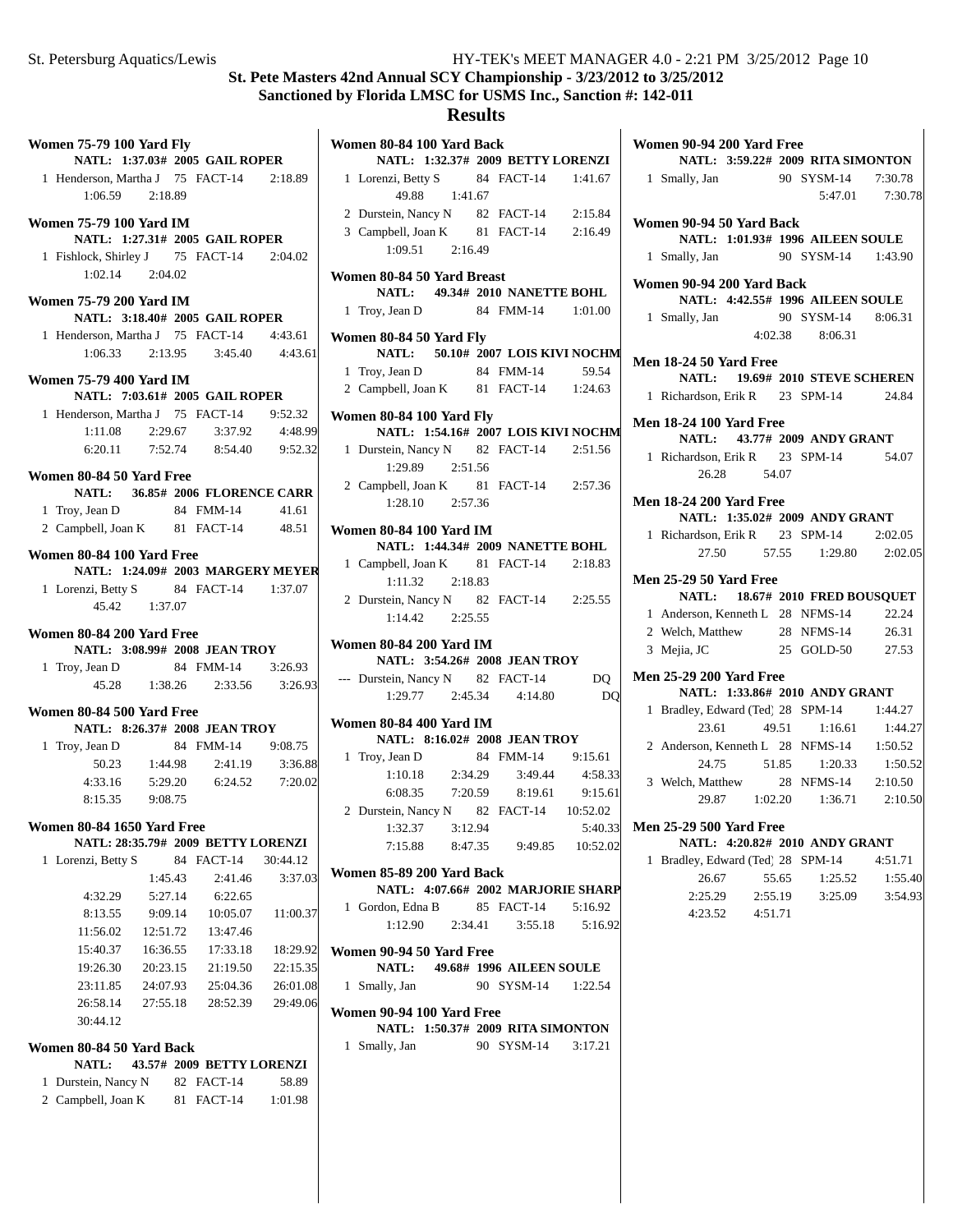# St. Pete Masters 42nd Annual SCY Championship - 3/23/2012 to 3/25/2012

## Sanctioned by Florida LMSC for USMS Inc., Sanction #: 142-011

## Results

### Women 75-79 100 Yard Fly

NATL: 1:37.03# 2005 GAIL ROPER

1 Henderson, Martha J 75 FACT-14 2:18.89
1:06.59 2:18.89

### Women 75-79 100 Yard IM

NATL: 1:27.31# 2005 GAIL ROPER

1 Fishlock, Shirley J 75 FACT-14 2:04.02
1:02.14 2:04.02

### Women 75-79 200 Yard IM

NATL: 3:18.40# 2005 GAIL ROPER

1 Henderson, Martha J 75 FACT-14 4:43.61
1:06.33 2:13.95 3:45.40 4:43.61

### Women 75-79 400 Yard IM

NATL: 7:03.61# 2005 GAIL ROPER

1 Henderson, Martha J 75 FACT-14 9:52.32
1:11.08 2:29.67 3:37.92 4:48.99
6:20.11 7:52.74 8:54.40 9:52.32

### Women 80-84 50 Yard Free

NATL: 36.85# 2006 FLORENCE CARR

1 Troy, Jean D 84 FMM-14 41.61
2 Campbell, Joan K 81 FACT-14 48.51

### Women 80-84 100 Yard Free

NATL: 1:24.09# 2003 MARGERY MEYER

1 Lorenzi, Betty S 84 FACT-14 1:37.07
45.42 1:37.07

### Women 80-84 200 Yard Free

NATL: 3:08.99# 2008 JEAN TROY

1 Troy, Jean D 84 FMM-14 3:26.93
45.28 1:38.26 2:33.56 3:26.93

### Women 80-84 500 Yard Free

NATL: 8:26.37# 2008 JEAN TROY

1 Troy, Jean D 84 FMM-14 9:08.75
50.23 1:44.98 2:41.19 3:36.88
4:33.16 5:29.20 6:24.52 7:20.02
8:15.35 9:08.75

### Women 80-84 1650 Yard Free

NATL: 28:35.79# 2009 BETTY LORENZI

1 Lorenzi, Betty S 84 FACT-14 30:44.12
1:45.43 2:41.46 3:37.03
4:32.29 5:27.14 6:22.65
8:13.55 9:09.14 10:05.07 11:00.37
11:56.02 12:51.72 13:47.46
15:40.37 16:36.55 17:33.18 18:29.92
19:26.30 20:23.15 21:19.50 22:15.35
23:11.85 24:07.93 25:04.36 26:01.08
26:58.14 27:55.18 28:52.39 29:49.06
30:44.12

### Women 80-84 50 Yard Back

NATL: 43.57# 2009 BETTY LORENZI

1 Durstein, Nancy N 82 FACT-14 58.89
2 Campbell, Joan K 81 FACT-14 1:01.98

### Women 80-84 100 Yard Back

NATL: 1:32.37# 2009 BETTY LORENZI

1 Lorenzi, Betty S 84 FACT-14 1:41.67
49.88 1:41.67
2 Durstein, Nancy N 82 FACT-14 2:15.84
3 Campbell, Joan K 81 FACT-14 2:16.49
1:09.51 2:16.49

### Women 80-84 50 Yard Breast

NATL: 49.34# 2010 NANETTE BOHL

1 Troy, Jean D 84 FMM-14 1:01.00

### Women 80-84 50 Yard Fly

NATL: 50.10# 2007 LOIS KIVI NOCHM

1 Troy, Jean D 84 FMM-14 59.54
2 Campbell, Joan K 81 FACT-14 1:24.63

### Women 80-84 100 Yard Fly

NATL: 1:54.16# 2007 LOIS KIVI NOCHM

1 Durstein, Nancy N 82 FACT-14 2:51.56
1:29.89 2:51.56
2 Campbell, Joan K 81 FACT-14 2:57.36
1:28.10 2:57.36

### Women 80-84 100 Yard IM

NATL: 1:44.34# 2009 NANETTE BOHL

1 Campbell, Joan K 81 FACT-14 2:18.83
1:11.32 2:18.83
2 Durstein, Nancy N 82 FACT-14 2:25.55
1:14.42 2:25.55

### Women 80-84 200 Yard IM

NATL: 3:54.26# 2008 JEAN TROY

--- Durstein, Nancy N 82 FACT-14 DQ
1:29.77 2:45.34 4:14.80 DQ

### Women 80-84 400 Yard IM

NATL: 8:16.02# 2008 JEAN TROY

1 Troy, Jean D 84 FMM-14 9:15.61
1:10.18 2:34.29 3:49.44 4:58.33
6:08.35 7:20.59 8:19.61 9:15.61
2 Durstein, Nancy N 82 FACT-14 10:52.02
1:32.37 3:12.94 5:40.33
7:15.88 8:47.35 9:49.85 10:52.02

### Women 85-89 200 Yard Back

NATL: 4:07.66# 2002 MARJORIE SHARP

1 Gordon, Edna B 85 FACT-14 5:16.92
1:12.90 2:34.41 3:55.18 5:16.92

### Women 90-94 50 Yard Free

NATL: 49.68# 1996 AILEEN SOULE

1 Smally, Jan 90 SYSM-14 1:22.54

### Women 90-94 100 Yard Free

NATL: 1:50.37# 2009 RITA SIMONTON

1 Smally, Jan 90 SYSM-14 3:17.21

### Women 90-94 200 Yard Free

NATL: 3:59.22# 2009 RITA SIMONTON

1 Smally, Jan 90 SYSM-14 7:30.78
5:47.01 7:30.78

### Women 90-94 50 Yard Back

NATL: 1:01.93# 1996 AILEEN SOULE

1 Smally, Jan 90 SYSM-14 1:43.90

### Women 90-94 200 Yard Back

NATL: 4:42.55# 1996 AILEEN SOULE

1 Smally, Jan 90 SYSM-14 8:06.31
4:02.38 8:06.31

### Men 18-24 50 Yard Free

NATL: 19.69# 2010 STEVE SCHEREN

1 Richardson, Erik R 23 SPM-14 24.84

### Men 18-24 100 Yard Free

NATL: 43.77# 2009 ANDY GRANT

1 Richardson, Erik R 23 SPM-14 54.07
26.28 54.07

### Men 18-24 200 Yard Free

NATL: 1:35.02# 2009 ANDY GRANT

1 Richardson, Erik R 23 SPM-14 2:02.05
27.50 57.55 1:29.80 2:02.05

### Men 25-29 50 Yard Free

NATL: 18.67# 2010 FRED BOUSQUET

1 Anderson, Kenneth L 28 NFMS-14 22.24
2 Welch, Matthew 28 NFMS-14 26.31
3 Mejia, JC 25 GOLD-50 27.53

### Men 25-29 200 Yard Free

NATL: 1:33.86# 2010 ANDY GRANT

1 Bradley, Edward (Ted) 28 SPM-14 1:44.27
23.61 49.51 1:16.61 1:44.27
2 Anderson, Kenneth L 28 NFMS-14 1:50.52
24.75 51.85 1:20.33 1:50.52
3 Welch, Matthew 28 NFMS-14 2:10.50
29.87 1:02.20 1:36.71 2:10.50

### Men 25-29 500 Yard Free

NATL: 4:20.82# 2010 ANDY GRANT

1 Bradley, Edward (Ted) 28 SPM-14 4:51.71
26.67 55.65 1:25.52 1:55.40
2:25.29 2:55.19 3:25.09 3:54.93
4:23.52 4:51.71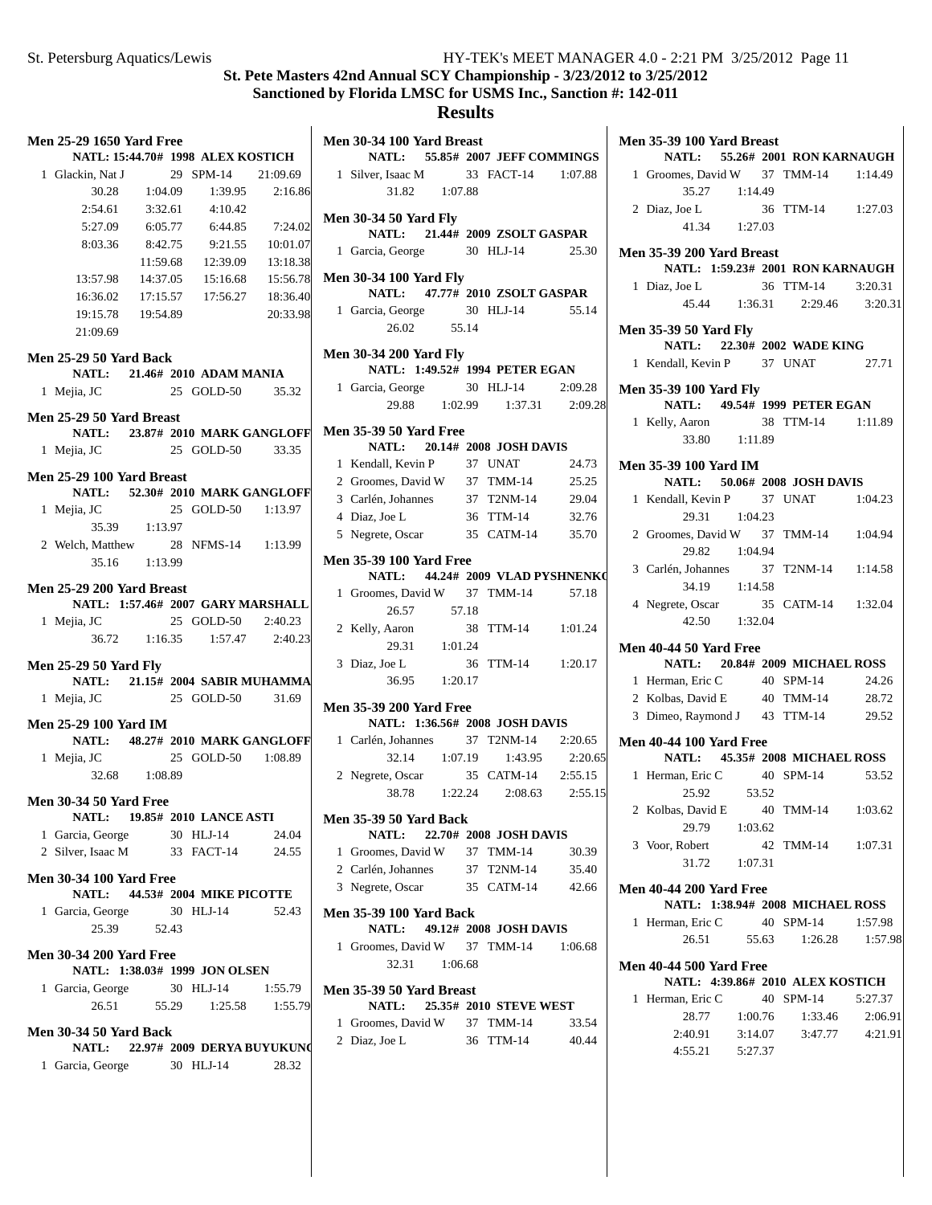# St. Pete Masters 42nd Annual SCY Championship - 3/23/2012 to 3/25/2012

## Sanctioned by Florida LMSC for USMS Inc., Sanction #: 142-011

## Results

### Men 25-29 1650 Yard Free

NATL: 15:44.70# 1998 ALEX KOSTICH

1 Glackin, Nat J 29 SPM-14 21:09.69

30.28 1:04.09 1:39.95 2:16.86
2:54.61 3:32.61 4:10.42
5:27.09 6:05.77 6:44.85 7:24.02
8:03.36 8:42.75 9:21.55 10:01.07
11:59.68 12:39.09 13:18.38
13:57.98 14:37.05 15:16.68 15:56.78
16:36.02 17:15.57 17:56.27 18:36.40
19:15.78 19:54.89 20:33.98
21:09.69

### Men 25-29 50 Yard Back

NATL: 21.46# 2010 ADAM MANIA

1 Mejia, JC 25 GOLD-50 35.32

### Men 25-29 50 Yard Breast

NATL: 23.87# 2010 MARK GANGLOFF

1 Mejia, JC 25 GOLD-50 33.35

### Men 25-29 100 Yard Breast

NATL: 52.30# 2010 MARK GANGLOFF

1 Mejia, JC 25 GOLD-50 1:13.97
35.39 1:13.97

2 Welch, Matthew 28 NFMS-14 1:13.99
35.16 1:13.99

### Men 25-29 200 Yard Breast

NATL: 1:57.46# 2007 GARY MARSHALL

1 Mejia, JC 25 GOLD-50 2:40.23
36.72 1:16.35 1:57.47 2:40.23

### Men 25-29 50 Yard Fly

NATL: 21.15# 2004 SABIR MUHAMMA

1 Mejia, JC 25 GOLD-50 31.69

### Men 25-29 100 Yard IM

NATL: 48.27# 2010 MARK GANGLOFF

1 Mejia, JC 25 GOLD-50 1:08.89
32.68 1:08.89

### Men 30-34 50 Yard Free

NATL: 19.85# 2010 LANCE ASTI

1 Garcia, George 30 HLJ-14 24.04
2 Silver, Isaac M 33 FACT-14 24.55

### Men 30-34 100 Yard Free

NATL: 44.53# 2004 MIKE PICOTTE

1 Garcia, George 30 HLJ-14 52.43
25.39 52.43

### Men 30-34 200 Yard Free

NATL: 1:38.03# 1999 JON OLSEN

1 Garcia, George 30 HLJ-14 1:55.79
26.51 55.29 1:25.58 1:55.79

### Men 30-34 50 Yard Back

NATL: 22.97# 2009 DERYA BUYUKUNC

1 Garcia, George 30 HLJ-14 28.32

### Men 30-34 100 Yard Breast

NATL: 55.85# 2007 JEFF COMMINGS

1 Silver, Isaac M 33 FACT-14 1:07.88
31.82 1:07.88

### Men 30-34 50 Yard Fly

NATL: 21.44# 2009 ZSOLT GASPAR

1 Garcia, George 30 HLJ-14 25.30

### Men 30-34 100 Yard Fly

NATL: 47.77# 2010 ZSOLT GASPAR

1 Garcia, George 30 HLJ-14 55.14
26.02 55.14

### Men 30-34 200 Yard Fly

NATL: 1:49.52# 1994 PETER EGAN

1 Garcia, George 30 HLJ-14 2:09.28
29.88 1:02.99 1:37.31 2:09.28

### Men 35-39 50 Yard Free

NATL: 20.14# 2008 JOSH DAVIS

1 Kendall, Kevin P 37 UNAT 24.73
2 Groomes, David W 37 TMM-14 25.25
3 Carlén, Johannes 37 T2NM-14 29.04
4 Diaz, Joe L 36 TTM-14 32.76
5 Negrete, Oscar 35 CATM-14 35.70

### Men 35-39 100 Yard Free

NATL: 44.24# 2009 VLAD PYSHNENKO

1 Groomes, David W 37 TMM-14 57.18
26.57 57.18

2 Kelly, Aaron 38 TTM-14 1:01.24
29.31 1:01.24

3 Diaz, Joe L 36 TTM-14 1:20.17
36.95 1:20.17

### Men 35-39 200 Yard Free

NATL: 1:36.56# 2008 JOSH DAVIS

1 Carlén, Johannes 37 T2NM-14 2:20.65
32.14 1:07.19 1:43.95 2:20.65

2 Negrete, Oscar 35 CATM-14 2:55.15
38.78 1:22.24 2:08.63 2:55.15

### Men 35-39 50 Yard Back

NATL: 22.70# 2008 JOSH DAVIS

1 Groomes, David W 37 TMM-14 30.39
2 Carlén, Johannes 37 T2NM-14 35.40
3 Negrete, Oscar 35 CATM-14 42.66

### Men 35-39 100 Yard Back

NATL: 49.12# 2008 JOSH DAVIS

1 Groomes, David W 37 TMM-14 1:06.68
32.31 1:06.68

### Men 35-39 50 Yard Breast

NATL: 25.35# 2010 STEVE WEST

1 Groomes, David W 37 TMM-14 33.54
2 Diaz, Joe L 36 TTM-14 40.44

### Men 35-39 100 Yard Breast

NATL: 55.26# 2001 RON KARNAUGH

1 Groomes, David W 37 TMM-14 1:14.49
35.27 1:14.49

2 Diaz, Joe L 36 TTM-14 1:27.03
41.34 1:27.03

### Men 35-39 200 Yard Breast

NATL: 1:59.23# 2001 RON KARNAUGH

1 Diaz, Joe L 36 TTM-14 3:20.31
45.44 1:36.31 2:29.46 3:20.31

### Men 35-39 50 Yard Fly

NATL: 22.30# 2002 WADE KING

1 Kendall, Kevin P 37 UNAT 27.71

### Men 35-39 100 Yard Fly

NATL: 49.54# 1999 PETER EGAN

1 Kelly, Aaron 38 TTM-14 1:11.89
33.80 1:11.89

### Men 35-39 100 Yard IM

NATL: 50.06# 2008 JOSH DAVIS

1 Kendall, Kevin P 37 UNAT 1:04.23
29.31 1:04.23

2 Groomes, David W 37 TMM-14 1:04.94
29.82 1:04.94

3 Carlén, Johannes 37 T2NM-14 1:14.58
34.19 1:14.58

4 Negrete, Oscar 35 CATM-14 1:32.04
42.50 1:32.04

### Men 40-44 50 Yard Free

NATL: 20.84# 2009 MICHAEL ROSS

1 Herman, Eric C 40 SPM-14 24.26
2 Kolbas, David E 40 TMM-14 28.72
3 Dimeo, Raymond J 43 TTM-14 29.52

### Men 40-44 100 Yard Free

NATL: 45.35# 2008 MICHAEL ROSS

1 Herman, Eric C 40 SPM-14 53.52
25.92 53.52

2 Kolbas, David E 40 TMM-14 1:03.62
29.79 1:03.62

3 Voor, Robert 42 TMM-14 1:07.31
31.72 1:07.31

### Men 40-44 200 Yard Free

NATL: 1:38.94# 2008 MICHAEL ROSS

1 Herman, Eric C 40 SPM-14 1:57.98
26.51 55.63 1:26.28 1:57.98

### Men 40-44 500 Yard Free

NATL: 4:39.86# 2010 ALEX KOSTICH

1 Herman, Eric C 40 SPM-14 5:27.37

28.77 1:00.76 1:33.46 2:06.91
2:40.91 3:14.07 3:47.77 4:21.91
4:55.21 5:27.37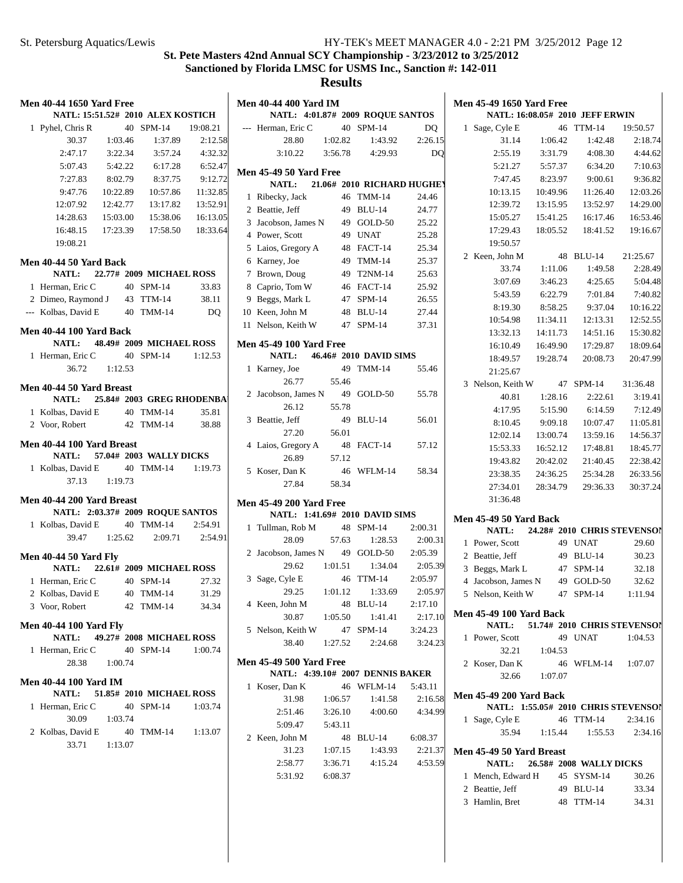# St. Pete Masters 42nd Annual SCY Championship - 3/23/2012 to 3/25/2012

## Sanctioned by Florida LMSC for USMS Inc., Sanction #: 142-011

## Results

### Men 40-44 1650 Yard Free

NATL: 15:51.52# 2010 ALEX KOSTICH

1 Pyhel, Chris R 40 SPM-14 19:08.21

| | | | |
|---|---|---|---|
| 30.37 | 1:03.46 | 1:37.89 | 2:12.58 |
| 2:47.17 | 3:22.34 | 3:57.24 | 4:32.32 |
| 5:07.43 | 5:42.22 | 6:17.28 | 6:52.47 |
| 7:27.83 | 8:02.79 | 8:37.75 | 9:12.72 |
| 9:47.76 | 10:22.89 | 10:57.86 | 11:32.85 |
| 12:07.92 | 12:42.77 | 13:17.82 | 13:52.91 |
| 14:28.63 | 15:03.00 | 15:38.06 | 16:13.05 |
| 16:48.15 | 17:23.39 | 17:58.50 | 18:33.64 |
| 19:08.21 | | | |

### Men 40-44 50 Yard Back

NATL: 22.77# 2009 MICHAEL ROSS

1 Herman, Eric C 40 SPM-14 33.83
2 Dimeo, Raymond J 43 TTM-14 38.11
--- Kolbas, David E 40 TMM-14 DQ

### Men 40-44 100 Yard Back

NATL: 48.49# 2009 MICHAEL ROSS

1 Herman, Eric C 40 SPM-14 1:12.53
36.72 1:12.53

### Men 40-44 50 Yard Breast

NATL: 25.84# 2003 GREG RHODENBA

1 Kolbas, David E 40 TMM-14 35.81
2 Voor, Robert 42 TMM-14 38.88

### Men 40-44 100 Yard Breast

NATL: 57.04# 2003 WALLY DICKS

1 Kolbas, David E 40 TMM-14 1:19.73
37.13 1:19.73

### Men 40-44 200 Yard Breast

NATL: 2:03.37# 2009 ROQUE SANTOS

1 Kolbas, David E 40 TMM-14 2:54.91
39.47 1:25.62 2:09.71 2:54.91

### Men 40-44 50 Yard Fly

NATL: 22.61# 2009 MICHAEL ROSS

1 Herman, Eric C 40 SPM-14 27.32
2 Kolbas, David E 40 TMM-14 31.29
3 Voor, Robert 42 TMM-14 34.34

### Men 40-44 100 Yard Fly

NATL: 49.27# 2008 MICHAEL ROSS

1 Herman, Eric C 40 SPM-14 1:00.74
28.38 1:00.74

### Men 40-44 100 Yard IM

NATL: 51.85# 2010 MICHAEL ROSS

1 Herman, Eric C 40 SPM-14 1:03.74
30.09 1:03.74
2 Kolbas, David E 40 TMM-14 1:13.07
33.71 1:13.07

### Men 40-44 400 Yard IM

NATL: 4:01.87# 2009 ROQUE SANTOS

--- Herman, Eric C 40 SPM-14 DQ
28.80 1:02.82 1:43.92 2:26.15
3:10.22 3:56.78 4:29.93 DQ

### Men 45-49 50 Yard Free

NATL: 21.06# 2010 RICHARD HUGHEY

1 Ribecky, Jack 46 TMM-14 24.46
2 Beattie, Jeff 49 BLU-14 24.77
3 Jacobson, James N 49 GOLD-50 25.22
4 Power, Scott 49 UNAT 25.28
5 Laios, Gregory A 48 FACT-14 25.34
6 Karney, Joe 49 TMM-14 25.37
7 Brown, Doug 49 T2NM-14 25.63
8 Caprio, Tom W 46 FACT-14 25.92
9 Beggs, Mark L 47 SPM-14 26.55
10 Keen, John M 48 BLU-14 27.44
11 Nelson, Keith W 47 SPM-14 37.31

### Men 45-49 100 Yard Free

NATL: 46.46# 2010 DAVID SIMS

1 Karney, Joe 49 TMM-14 55.46
26.77 55.46
2 Jacobson, James N 49 GOLD-50 55.78
26.12 55.78
3 Beattie, Jeff 49 BLU-14 56.01
27.20 56.01
4 Laios, Gregory A 48 FACT-14 57.12
26.89 57.12
5 Koser, Dan K 46 WFLM-14 58.34
27.84 58.34

### Men 45-49 200 Yard Free

NATL: 1:41.69# 2010 DAVID SIMS

1 Tullman, Rob M 48 SPM-14 2:00.31
28.09 57.63 1:28.53 2:00.31
2 Jacobson, James N 49 GOLD-50 2:05.39
29.62 1:01.51 1:34.04 2:05.39
3 Sage, Cyle E 46 TTM-14 2:05.97
29.25 1:01.12 1:33.69 2:05.97
4 Keen, John M 48 BLU-14 2:17.10
30.87 1:05.50 1:41.41 2:17.10
5 Nelson, Keith W 47 SPM-14 3:24.23
38.40 1:27.52 2:24.68 3:24.23

### Men 45-49 500 Yard Free

NATL: 4:39.10# 2007 DENNIS BAKER

1 Koser, Dan K 46 WFLM-14 5:43.11
31.98 1:06.57 1:41.58 2:16.58
2:51.46 3:26.10 4:00.60 4:34.99
5:09.47 5:43.11
2 Keen, John M 48 BLU-14 6:08.37
31.23 1:07.15 1:43.93 2:21.37
2:58.77 3:36.71 4:15.24 4:53.59
5:31.92 6:08.37

### Men 45-49 1650 Yard Free

NATL: 16:08.05# 2010 JEFF ERWIN

1 Sage, Cyle E 46 TTM-14 19:50.57

| | | | |
|---|---|---|---|
| 31.14 | 1:06.42 | 1:42.48 | 2:18.74 |
| 2:55.19 | 3:31.79 | 4:08.30 | 4:44.62 |
| 5:21.27 | 5:57.37 | 6:34.20 | 7:10.63 |
| 7:47.45 | 8:23.97 | 9:00.61 | 9:36.82 |
| 10:13.15 | 10:49.96 | 11:26.40 | 12:03.26 |
| 12:39.72 | 13:15.95 | 13:52.97 | 14:29.00 |
| 15:05.27 | 15:41.25 | 16:17.46 | 16:53.46 |
| 17:29.43 | 18:05.52 | 18:41.52 | 19:16.67 |
| 19:50.57 | | | |

2 Keen, John M 48 BLU-14 21:25.67

| | | | |
|---|---|---|---|
| 33.74 | 1:11.06 | 1:49.58 | 2:28.49 |
| 3:07.69 | 3:46.23 | 4:25.65 | 5:04.48 |
| 5:43.59 | 6:22.79 | 7:01.84 | 7:40.82 |
| 8:19.30 | 8:58.25 | 9:37.04 | 10:16.22 |
| 10:54.98 | 11:34.11 | 12:13.31 | 12:52.55 |
| 13:32.13 | 14:11.73 | 14:51.16 | 15:30.82 |
| 16:10.49 | 16:49.90 | 17:29.87 | 18:09.64 |
| 18:49.57 | 19:28.74 | 20:08.73 | 20:47.99 |
| 21:25.67 | | | |

3 Nelson, Keith W 47 SPM-14 31:36.48

| | | | |
|---|---|---|---|
| 40.81 | 1:28.16 | 2:22.61 | 3:19.41 |
| 4:17.95 | 5:15.90 | 6:14.59 | 7:12.49 |
| 8:10.45 | 9:09.18 | 10:07.47 | 11:05.81 |
| 12:02.14 | 13:00.74 | 13:59.16 | 14:56.37 |
| 15:53.33 | 16:52.12 | 17:48.81 | 18:45.77 |
| 19:43.82 | 20:42.02 | 21:40.45 | 22:38.42 |
| 23:38.35 | 24:36.25 | 25:34.28 | 26:33.56 |
| 27:34.01 | 28:34.79 | 29:36.33 | 30:37.24 |
| 31:36.48 | | | |

### Men 45-49 50 Yard Back

NATL: 24.28# 2010 CHRIS STEVENSON

1 Power, Scott 49 UNAT 29.60
2 Beattie, Jeff 49 BLU-14 30.23
3 Beggs, Mark L 47 SPM-14 32.18
4 Jacobson, James N 49 GOLD-50 32.62
5 Nelson, Keith W 47 SPM-14 1:11.94

### Men 45-49 100 Yard Back

NATL: 51.74# 2010 CHRIS STEVENSON

1 Power, Scott 49 UNAT 1:04.53
32.21 1:04.53
2 Koser, Dan K 46 WFLM-14 1:07.07
32.66 1:07.07

### Men 45-49 200 Yard Back

NATL: 1:55.05# 2010 CHRIS STEVENSON

1 Sage, Cyle E 46 TTM-14 2:34.16
35.94 1:15.44 1:55.53 2:34.16

### Men 45-49 50 Yard Breast

NATL: 26.58# 2008 WALLY DICKS

1 Mench, Edward H 45 SYSM-14 30.26
2 Beattie, Jeff 49 BLU-14 33.34
3 Hamlin, Bret 48 TTM-14 34.31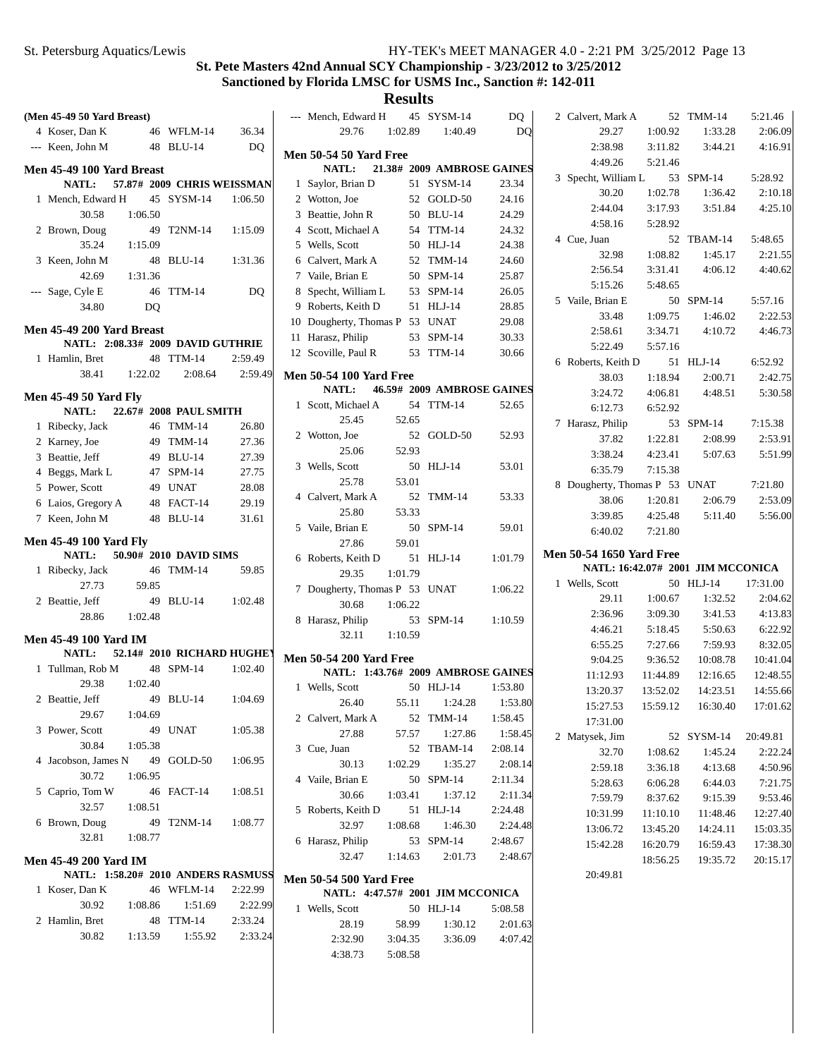## St. Pete Masters 42nd Annual SCY Championship - 3/23/2012 to 3/25/2012

### Sanctioned by Florida LMSC for USMS Inc., Sanction #: 142-011

# Results

**(Men 45-49 50 Yard Breast)**

```
  4 Koser, Dan K              46 WFLM-14        36.34
--- Keen, John M              48 BLU-14            DQ
```

**Men 45-49 100 Yard Breast**

```
     NATL:    57.87# 2009 CHRIS WEISSMAN
  1 Mench, Edward H           45 SYSM-14      1:06.50
          30.58    1:06.50
  2 Brown, Doug               49 T2NM-14      1:15.09
          35.24    1:15.09
  3 Keen, John M              48 BLU-14       1:31.36
          42.69    1:31.36
--- Sage, Cyle E              46 TTM-14            DQ
          34.80         DQ
--- Mench, Edward H           45 SYSM-14           DQ
          29.76    1:02.89    1:40.49              DQ
```

**Men 45-49 200 Yard Breast**

```
     NATL: 2:08.33# 2009 DAVID GUTHRIE
  1 Hamlin, Bret              48 TTM-14       2:59.49
          38.41    1:22.02    2:08.64    2:59.49
```

**Men 45-49 50 Yard Fly**

```
     NATL:    22.67# 2008 PAUL SMITH
  1 Ribecky, Jack             46 TMM-14         26.80
  2 Karney, Joe               49 TMM-14         27.36
  3 Beattie, Jeff             49 BLU-14         27.39
  4 Beggs, Mark L             47 SPM-14         27.75
  5 Power, Scott              49 UNAT           28.08
  6 Laios, Gregory A          48 FACT-14        29.19
  7 Keen, John M              48 BLU-14         31.61
```

**Men 45-49 100 Yard Fly**

```
     NATL:    50.90# 2010 DAVID SIMS
  1 Ribecky, Jack             46 TMM-14         59.85
          27.73      59.85
  2 Beattie, Jeff             49 BLU-14       1:02.48
          28.86    1:02.48
```

**Men 45-49 100 Yard IM**

```
     NATL:    52.14# 2010 RICHARD HUGHEY
  1 Tullman, Rob M            48 SPM-14       1:02.40
          29.38    1:02.40
  2 Beattie, Jeff             49 BLU-14       1:04.69
          29.67    1:04.69
  3 Power, Scott              49 UNAT         1:05.38
          30.84    1:05.38
  4 Jacobson, James N         49 GOLD-50      1:06.95
          30.72    1:06.95
  5 Caprio, Tom W             46 FACT-14      1:08.51
          32.57    1:08.51
  6 Brown, Doug               49 T2NM-14      1:08.77
          32.81    1:08.77
```

**Men 45-49 200 Yard IM**

```
     NATL: 1:58.20# 2010 ANDERS RASMUSS
  1 Koser, Dan K              46 WFLM-14      2:22.99
          30.92    1:08.86    1:51.69    2:22.99
  2 Hamlin, Bret              48 TTM-14       2:33.24
          30.82    1:13.59    1:55.92    2:33.24
```

**Men 50-54 50 Yard Free**

```
     NATL:    21.38# 2009 AMBROSE GAINES
  1 Saylor, Brian D           51 SYSM-14        23.34
  2 Wotton, Joe               52 GOLD-50        24.16
  3 Beattie, John R           50 BLU-14         24.29
  4 Scott, Michael A          54 TTM-14         24.32
  5 Wells, Scott              50 HLJ-14         24.38
  6 Calvert, Mark A           52 TMM-14         24.60
  7 Vaile, Brian E            50 SPM-14         25.87
  8 Specht, William L         53 SPM-14         26.05
  9 Roberts, Keith D          51 HLJ-14         28.85
 10 Dougherty, Thomas P       53 UNAT           29.08
 11 Harasz, Philip            53 SPM-14         30.33
 12 Scoville, Paul R          53 TTM-14         30.66
```

**Men 50-54 100 Yard Free**

```
     NATL:    46.59# 2009 AMBROSE GAINES
  1 Scott, Michael A          54 TTM-14         52.65
          25.45      52.65
  2 Wotton, Joe               52 GOLD-50        52.93
          25.06      52.93
  3 Wells, Scott              50 HLJ-14         53.01
          25.78      53.01
  4 Calvert, Mark A           52 TMM-14         53.33
          25.80      53.33
  5 Vaile, Brian E            50 SPM-14         59.01
          27.86      59.01
  6 Roberts, Keith D          51 HLJ-14       1:01.79
          29.35    1:01.79
  7 Dougherty, Thomas P       53 UNAT         1:06.22
          30.68    1:06.22
  8 Harasz, Philip            53 SPM-14       1:10.59
          32.11    1:10.59
```

**Men 50-54 200 Yard Free**

```
     NATL: 1:43.76# 2009 AMBROSE GAINES
  1 Wells, Scott              50 HLJ-14       1:53.80
          26.40      55.11    1:24.28    1:53.80
  2 Calvert, Mark A           52 TMM-14       1:58.45
          27.88      57.57    1:27.86    1:58.45
  3 Cue, Juan                 52 TBAM-14      2:08.14
          30.13    1:02.29    1:35.27    2:08.14
  4 Vaile, Brian E            50 SPM-14       2:11.34
          30.66    1:03.41    1:37.12    2:11.34
  5 Roberts, Keith D          51 HLJ-14       2:24.48
          32.97    1:08.68    1:46.30    2:24.48
  6 Harasz, Philip            53 SPM-14       2:48.67
          32.47    1:14.63    2:01.73    2:48.67
```

**Men 50-54 500 Yard Free**

```
     NATL: 4:47.57# 2001 JIM MCCONICA
  1 Wells, Scott              50 HLJ-14       5:08.58
          28.19      58.99    1:30.12    2:01.63
        2:32.90    3:04.35    3:36.09    4:07.42
        4:38.73    5:08.58
  2 Calvert, Mark A           52 TMM-14       5:21.46
          29.27    1:00.92    1:33.28    2:06.09
        2:38.98    3:11.82    3:44.21    4:16.91
        4:49.26    5:21.46
  3 Specht, William L         53 SPM-14       5:28.92
          30.20    1:02.78    1:36.42    2:10.18
        2:44.04    3:17.93    3:51.84    4:25.10
        4:58.16    5:28.92
  4 Cue, Juan                 52 TBAM-14      5:48.65
          32.98    1:08.82    1:45.17    2:21.55
        2:56.54    3:31.41    4:06.12    4:40.62
        5:15.26    5:48.65
  5 Vaile, Brian E            50 SPM-14       5:57.16
          33.48    1:09.75    1:46.02    2:22.53
        2:58.61    3:34.71    4:10.72    4:46.73
        5:22.49    5:57.16
  6 Roberts, Keith D          51 HLJ-14       6:52.92
          38.03    1:18.94    2:00.71    2:42.75
        3:24.72    4:06.81    4:48.51    5:30.58
        6:12.73    6:52.92
  7 Harasz, Philip            53 SPM-14       7:15.38
          37.82    1:22.81    2:08.99    2:53.91
        3:38.24    4:23.41    5:07.63    5:51.99
        6:35.79    7:15.38
  8 Dougherty, Thomas P       53 UNAT         7:21.80
          38.06    1:20.81    2:06.79    2:53.09
        3:39.85    4:25.48    5:11.40    5:56.00
        6:40.02    7:21.80
```

**Men 50-54 1650 Yard Free**

```
     NATL: 16:42.07# 2001 JIM MCCONICA
  1 Wells, Scott              50 HLJ-14      17:31.00
          29.11    1:00.67    1:32.52    2:04.62
        2:36.96    3:09.30    3:41.53    4:13.83
        4:46.21    5:18.45    5:50.63    6:22.92
        6:55.25    7:27.66    7:59.93    8:32.05
        9:04.25    9:36.52   10:08.78   10:41.04
       11:12.93   11:44.89   12:16.65   12:48.55
       13:20.37   13:52.02   14:23.51   14:55.66
       15:27.53   15:59.12   16:30.40   17:01.62
       17:31.00
  2 Matysek, Jim              52 SYSM-14     20:49.81
          32.70    1:08.62    1:45.24    2:22.24
        2:59.18    3:36.18    4:13.68    4:50.96
        5:28.63    6:06.28    6:44.03    7:21.75
        7:59.79    8:37.62    9:15.39    9:53.46
       10:31.99   11:10.10   11:48.46   12:27.40
       13:06.72   13:45.20   14:24.11   15:03.35
       15:42.28   16:20.79   16:59.43   17:38.30
                  18:56.25   19:35.72   20:15.17
       20:49.81
```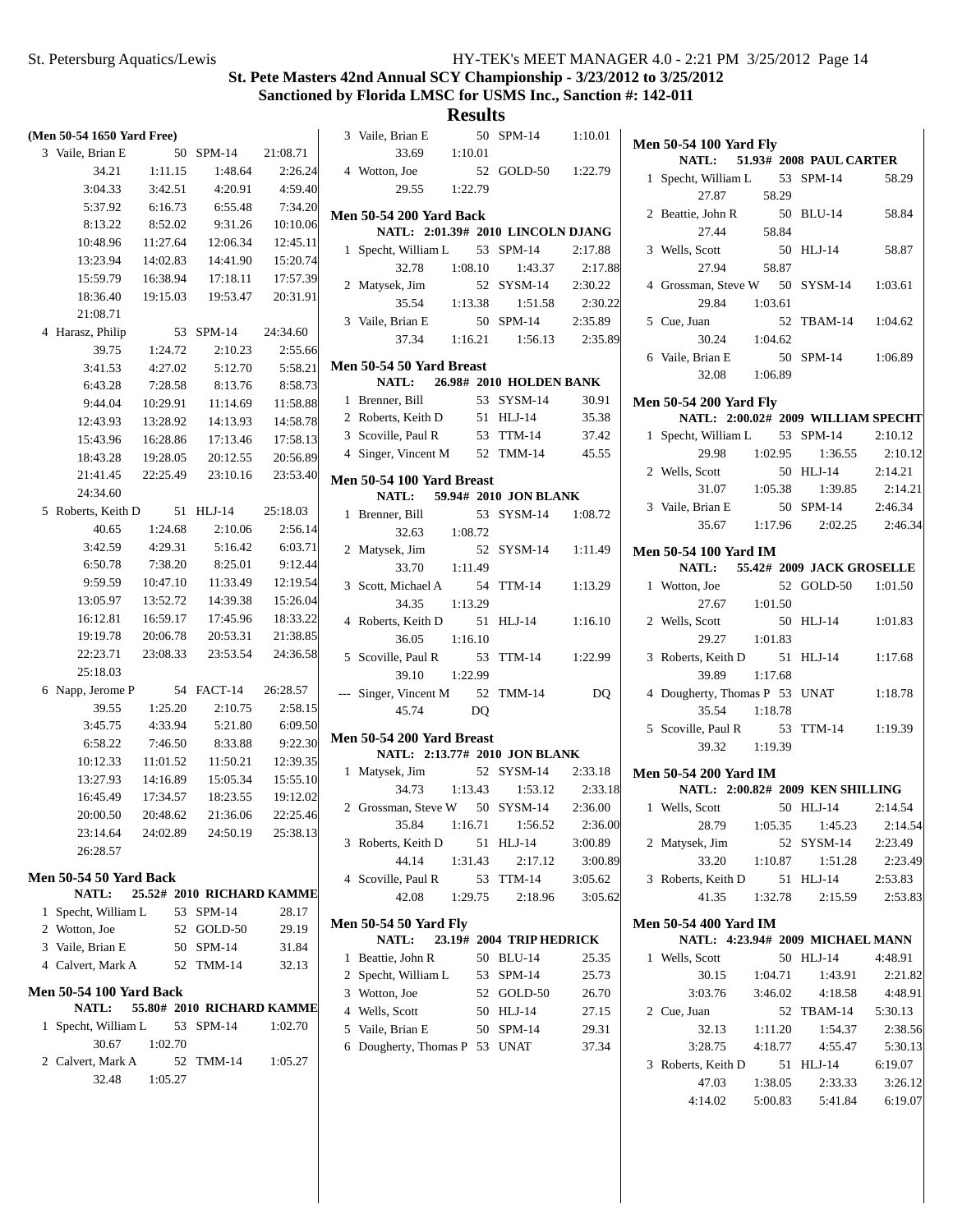## St. Pete Masters 42nd Annual SCY Championship - 3/23/2012 to 3/25/2012

### Sanctioned by Florida LMSC for USMS Inc., Sanction #: 142-011

### Results

**(Men 50-54 1650 Yard Free)**

| | Name | Age | Team | Time |
|---|---|---|---|---|
| 3 | Vaile, Brian E | 50 | SPM-14 | 21:08.71 |
| | 34.21 1:11.15 1:48.64 2:26.24 | | | |
| | 3:04.33 3:42.51 4:20.91 4:59.40 | | | |
| | 5:37.92 6:16.73 6:55.48 7:34.20 | | | |
| | 8:13.22 8:52.02 9:31.26 10:10.06 | | | |
| | 10:48.96 11:27.64 12:06.34 12:45.11 | | | |
| | 13:23.94 14:02.83 14:41.90 15:20.74 | | | |
| | 15:59.79 16:38.94 17:18.11 17:57.39 | | | |
| | 18:36.40 19:15.03 19:53.47 20:31.91 | | | |
| | 21:08.71 | | | |
| 4 | Harasz, Philip | 53 | SPM-14 | 24:34.60 |
| | 39.75 1:24.72 2:10.23 2:55.66 | | | |
| | 3:41.53 4:27.02 5:12.70 5:58.21 | | | |
| | 6:43.28 7:28.58 8:13.76 8:58.73 | | | |
| | 9:44.04 10:29.91 11:14.69 11:58.88 | | | |
| | 12:43.93 13:28.92 14:13.93 14:58.78 | | | |
| | 15:43.96 16:28.86 17:13.46 17:58.13 | | | |
| | 18:43.28 19:28.05 20:12.55 20:56.89 | | | |
| | 21:41.45 22:25.49 23:10.16 23:53.40 | | | |
| | 24:34.60 | | | |
| 5 | Roberts, Keith D | 51 | HLJ-14 | 25:18.03 |
| | 40.65 1:24.68 2:10.06 2:56.14 | | | |
| | 3:42.59 4:29.31 5:16.42 6:03.71 | | | |
| | 6:50.78 7:38.20 8:25.01 9:12.44 | | | |
| | 9:59.59 10:47.10 11:33.49 12:19.54 | | | |
| | 13:05.97 13:52.72 14:39.38 15:26.04 | | | |
| | 16:12.81 16:59.17 17:45.96 18:33.22 | | | |
| | 19:19.78 20:06.78 20:53.31 21:38.85 | | | |
| | 22:23.71 23:08.33 23:53.54 24:36.58 | | | |
| | 25:18.03 | | | |
| 6 | Napp, Jerome P | 54 | FACT-14 | 26:28.57 |
| | 39.55 1:25.20 2:10.75 2:58.15 | | | |
| | 3:45.75 4:33.94 5:21.80 6:09.50 | | | |
| | 6:58.22 7:46.50 8:33.88 9:22.30 | | | |
| | 10:12.33 11:01.52 11:50.21 12:39.35 | | | |
| | 13:27.93 14:16.89 15:05.34 15:55.10 | | | |
| | 16:45.49 17:34.57 18:23.55 19:12.02 | | | |
| | 20:00.50 20:48.62 21:36.06 22:25.46 | | | |
| | 23:14.64 24:02.89 24:50.19 25:38.13 | | | |
| | 26:28.57 | | | |

**Men 50-54 50 Yard Back**
NATL: 25.52# 2010 RICHARD KAMME

| | Name | Age | Team | Time |
|---|---|---|---|---|
| 1 | Specht, William L | 53 | SPM-14 | 28.17 |
| 2 | Wotton, Joe | 52 | GOLD-50 | 29.19 |
| 3 | Vaile, Brian E | 50 | SPM-14 | 31.84 |
| 4 | Calvert, Mark A | 52 | TMM-14 | 32.13 |

**Men 50-54 100 Yard Back**
NATL: 55.80# 2010 RICHARD KAMME

| | Name | Age | Team | Time |
|---|---|---|---|---|
| 1 | Specht, William L | 53 | SPM-14 | 1:02.70 |
| | 30.67 1:02.70 | | | |
| 2 | Calvert, Mark A | 52 | TMM-14 | 1:05.27 |
| | 32.48 1:05.27 | | | |
| 3 | Vaile, Brian E | 50 | SPM-14 | 1:10.01 |
| | 33.69 1:10.01 | | | |
| 4 | Wotton, Joe | 52 | GOLD-50 | 1:22.79 |
| | 29.55 1:22.79 | | | |

**Men 50-54 200 Yard Back**
NATL: 2:01.39# 2010 LINCOLN DJANG

| | Name | Age | Team | Time |
|---|---|---|---|---|
| 1 | Specht, William L | 53 | SPM-14 | 2:17.88 |
| | 32.78 1:08.10 1:43.37 2:17.88 | | | |
| 2 | Matysek, Jim | 52 | SYSM-14 | 2:30.22 |
| | 35.54 1:13.38 1:51.58 2:30.22 | | | |
| 3 | Vaile, Brian E | 50 | SPM-14 | 2:35.89 |
| | 37.34 1:16.21 1:56.13 2:35.89 | | | |

**Men 50-54 50 Yard Breast**
NATL: 26.98# 2010 HOLDEN BANK

| | Name | Age | Team | Time |
|---|---|---|---|---|
| 1 | Brenner, Bill | 53 | SYSM-14 | 30.91 |
| 2 | Roberts, Keith D | 51 | HLJ-14 | 35.38 |
| 3 | Scoville, Paul R | 53 | TTM-14 | 37.42 |
| 4 | Singer, Vincent M | 52 | TMM-14 | 45.55 |

**Men 50-54 100 Yard Breast**
NATL: 59.94# 2010 JON BLANK

| | Name | Age | Team | Time |
|---|---|---|---|---|
| 1 | Brenner, Bill | 53 | SYSM-14 | 1:08.72 |
| | 32.63 1:08.72 | | | |
| 2 | Matysek, Jim | 52 | SYSM-14 | 1:11.49 |
| | 33.70 1:11.49 | | | |
| 3 | Scott, Michael A | 54 | TTM-14 | 1:13.29 |
| | 34.35 1:13.29 | | | |
| 4 | Roberts, Keith D | 51 | HLJ-14 | 1:16.10 |
| | 36.05 1:16.10 | | | |
| 5 | Scoville, Paul R | 53 | TTM-14 | 1:22.99 |
| | 39.10 1:22.99 | | | |
| --- | Singer, Vincent M | 52 | TMM-14 | DQ |
| | 45.74 DQ | | | |

**Men 50-54 200 Yard Breast**
NATL: 2:13.77# 2010 JON BLANK

| | Name | Age | Team | Time |
|---|---|---|---|---|
| 1 | Matysek, Jim | 52 | SYSM-14 | 2:33.18 |
| | 34.73 1:13.43 1:53.12 2:33.18 | | | |
| 2 | Grossman, Steve W | 50 | SYSM-14 | 2:36.00 |
| | 35.84 1:16.71 1:56.52 2:36.00 | | | |
| 3 | Roberts, Keith D | 51 | HLJ-14 | 3:00.89 |
| | 44.14 1:31.43 2:17.12 3:00.89 | | | |
| 4 | Scoville, Paul R | 53 | TTM-14 | 3:05.62 |
| | 42.08 1:29.75 2:18.96 3:05.62 | | | |

**Men 50-54 50 Yard Fly**
NATL: 23.19# 2004 TRIP HEDRICK

| | Name | Age | Team | Time |
|---|---|---|---|---|
| 1 | Beattie, John R | 50 | BLU-14 | 25.35 |
| 2 | Specht, William L | 53 | SPM-14 | 25.73 |
| 3 | Wotton, Joe | 52 | GOLD-50 | 26.70 |
| 4 | Wells, Scott | 50 | HLJ-14 | 27.15 |
| 5 | Vaile, Brian E | 50 | SPM-14 | 29.31 |
| 6 | Dougherty, Thomas P | 53 | UNAT | 37.34 |

**Men 50-54 100 Yard Fly**
NATL: 51.93# 2008 PAUL CARTER

| | Name | Age | Team | Time |
|---|---|---|---|---|
| 1 | Specht, William L | 53 | SPM-14 | 58.29 |
| | 27.87 58.29 | | | |
| 2 | Beattie, John R | 50 | BLU-14 | 58.84 |
| | 27.44 58.84 | | | |
| 3 | Wells, Scott | 50 | HLJ-14 | 58.87 |
| | 27.94 58.87 | | | |
| 4 | Grossman, Steve W | 50 | SYSM-14 | 1:03.61 |
| | 29.84 1:03.61 | | | |
| 5 | Cue, Juan | 52 | TBAM-14 | 1:04.62 |
| | 30.24 1:04.62 | | | |
| 6 | Vaile, Brian E | 50 | SPM-14 | 1:06.89 |
| | 32.08 1:06.89 | | | |

**Men 50-54 200 Yard Fly**
NATL: 2:00.02# 2009 WILLIAM SPECHT

| | Name | Age | Team | Time |
|---|---|---|---|---|
| 1 | Specht, William L | 53 | SPM-14 | 2:10.12 |
| | 29.98 1:02.95 1:36.55 2:10.12 | | | |
| 2 | Wells, Scott | 50 | HLJ-14 | 2:14.21 |
| | 31.07 1:05.38 1:39.85 2:14.21 | | | |
| 3 | Vaile, Brian E | 50 | SPM-14 | 2:46.34 |
| | 35.67 1:17.96 2:02.25 2:46.34 | | | |

**Men 50-54 100 Yard IM**
NATL: 55.42# 2009 JACK GROSELLE

| | Name | Age | Team | Time |
|---|---|---|---|---|
| 1 | Wotton, Joe | 52 | GOLD-50 | 1:01.50 |
| | 27.67 1:01.50 | | | |
| 2 | Wells, Scott | 50 | HLJ-14 | 1:01.83 |
| | 29.27 1:01.83 | | | |
| 3 | Roberts, Keith D | 51 | HLJ-14 | 1:17.68 |
| | 39.89 1:17.68 | | | |
| 4 | Dougherty, Thomas P | 53 | UNAT | 1:18.78 |
| | 35.54 1:18.78 | | | |
| 5 | Scoville, Paul R | 53 | TTM-14 | 1:19.39 |
| | 39.32 1:19.39 | | | |

**Men 50-54 200 Yard IM**
NATL: 2:00.82# 2009 KEN SHILLING

| | Name | Age | Team | Time |
|---|---|---|---|---|
| 1 | Wells, Scott | 50 | HLJ-14 | 2:14.54 |
| | 28.79 1:05.35 1:45.23 2:14.54 | | | |
| 2 | Matysek, Jim | 52 | SYSM-14 | 2:23.49 |
| | 33.20 1:10.87 1:51.28 2:23.49 | | | |
| 3 | Roberts, Keith D | 51 | HLJ-14 | 2:53.83 |
| | 41.35 1:32.78 2:15.59 2:53.83 | | | |

**Men 50-54 400 Yard IM**
NATL: 4:23.94# 2009 MICHAEL MANN

| | Name | Age | Team | Time |
|---|---|---|---|---|
| 1 | Wells, Scott | 50 | HLJ-14 | 4:48.91 |
| | 30.15 1:04.71 1:43.91 2:21.82 | | | |
| | 3:03.76 3:46.02 4:18.58 4:48.91 | | | |
| 2 | Cue, Juan | 52 | TBAM-14 | 5:30.13 |
| | 32.13 1:11.20 1:54.37 2:38.56 | | | |
| | 3:28.75 4:18.77 4:55.47 5:30.13 | | | |
| 3 | Roberts, Keith D | 51 | HLJ-14 | 6:19.07 |
| | 47.03 1:38.05 2:33.33 3:26.12 | | | |
| | 4:14.02 5:00.83 5:41.84 6:19.07 | | | |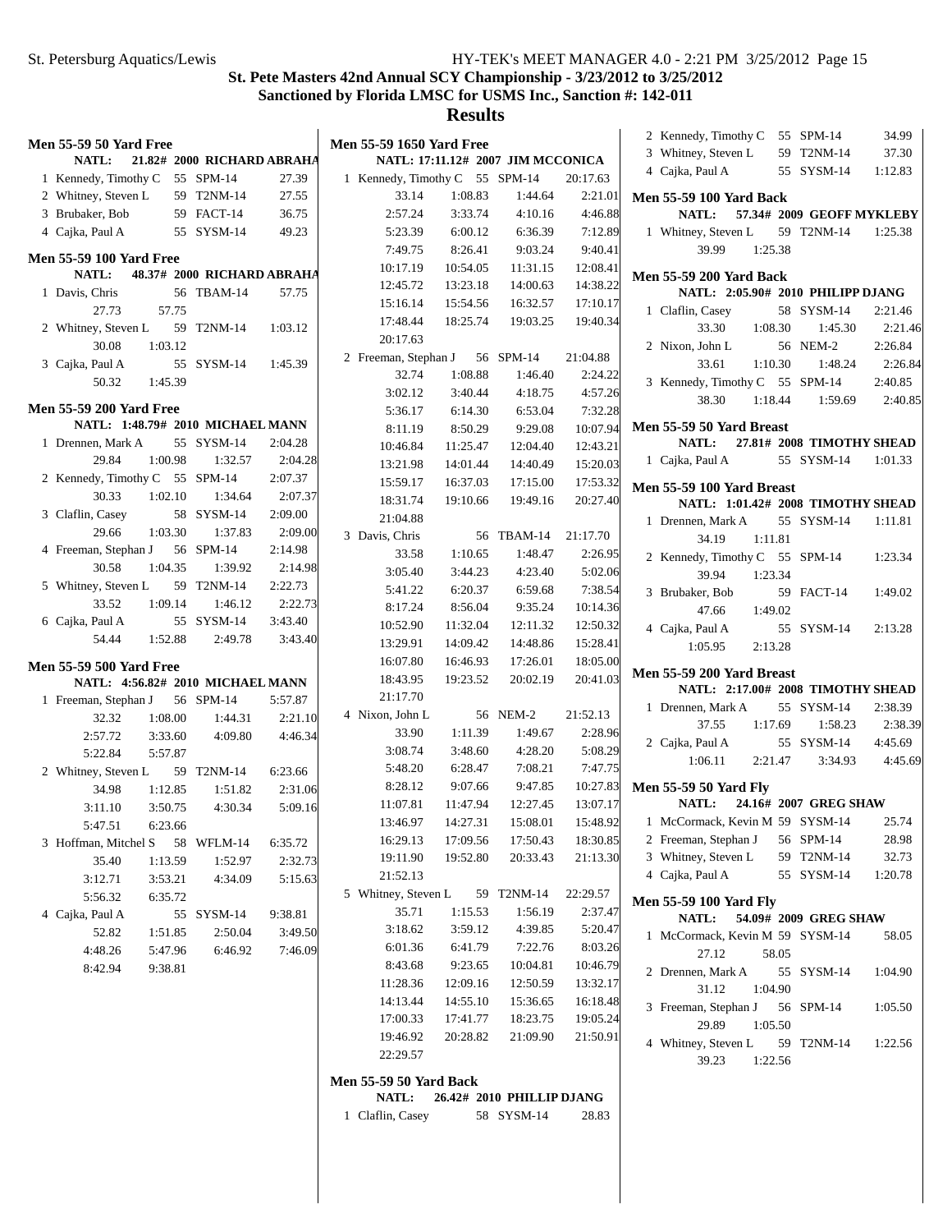## St. Pete Masters 42nd Annual SCY Championship - 3/23/2012 to 3/25/2012

### Sanctioned by Florida LMSC for USMS Inc., Sanction #: 142-011

# Results

### Men 55-59 50 Yard Free

NATL: 21.82# 2000 RICHARD ABRAHA

| Place | Name | Age | Team | Time |
|---|---|---|---|---|
| 1 | Kennedy, Timothy C | 55 | SPM-14 | 27.39 |
| 2 | Whitney, Steven L | 59 | T2NM-14 | 27.55 |
| 3 | Brubaker, Bob | 59 | FACT-14 | 36.75 |
| 4 | Cajka, Paul A | 55 | SYSM-14 | 49.23 |

### Men 55-59 100 Yard Free

NATL: 48.37# 2000 RICHARD ABRAHA

| Place | Name | Age | Team | Time |
|---|---|---|---|---|
| 1 | Davis, Chris | 56 | TBAM-14 | 57.75 |
| | 27.73 | 57.75 | | |
| 2 | Whitney, Steven L | 59 | T2NM-14 | 1:03.12 |
| | 30.08 | 1:03.12 | | |
| 3 | Cajka, Paul A | 55 | SYSM-14 | 1:45.39 |
| | 50.32 | 1:45.39 | | |

### Men 55-59 200 Yard Free

NATL: 1:48.79# 2010 MICHAEL MANN

| Place | Name | Age | Team | Time |
|---|---|---|---|---|
| 1 | Drennen, Mark A | 55 | SYSM-14 | 2:04.28 |
| | 29.84 | 1:00.98 | 1:32.57 | 2:04.28 |
| 2 | Kennedy, Timothy C | 55 | SPM-14 | 2:07.37 |
| | 30.33 | 1:02.10 | 1:34.64 | 2:07.37 |
| 3 | Claflin, Casey | 58 | SYSM-14 | 2:09.00 |
| | 29.66 | 1:03.30 | 1:37.83 | 2:09.00 |
| 4 | Freeman, Stephan J | 56 | SPM-14 | 2:14.98 |
| | 30.58 | 1:04.35 | 1:39.92 | 2:14.98 |
| 5 | Whitney, Steven L | 59 | T2NM-14 | 2:22.73 |
| | 33.52 | 1:09.14 | 1:46.12 | 2:22.73 |
| 6 | Cajka, Paul A | 55 | SYSM-14 | 3:43.40 |
| | 54.44 | 1:52.88 | 2:49.78 | 3:43.40 |

### Men 55-59 500 Yard Free

NATL: 4:56.82# 2010 MICHAEL MANN

| Place | Name | Age | Team | Time |
|---|---|---|---|---|
| 1 | Freeman, Stephan J | 56 | SPM-14 | 5:57.87 |
| | 32.32 | 1:08.00 | 1:44.31 | 2:21.10 |
| | 2:57.72 | 3:33.60 | 4:09.80 | 4:46.34 |
| | 5:22.84 | 5:57.87 | | |
| 2 | Whitney, Steven L | 59 | T2NM-14 | 6:23.66 |
| | 34.98 | 1:12.85 | 1:51.82 | 2:31.06 |
| | 3:11.10 | 3:50.75 | 4:30.34 | 5:09.16 |
| | 5:47.51 | 6:23.66 | | |
| 3 | Hoffman, Mitchel S | 58 | WFLM-14 | 6:35.72 |
| | 35.40 | 1:13.59 | 1:52.97 | 2:32.73 |
| | 3:12.71 | 3:53.21 | 4:34.09 | 5:15.63 |
| | 5:56.32 | 6:35.72 | | |
| 4 | Cajka, Paul A | 55 | SYSM-14 | 9:38.81 |
| | 52.82 | 1:51.85 | 2:50.04 | 3:49.50 |
| | 4:48.26 | 5:47.96 | 6:46.92 | 7:46.09 |
| | 8:42.94 | 9:38.81 | | |

### Men 55-59 1650 Yard Free

NATL: 17:11.12# 2007 JIM MCCONICA

| Place | Name | Age | Team | Time |
|---|---|---|---|---|
| 1 | Kennedy, Timothy C | 55 | SPM-14 | 20:17.63 |
| | 33.14 | 1:08.83 | 1:44.64 | 2:21.01 |
| | 2:57.24 | 3:33.74 | 4:10.16 | 4:46.88 |
| | 5:23.39 | 6:00.12 | 6:36.39 | 7:12.89 |
| | 7:49.75 | 8:26.41 | 9:03.24 | 9:40.41 |
| | 10:17.19 | 10:54.05 | 11:31.15 | 12:08.41 |
| | 12:45.72 | 13:23.18 | 14:00.63 | 14:38.22 |
| | 15:16.14 | 15:54.56 | 16:32.57 | 17:10.17 |
| | 17:48.44 | 18:25.74 | 19:03.25 | 19:40.34 |
| | 20:17.63 | | | |
| 2 | Freeman, Stephan J | 56 | SPM-14 | 21:04.88 |
| | 32.74 | 1:08.88 | 1:46.40 | 2:24.22 |
| | 3:02.12 | 3:40.44 | 4:18.75 | 4:57.26 |
| | 5:36.17 | 6:14.30 | 6:53.04 | 7:32.28 |
| | 8:11.19 | 8:50.29 | 9:29.08 | 10:07.94 |
| | 10:46.84 | 11:25.47 | 12:04.40 | 12:43.21 |
| | 13:21.98 | 14:01.44 | 14:40.49 | 15:20.03 |
| | 15:59.17 | 16:37.03 | 17:15.00 | 17:53.32 |
| | 18:31.74 | 19:10.66 | 19:49.16 | 20:27.40 |
| | 21:04.88 | | | |
| 3 | Davis, Chris | 56 | TBAM-14 | 21:17.70 |
| | 33.58 | 1:10.65 | 1:48.47 | 2:26.95 |
| | 3:05.40 | 3:44.23 | 4:23.40 | 5:02.06 |
| | 5:41.22 | 6:20.37 | 6:59.68 | 7:38.54 |
| | 8:17.24 | 8:56.04 | 9:35.24 | 10:14.36 |
| | 10:52.90 | 11:32.04 | 12:11.32 | 12:50.32 |
| | 13:29.91 | 14:09.42 | 14:48.86 | 15:28.41 |
| | 16:07.80 | 16:46.93 | 17:26.01 | 18:05.00 |
| | 18:43.95 | 19:23.52 | 20:02.19 | 20:41.03 |
| | 21:17.70 | | | |
| 4 | Nixon, John L | 56 | NEM-2 | 21:52.13 |
| | 33.90 | 1:11.39 | 1:49.67 | 2:28.96 |
| | 3:08.74 | 3:48.60 | 4:28.20 | 5:08.29 |
| | 5:48.20 | 6:28.47 | 7:08.21 | 7:47.75 |
| | 8:28.12 | 9:07.66 | 9:47.85 | 10:27.83 |
| | 11:07.81 | 11:47.94 | 12:27.45 | 13:07.17 |
| | 13:46.97 | 14:27.31 | 15:08.01 | 15:48.92 |
| | 16:29.13 | 17:09.56 | 17:50.43 | 18:30.85 |
| | 19:11.90 | 19:52.80 | 20:33.43 | 21:13.30 |
| | 21:52.13 | | | |
| 5 | Whitney, Steven L | 59 | T2NM-14 | 22:29.57 |
| | 35.71 | 1:15.53 | 1:56.19 | 2:37.47 |
| | 3:18.62 | 3:59.12 | 4:39.85 | 5:20.47 |
| | 6:01.36 | 6:41.79 | 7:22.76 | 8:03.26 |
| | 8:43.68 | 9:23.65 | 10:04.81 | 10:46.79 |
| | 11:28.36 | 12:09.16 | 12:50.59 | 13:32.17 |
| | 14:13.44 | 14:55.10 | 15:36.65 | 16:18.48 |
| | 17:00.33 | 17:41.77 | 18:23.75 | 19:05.24 |
| | 19:46.92 | 20:28.82 | 21:09.90 | 21:50.91 |
| | 22:29.57 | | | |

### Men 55-59 50 Yard Back

NATL: 26.42# 2010 PHILLIP DJANG

| Place | Name | Age | Team | Time |
|---|---|---|---|---|
| 1 | Claflin, Casey | 58 | SYSM-14 | 28.83 |
| 2 | Kennedy, Timothy C | 55 | SPM-14 | 34.99 |
| 3 | Whitney, Steven L | 59 | T2NM-14 | 37.30 |
| 4 | Cajka, Paul A | 55 | SYSM-14 | 1:12.83 |

### Men 55-59 100 Yard Back

NATL: 57.34# 2009 GEOFF MYKLEBY

| Place | Name | Age | Team | Time |
|---|---|---|---|---|
| 1 | Whitney, Steven L | 59 | T2NM-14 | 1:25.38 |
| | 39.99 | 1:25.38 | | |

### Men 55-59 200 Yard Back

NATL: 2:05.90# 2010 PHILIPP DJANG

| Place | Name | Age | Team | Time |
|---|---|---|---|---|
| 1 | Claflin, Casey | 58 | SYSM-14 | 2:21.46 |
| | 33.30 | 1:08.30 | 1:45.30 | 2:21.46 |
| 2 | Nixon, John L | 56 | NEM-2 | 2:26.84 |
| | 33.61 | 1:10.30 | 1:48.24 | 2:26.84 |
| 3 | Kennedy, Timothy C | 55 | SPM-14 | 2:40.85 |
| | 38.30 | 1:18.44 | 1:59.69 | 2:40.85 |

### Men 55-59 50 Yard Breast

NATL: 27.81# 2008 TIMOTHY SHEAD

| Place | Name | Age | Team | Time |
|---|---|---|---|---|
| 1 | Cajka, Paul A | 55 | SYSM-14 | 1:01.33 |

### Men 55-59 100 Yard Breast

NATL: 1:01.42# 2008 TIMOTHY SHEAD

| Place | Name | Age | Team | Time |
|---|---|---|---|---|
| 1 | Drennen, Mark A | 55 | SYSM-14 | 1:11.81 |
| | 34.19 | 1:11.81 | | |
| 2 | Kennedy, Timothy C | 55 | SPM-14 | 1:23.34 |
| | 39.94 | 1:23.34 | | |
| 3 | Brubaker, Bob | 59 | FACT-14 | 1:49.02 |
| | 47.66 | 1:49.02 | | |
| 4 | Cajka, Paul A | 55 | SYSM-14 | 2:13.28 |
| | 1:05.95 | 2:13.28 | | |

### Men 55-59 200 Yard Breast

NATL: 2:17.00# 2008 TIMOTHY SHEAD

| Place | Name | Age | Team | Time |
|---|---|---|---|---|
| 1 | Drennen, Mark A | 55 | SYSM-14 | 2:38.39 |
| | 37.55 | 1:17.69 | 1:58.23 | 2:38.39 |
| 2 | Cajka, Paul A | 55 | SYSM-14 | 4:45.69 |
| | 1:06.11 | 2:21.47 | 3:34.93 | 4:45.69 |

### Men 55-59 50 Yard Fly

NATL: 24.16# 2007 GREG SHAW

| Place | Name | Age | Team | Time |
|---|---|---|---|---|
| 1 | McCormack, Kevin M | 59 | SYSM-14 | 25.74 |
| 2 | Freeman, Stephan J | 56 | SPM-14 | 28.98 |
| 3 | Whitney, Steven L | 59 | T2NM-14 | 32.73 |
| 4 | Cajka, Paul A | 55 | SYSM-14 | 1:20.78 |

### Men 55-59 100 Yard Fly

NATL: 54.09# 2009 GREG SHAW

| Place | Name | Age | Team | Time |
|---|---|---|---|---|
| 1 | McCormack, Kevin M | 59 | SYSM-14 | 58.05 |
| | 27.12 | 58.05 | | |
| 2 | Drennen, Mark A | 55 | SYSM-14 | 1:04.90 |
| | 31.12 | 1:04.90 | | |
| 3 | Freeman, Stephan J | 56 | SPM-14 | 1:05.50 |
| | 29.89 | 1:05.50 | | |
| 4 | Whitney, Steven L | 59 | T2NM-14 | 1:22.56 |
| | 39.23 | 1:22.56 | | |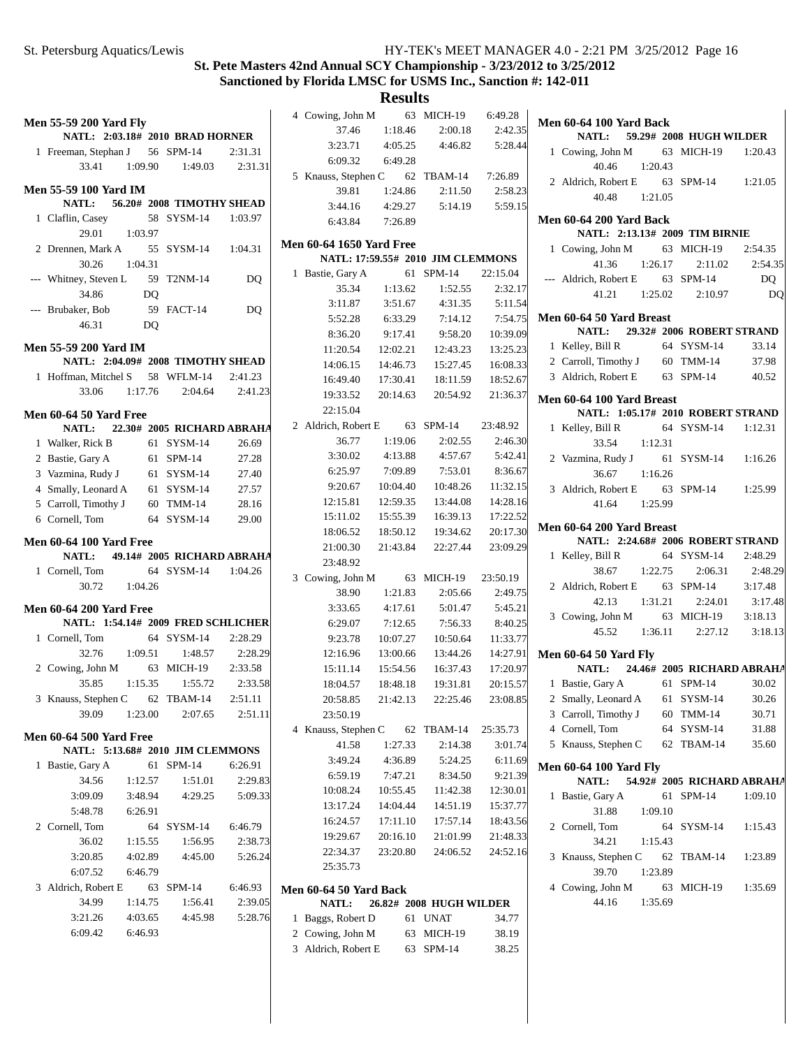# St. Pete Masters 42nd Annual SCY Championship - 3/23/2012 to 3/25/2012

## Sanctioned by Florida LMSC for USMS Inc., Sanction #: 142-011

## Results

### Men 55-59 200 Yard Fly

NATL: 2:03.18# 2010 BRAD HORNER

1 Freeman, Stephan J 56 SPM-14 2:31.31
33.41 1:09.90 1:49.03 2:31.31

### Men 55-59 100 Yard IM

NATL: 56.20# 2008 TIMOTHY SHEAD

1 Claflin, Casey 58 SYSM-14 1:03.97
29.01 1:03.97

2 Drennen, Mark A 55 SYSM-14 1:04.31
30.26 1:04.31

--- Whitney, Steven L 59 T2NM-14 DQ
34.86 DQ

--- Brubaker, Bob 59 FACT-14 DQ
46.31 DQ

### Men 55-59 200 Yard IM

NATL: 2:04.09# 2008 TIMOTHY SHEAD

1 Hoffman, Mitchel S 58 WFLM-14 2:41.23
33.06 1:17.76 2:04.64 2:41.23

### Men 60-64 50 Yard Free

NATL: 22.30# 2005 RICHARD ABRAHA

1 Walker, Rick B 61 SYSM-14 26.69
2 Bastie, Gary A 61 SPM-14 27.28
3 Vazmina, Rudy J 61 SYSM-14 27.40
4 Smally, Leonard A 61 SYSM-14 27.57
5 Carroll, Timothy J 60 TMM-14 28.16
6 Cornell, Tom 64 SYSM-14 29.00

### Men 60-64 100 Yard Free

NATL: 49.14# 2005 RICHARD ABRAHA

1 Cornell, Tom 64 SYSM-14 1:04.26
30.72 1:04.26

### Men 60-64 200 Yard Free

NATL: 1:54.14# 2009 FRED SCHLICHER

1 Cornell, Tom 64 SYSM-14 2:28.29
32.76 1:09.51 1:48.57 2:28.29

2 Cowing, John M 63 MICH-19 2:33.58
35.85 1:15.35 1:55.72 2:33.58

3 Knauss, Stephen C 62 TBAM-14 2:51.11
39.09 1:23.00 2:07.65 2:51.11

### Men 60-64 500 Yard Free

NATL: 5:13.68# 2010 JIM CLEMMONS

1 Bastie, Gary A 61 SPM-14 6:26.91
34.56 1:12.57 1:51.01 2:29.83
3:09.09 3:48.94 4:29.25 5:09.33
5:48.78 6:26.91

2 Cornell, Tom 64 SYSM-14 6:46.79
36.02 1:15.55 1:56.95 2:38.73
3:20.85 4:02.89 4:45.00 5:26.24
6:07.52 6:46.79

3 Aldrich, Robert E 63 SPM-14 6:46.93
34.99 1:14.75 1:56.41 2:39.05
3:21.26 4:03.65 4:45.98 5:28.76
6:09.42 6:46.93

4 Cowing, John M 63 MICH-19 6:49.28
37.46 1:18.46 2:00.18 2:42.35
3:23.71 4:05.25 4:46.82 5:28.44
6:09.32 6:49.28

5 Knauss, Stephen C 62 TBAM-14 7:26.89
39.81 1:24.86 2:11.50 2:58.23
3:44.16 4:29.27 5:14.19 5:59.15
6:43.84 7:26.89

### Men 60-64 1650 Yard Free

NATL: 17:59.55# 2010 JIM CLEMMONS

1 Bastie, Gary A 61 SPM-14 22:15.04
35.34 1:13.62 1:52.55 2:32.17
3:11.87 3:51.67 4:31.35 5:11.54
5:52.28 6:33.29 7:14.12 7:54.75
8:36.20 9:17.41 9:58.20 10:39.09
11:20.54 12:02.21 12:43.23 13:25.23
14:06.15 14:46.73 15:27.45 16:08.33
16:49.40 17:30.41 18:11.59 18:52.67
19:33.52 20:14.63 20:54.92 21:36.37
22:15.04

2 Aldrich, Robert E 63 SPM-14 23:48.92
36.77 1:19.06 2:02.55 2:46.30
3:30.02 4:13.88 4:57.67 5:42.41
6:25.97 7:09.89 7:53.01 8:36.67
9:20.67 10:04.40 10:48.26 11:32.15
12:15.81 12:59.35 13:44.08 14:28.16
15:11.02 15:55.39 16:39.13 17:22.52
18:06.52 18:50.12 19:34.62 20:17.30
21:00.30 21:43.84 22:27.44 23:09.29
23:48.92

3 Cowing, John M 63 MICH-19 23:50.19
38.90 1:21.83 2:05.66 2:49.75
3:33.65 4:17.61 5:01.47 5:45.21
6:29.07 7:12.65 7:56.33 8:40.25
9:23.78 10:07.27 10:50.64 11:33.77
12:16.96 13:00.66 13:44.26 14:27.91
15:11.14 15:54.56 16:37.43 17:20.97
18:04.57 18:48.18 19:31.81 20:15.57
20:58.85 21:42.13 22:25.46 23:08.85
23:50.19

4 Knauss, Stephen C 62 TBAM-14 25:35.73
41.58 1:27.33 2:14.38 3:01.74
3:49.24 4:36.89 5:24.25 6:11.69
6:59.19 7:47.21 8:34.50 9:21.39
10:08.24 10:55.45 11:42.38 12:30.01
13:17.24 14:04.44 14:51.19 15:37.77
16:24.57 17:11.10 17:57.14 18:43.56
19:29.67 20:16.10 21:01.99 21:48.33
22:34.37 23:20.80 24:06.52 24:52.16
25:35.73

### Men 60-64 50 Yard Back

NATL: 26.82# 2008 HUGH WILDER

1 Baggs, Robert D 61 UNAT 34.77
2 Cowing, John M 63 MICH-19 38.19
3 Aldrich, Robert E 63 SPM-14 38.25

### Men 60-64 100 Yard Back

NATL: 59.29# 2008 HUGH WILDER

1 Cowing, John M 63 MICH-19 1:20.43
40.46 1:20.43

2 Aldrich, Robert E 63 SPM-14 1:21.05
40.48 1:21.05

### Men 60-64 200 Yard Back

NATL: 2:13.13# 2009 TIM BIRNIE

1 Cowing, John M 63 MICH-19 2:54.35
41.36 1:26.17 2:11.02 2:54.35

--- Aldrich, Robert E 63 SPM-14 DQ
41.21 1:25.02 2:10.97 DQ

### Men 60-64 50 Yard Breast

NATL: 29.32# 2006 ROBERT STRAND

1 Kelley, Bill R 64 SYSM-14 33.14
2 Carroll, Timothy J 60 TMM-14 37.98
3 Aldrich, Robert E 63 SPM-14 40.52

### Men 60-64 100 Yard Breast

NATL: 1:05.17# 2010 ROBERT STRAND

1 Kelley, Bill R 64 SYSM-14 1:12.31
33.54 1:12.31

2 Vazmina, Rudy J 61 SYSM-14 1:16.26
36.67 1:16.26

3 Aldrich, Robert E 63 SPM-14 1:25.99
41.64 1:25.99

### Men 60-64 200 Yard Breast

NATL: 2:24.68# 2006 ROBERT STRAND

1 Kelley, Bill R 64 SYSM-14 2:48.29
38.67 1:22.75 2:06.31 2:48.29

2 Aldrich, Robert E 63 SPM-14 3:17.48
42.13 1:31.21 2:24.01 3:17.48

3 Cowing, John M 63 MICH-19 3:18.13
45.52 1:36.11 2:27.12 3:18.13

### Men 60-64 50 Yard Fly

NATL: 24.46# 2005 RICHARD ABRAHA

1 Bastie, Gary A 61 SPM-14 30.02
2 Smally, Leonard A 61 SYSM-14 30.26
3 Carroll, Timothy J 60 TMM-14 30.71
4 Cornell, Tom 64 SYSM-14 31.88
5 Knauss, Stephen C 62 TBAM-14 35.60

### Men 60-64 100 Yard Fly

NATL: 54.92# 2005 RICHARD ABRAHA

1 Bastie, Gary A 61 SPM-14 1:09.10
31.88 1:09.10

2 Cornell, Tom 64 SYSM-14 1:15.43
34.21 1:15.43

3 Knauss, Stephen C 62 TBAM-14 1:23.89
39.70 1:23.89

4 Cowing, John M 63 MICH-19 1:35.69
44.16 1:35.69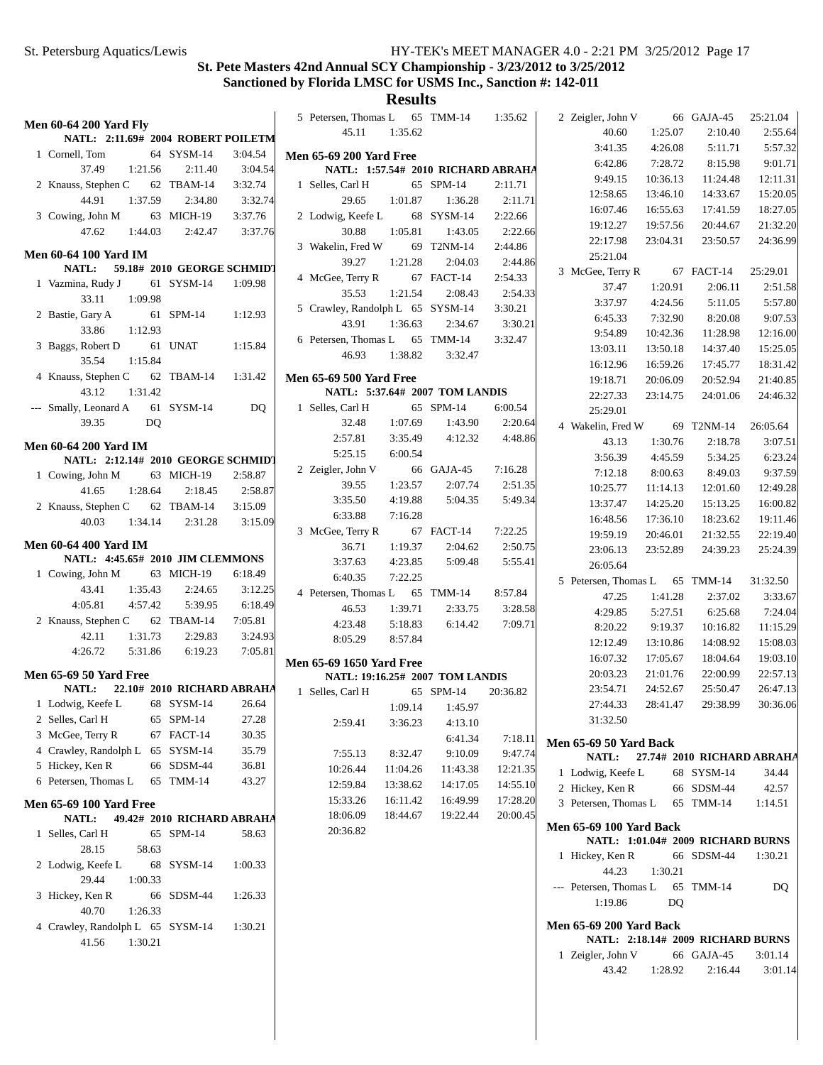# St. Pete Masters 42nd Annual SCY Championship - 3/23/2012 to 3/25/2012

## Sanctioned by Florida LMSC for USMS Inc., Sanction #: 142-011

## Results

### Men 60-64 200 Yard Fly

NATL: 2:11.69# 2004 ROBERT POILETM

| Place | Name | Age | Team | Time |
|---|---|---|---|---|
| 1 | Cornell, Tom | 64 | SYSM-14 | 3:04.54 |
| | 37.49 | 1:21.56 | 2:11.40 | 3:04.54 |
| 2 | Knauss, Stephen C | 62 | TBAM-14 | 3:32.74 |
| | 44.91 | 1:37.59 | 2:34.80 | 3:32.74 |
| 3 | Cowing, John M | 63 | MICH-19 | 3:37.76 |
| | 47.62 | 1:44.03 | 2:42.47 | 3:37.76 |

### Men 60-64 100 Yard IM

NATL: 59.18# 2010 GEORGE SCHMIDT

| Place | Name | Age | Team | Time |
|---|---|---|---|---|
| 1 | Vazmina, Rudy J | 61 | SYSM-14 | 1:09.98 |
| | 33.11 | 1:09.98 | | |
| 2 | Bastie, Gary A | 61 | SPM-14 | 1:12.93 |
| | 33.86 | 1:12.93 | | |
| 3 | Baggs, Robert D | 61 | UNAT | 1:15.84 |
| | 35.54 | 1:15.84 | | |
| 4 | Knauss, Stephen C | 62 | TBAM-14 | 1:31.42 |
| | 43.12 | 1:31.42 | | |
| --- | Smally, Leonard A | 61 | SYSM-14 | DQ |
| | 39.35 | DQ | | |

### Men 60-64 200 Yard IM

NATL: 2:12.14# 2010 GEORGE SCHMIDT

| Place | Name | Age | Team | Time |
|---|---|---|---|---|
| 1 | Cowing, John M | 63 | MICH-19 | 2:58.87 |
| | 41.65 | 1:28.64 | 2:18.45 | 2:58.87 |
| 2 | Knauss, Stephen C | 62 | TBAM-14 | 3:15.09 |
| | 40.03 | 1:34.14 | 2:31.28 | 3:15.09 |

### Men 60-64 400 Yard IM

NATL: 4:45.65# 2010 JIM CLEMMONS

| Place | Name | Age | Team | Time |
|---|---|---|---|---|
| 1 | Cowing, John M | 63 | MICH-19 | 6:18.49 |
| | 43.41 | 1:35.43 | 2:24.65 | 3:12.25 |
| | 4:05.81 | 4:57.42 | 5:39.95 | 6:18.49 |
| 2 | Knauss, Stephen C | 62 | TBAM-14 | 7:05.81 |
| | 42.11 | 1:31.73 | 2:29.83 | 3:24.93 |
| | 4:26.72 | 5:31.86 | 6:19.23 | 7:05.81 |

### Men 65-69 50 Yard Free

NATL: 22.10# 2010 RICHARD ABRAHA

| Place | Name | Age | Team | Time |
|---|---|---|---|---|
| 1 | Lodwig, Keefe L | 68 | SYSM-14 | 26.64 |
| 2 | Selles, Carl H | 65 | SPM-14 | 27.28 |
| 3 | McGee, Terry R | 67 | FACT-14 | 30.35 |
| 4 | Crawley, Randolph L | 65 | SYSM-14 | 35.79 |
| 5 | Hickey, Ken R | 66 | SDSM-44 | 36.81 |
| 6 | Petersen, Thomas L | 65 | TMM-14 | 43.27 |

### Men 65-69 100 Yard Free

NATL: 49.42# 2010 RICHARD ABRAHA

| Place | Name | Age | Team | Time |
|---|---|---|---|---|
| 1 | Selles, Carl H | 65 | SPM-14 | 58.63 |
| | 28.15 | 58.63 | | |
| 2 | Lodwig, Keefe L | 68 | SYSM-14 | 1:00.33 |
| | 29.44 | 1:00.33 | | |
| 3 | Hickey, Ken R | 66 | SDSM-44 | 1:26.33 |
| | 40.70 | 1:26.33 | | |
| 4 | Crawley, Randolph L | 65 | SYSM-14 | 1:30.21 |
| | 41.56 | 1:30.21 | | |
| 5 | Petersen, Thomas L | 65 | TMM-14 | 1:35.62 |
| | 45.11 | 1:35.62 | | |

### Men 65-69 200 Yard Free

NATL: 1:57.54# 2010 RICHARD ABRAHA

| Place | Name | Age | Team | Time |
|---|---|---|---|---|
| 1 | Selles, Carl H | 65 | SPM-14 | 2:11.71 |
| | 29.65 | 1:01.87 | 1:36.28 | 2:11.71 |
| 2 | Lodwig, Keefe L | 68 | SYSM-14 | 2:22.66 |
| | 30.88 | 1:05.81 | 1:43.05 | 2:22.66 |
| 3 | Wakelin, Fred W | 69 | T2NM-14 | 2:44.86 |
| | 39.27 | 1:21.28 | 2:04.03 | 2:44.86 |
| 4 | McGee, Terry R | 67 | FACT-14 | 2:54.33 |
| | 35.53 | 1:21.54 | 2:08.43 | 2:54.33 |
| 5 | Crawley, Randolph L | 65 | SYSM-14 | 3:30.21 |
| | 43.91 | 1:36.63 | 2:34.67 | 3:30.21 |
| 6 | Petersen, Thomas L | 65 | TMM-14 | 3:32.47 |
| | 46.93 | 1:38.82 | 3:32.47 | |

### Men 65-69 500 Yard Free

NATL: 5:37.64# 2007 TOM LANDIS

| Place | Name | Age | Team | Time |
|---|---|---|---|---|
| 1 | Selles, Carl H | 65 | SPM-14 | 6:00.54 |
| | 32.48 | 1:07.69 | 1:43.90 | 2:20.64 |
| | 2:57.81 | 3:35.49 | 4:12.32 | 4:48.86 |
| | 5:25.15 | 6:00.54 | | |
| 2 | Zeigler, John V | 66 | GAJA-45 | 7:16.28 |
| | 39.55 | 1:23.57 | 2:07.74 | 2:51.35 |
| | 3:35.50 | 4:19.88 | 5:04.35 | 5:49.34 |
| | 6:33.88 | 7:16.28 | | |
| 3 | McGee, Terry R | 67 | FACT-14 | 7:22.25 |
| | 36.71 | 1:19.37 | 2:04.62 | 2:50.75 |
| | 3:37.63 | 4:23.85 | 5:09.48 | 5:55.41 |
| | 6:40.35 | 7:22.25 | | |
| 4 | Petersen, Thomas L | 65 | TMM-14 | 8:57.84 |
| | 46.53 | 1:39.71 | 2:33.75 | 3:28.58 |
| | 4:23.48 | 5:18.83 | 6:14.42 | 7:09.71 |
| | 8:05.29 | 8:57.84 | | |

### Men 65-69 1650 Yard Free

NATL: 19:16.25# 2007 TOM LANDIS

| Place | Name | Age | Team | Time |
|---|---|---|---|---|
| 1 | Selles, Carl H | 65 | SPM-14 | 20:36.82 |
| | | 1:09.14 | 1:45.97 | |
| | 2:59.41 | 3:36.23 | 4:13.10 | |
| | | | 6:41.34 | 7:18.11 |
| | 7:55.13 | 8:32.47 | 9:10.09 | 9:47.74 |
| | 10:26.44 | 11:04.26 | 11:43.38 | 12:21.35 |
| | 12:59.84 | 13:38.62 | 14:17.05 | 14:55.10 |
| | 15:33.26 | 16:11.42 | 16:49.99 | 17:28.20 |
| | 18:06.09 | 18:44.67 | 19:22.44 | 20:00.45 |
| | 20:36.82 | | | |
| 2 | Zeigler, John V | 66 | GAJA-45 | 25:21.04 |
| | 40.60 | 1:25.07 | 2:10.40 | 2:55.64 |
| | 3:41.35 | 4:26.08 | 5:11.71 | 5:57.32 |
| | 6:42.86 | 7:28.72 | 8:15.98 | 9:01.71 |
| | 9:49.15 | 10:36.13 | 11:24.48 | 12:11.31 |
| | 12:58.65 | 13:46.10 | 14:33.67 | 15:20.05 |
| | 16:07.46 | 16:55.63 | 17:41.59 | 18:27.05 |
| | 19:12.27 | 19:57.56 | 20:44.67 | 21:32.20 |
| | 22:17.98 | 23:04.31 | 23:50.57 | 24:36.99 |
| | 25:21.04 | | | |
| 3 | McGee, Terry R | 67 | FACT-14 | 25:29.01 |
| | 37.47 | 1:20.91 | 2:06.11 | 2:51.58 |
| | 3:37.97 | 4:24.56 | 5:11.05 | 5:57.80 |
| | 6:45.33 | 7:32.90 | 8:20.08 | 9:07.53 |
| | 9:54.89 | 10:42.36 | 11:28.98 | 12:16.00 |
| | 13:03.11 | 13:50.18 | 14:37.40 | 15:25.05 |
| | 16:12.96 | 16:59.26 | 17:45.77 | 18:31.42 |
| | 19:18.71 | 20:06.09 | 20:52.94 | 21:40.85 |
| | 22:27.33 | 23:14.75 | 24:01.06 | 24:46.32 |
| | 25:29.01 | | | |
| 4 | Wakelin, Fred W | 69 | T2NM-14 | 26:05.64 |
| | 43.13 | 1:30.76 | 2:18.78 | 3:07.51 |
| | 3:56.39 | 4:45.59 | 5:34.25 | 6:23.24 |
| | 7:12.18 | 8:00.63 | 8:49.03 | 9:37.59 |
| | 10:25.77 | 11:14.13 | 12:01.60 | 12:49.28 |
| | 13:37.47 | 14:25.20 | 15:13.25 | 16:00.82 |
| | 16:48.56 | 17:36.10 | 18:23.62 | 19:11.46 |
| | 19:59.19 | 20:46.01 | 21:32.55 | 22:19.40 |
| | 23:06.13 | 23:52.89 | 24:39.23 | 25:24.39 |
| | 26:05.64 | | | |
| 5 | Petersen, Thomas L | 65 | TMM-14 | 31:32.50 |
| | 47.25 | 1:41.28 | 2:37.02 | 3:33.67 |
| | 4:29.85 | 5:27.51 | 6:25.68 | 7:24.04 |
| | 8:20.22 | 9:19.37 | 10:16.82 | 11:15.29 |
| | 12:12.49 | 13:10.86 | 14:08.92 | 15:08.03 |
| | 16:07.32 | 17:05.67 | 18:04.64 | 19:03.10 |
| | 20:03.23 | 21:01.76 | 22:00.99 | 22:57.13 |
| | 23:54.71 | 24:52.67 | 25:50.47 | 26:47.13 |
| | 27:44.33 | 28:41.47 | 29:38.99 | 30:36.06 |
| | 31:32.50 | | | |

### Men 65-69 50 Yard Back

NATL: 27.74# 2010 RICHARD ABRAHA

| Place | Name | Age | Team | Time |
|---|---|---|---|---|
| 1 | Lodwig, Keefe L | 68 | SYSM-14 | 34.44 |
| 2 | Hickey, Ken R | 66 | SDSM-44 | 42.57 |
| 3 | Petersen, Thomas L | 65 | TMM-14 | 1:14.51 |

### Men 65-69 100 Yard Back

NATL: 1:01.04# 2009 RICHARD BURNS

| Place | Name | Age | Team | Time |
|---|---|---|---|---|
| 1 | Hickey, Ken R | 66 | SDSM-44 | 1:30.21 |
| | 44.23 | 1:30.21 | | |
| --- | Petersen, Thomas L | 65 | TMM-14 | DQ |
| | 1:19.86 | DQ | | |

### Men 65-69 200 Yard Back

NATL: 2:18.14# 2009 RICHARD BURNS

| Place | Name | Age | Team | Time |
|---|---|---|---|---|
| 1 | Zeigler, John V | 66 | GAJA-45 | 3:01.14 |
| | 43.42 | 1:28.92 | 2:16.44 | 3:01.14 |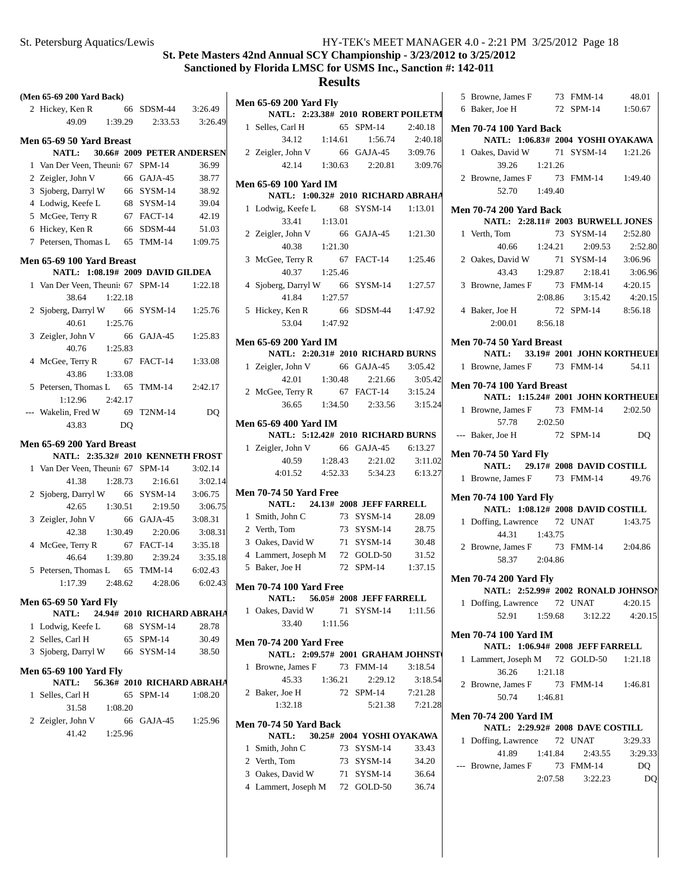# St. Pete Masters 42nd Annual SCY Championship - 3/23/2012 to 3/25/2012
## Sanctioned by Florida LMSC for USMS Inc., Sanction #: 142-011
## Results

**(Men 65-69 200 Yard Back)**

```
  2 Hickey, Ken R             66 SDSM-44     3:26.49
        49.09    1:39.29    2:33.53    3:26.49
```

### Men 65-69 50 Yard Breast

```
     NATL:      30.66# 2009 PETER ANDERSEN
  1 Van Der Veen, Theunis 67 SPM-14       36.99
  2 Zeigler, John V           66 GAJA-45     38.77
  3 Sjoberg, Darryl W         66 SYSM-14     38.92
  4 Lodwig, Keefe L           68 SYSM-14     39.04
  5 McGee, Terry R            67 FACT-14     42.19
  6 Hickey, Ken R             66 SDSM-44     51.03
  7 Petersen, Thomas L        65 TMM-14    1:09.75
```

### Men 65-69 100 Yard Breast

```
     NATL:  1:08.19# 2009 DAVID GILDEA
  1 Van Der Veen, Theunis 67 SPM-14     1:22.18
        38.64    1:22.18
  2 Sjoberg, Darryl W         66 SYSM-14   1:25.76
        40.61    1:25.76
  3 Zeigler, John V           66 GAJA-45   1:25.83
        40.76    1:25.83
  4 McGee, Terry R            67 FACT-14   1:33.08
        43.86    1:33.08
  5 Petersen, Thomas L        65 TMM-14    2:42.17
      1:12.96    2:42.17
--- Wakelin, Fred W           69 T2NM-14        DQ
        43.83         DQ
```

### Men 65-69 200 Yard Breast

```
     NATL:  2:35.32# 2010 KENNETH FROST
  1 Van Der Veen, Theunis 67 SPM-14     3:02.14
        41.38    1:28.73    2:16.61    3:02.14
  2 Sjoberg, Darryl W         66 SYSM-14   3:06.75
        42.65    1:30.51    2:19.50    3:06.75
  3 Zeigler, John V           66 GAJA-45   3:08.31
        42.38    1:30.49    2:20.06    3:08.31
  4 McGee, Terry R            67 FACT-14   3:35.18
        46.64    1:39.80    2:39.24    3:35.18
  5 Petersen, Thomas L        65 TMM-14    6:02.43
      1:17.39    2:48.62    4:28.06    6:02.43
```

### Men 65-69 50 Yard Fly

```
     NATL:      24.94# 2010 RICHARD ABRAHA
  1 Lodwig, Keefe L           68 SYSM-14     28.78
  2 Selles, Carl H            65 SPM-14      30.49
  3 Sjoberg, Darryl W         66 SYSM-14     38.50
```

### Men 65-69 100 Yard Fly

```
     NATL:      56.36# 2010 RICHARD ABRAHA
  1 Selles, Carl H            65 SPM-14    1:08.20
        31.58    1:08.20
  2 Zeigler, John V           66 GAJA-45   1:25.96
        41.42    1:25.96
```

### Men 65-69 200 Yard Fly

```
     NATL:  2:23.38# 2010 ROBERT POILETM
  1 Selles, Carl H            65 SPM-14    2:40.18
        34.12    1:14.61    1:56.74    2:40.18
  2 Zeigler, John V           66 GAJA-45   3:09.76
        42.14    1:30.63    2:20.81    3:09.76
```

### Men 65-69 100 Yard IM

```
     NATL:  1:00.32# 2010 RICHARD ABRAHA
  1 Lodwig, Keefe L           68 SYSM-14   1:13.01
        33.41    1:13.01
  2 Zeigler, John V           66 GAJA-45   1:21.30
        40.38    1:21.30
  3 McGee, Terry R            67 FACT-14   1:25.46
        40.37    1:25.46
  4 Sjoberg, Darryl W         66 SYSM-14   1:27.57
        41.84    1:27.57
  5 Hickey, Ken R             66 SDSM-44   1:47.92
        53.04    1:47.92
```

### Men 65-69 200 Yard IM

```
     NATL:  2:20.31# 2010 RICHARD BURNS
  1 Zeigler, John V           66 GAJA-45   3:05.42
        42.01    1:30.48    2:21.66    3:05.42
  2 McGee, Terry R            67 FACT-14   3:15.24
        36.65    1:34.50    2:33.56    3:15.24
```

### Men 65-69 400 Yard IM

```
     NATL:  5:12.42# 2010 RICHARD BURNS
  1 Zeigler, John V           66 GAJA-45   6:13.27
        40.59    1:28.43    2:21.02    3:11.02
      4:01.52    4:52.33    5:34.23    6:13.27
```

### Men 70-74 50 Yard Free

```
     NATL:      24.13# 2008 JEFF FARRELL
  1 Smith, John C             73 SYSM-14     28.09
  2 Verth, Tom                73 SYSM-14     28.75
  3 Oakes, David W            71 SYSM-14     30.48
  4 Lammert, Joseph M         72 GOLD-50     31.52
  5 Baker, Joe H              72 SPM-14    1:37.15
```

### Men 70-74 100 Yard Free

```
     NATL:      56.05# 2008 JEFF FARRELL
  1 Oakes, David W            71 SYSM-14   1:11.56
        33.40    1:11.56
```

### Men 70-74 200 Yard Free

```
     NATL:  2:09.57# 2001 GRAHAM JOHNST
  1 Browne, James F           73 FMM-14    3:18.54
        45.33    1:36.21    2:29.12    3:18.54
  2 Baker, Joe H              72 SPM-14    7:21.28
      1:32.18               5:21.38    7:21.28
```

### Men 70-74 50 Yard Back

```
     NATL:      30.25# 2004 YOSHI OYAKAWA
  1 Smith, John C             73 SYSM-14     33.43
  2 Verth, Tom                73 SYSM-14     34.20
  3 Oakes, David W            71 SYSM-14     36.64
  4 Lammert, Joseph M         72 GOLD-50     36.74
  5 Browne, James F           73 FMM-14      48.01
  6 Baker, Joe H              72 SPM-14    1:50.67
```

### Men 70-74 100 Yard Back

```
     NATL:  1:06.83# 2004 YOSHI OYAKAWA
  1 Oakes, David W            71 SYSM-14   1:21.26
        39.26    1:21.26
  2 Browne, James F           73 FMM-14    1:49.40
        52.70    1:49.40
```

### Men 70-74 200 Yard Back

```
     NATL:  2:28.11# 2003 BURWELL JONES
  1 Verth, Tom                73 SYSM-14   2:52.80
        40.66    1:24.21    2:09.53    2:52.80
  2 Oakes, David W            71 SYSM-14   3:06.96
        43.43    1:29.87    2:18.41    3:06.96
  3 Browne, James F           73 FMM-14    4:20.15
                 2:08.86    3:15.42    4:20.15
  4 Baker, Joe H              72 SPM-14    8:56.18
      2:00.01    8:56.18
```

### Men 70-74 50 Yard Breast

```
     NATL:      33.19# 2001 JOHN KORTHEUEI
  1 Browne, James F           73 FMM-14      54.11
```

### Men 70-74 100 Yard Breast

```
     NATL:  1:15.24# 2001 JOHN KORTHEUEI
  1 Browne, James F           73 FMM-14    2:02.50
        57.78    2:02.50
--- Baker, Joe H              72 SPM-14         DQ
```

### Men 70-74 50 Yard Fly

```
     NATL:      29.17# 2008 DAVID COSTILL
  1 Browne, James F           73 FMM-14      49.76
```

### Men 70-74 100 Yard Fly

```
     NATL:  1:08.12# 2008 DAVID COSTILL
  1 Doffing, Lawrence         72 UNAT      1:43.75
        44.31    1:43.75
  2 Browne, James F           73 FMM-14    2:04.86
        58.37    2:04.86
```

### Men 70-74 200 Yard Fly

```
     NATL:  2:52.99# 2002 RONALD JOHNSON
  1 Doffing, Lawrence         72 UNAT      4:20.15
        52.91    1:59.68    3:12.22    4:20.15
```

### Men 70-74 100 Yard IM

```
     NATL:  1:06.94# 2008 JEFF FARRELL
  1 Lammert, Joseph M         72 GOLD-50   1:21.18
        36.26    1:21.18
  2 Browne, James F           73 FMM-14    1:46.81
        50.74    1:46.81
```

### Men 70-74 200 Yard IM

```
     NATL:  2:29.92# 2008 DAVE COSTILL
  1 Doffing, Lawrence         72 UNAT      3:29.33
        41.89    1:41.84    2:43.55    3:29.33
--- Browne, James F           73 FMM-14         DQ
                 2:07.58    3:22.23         DQ
```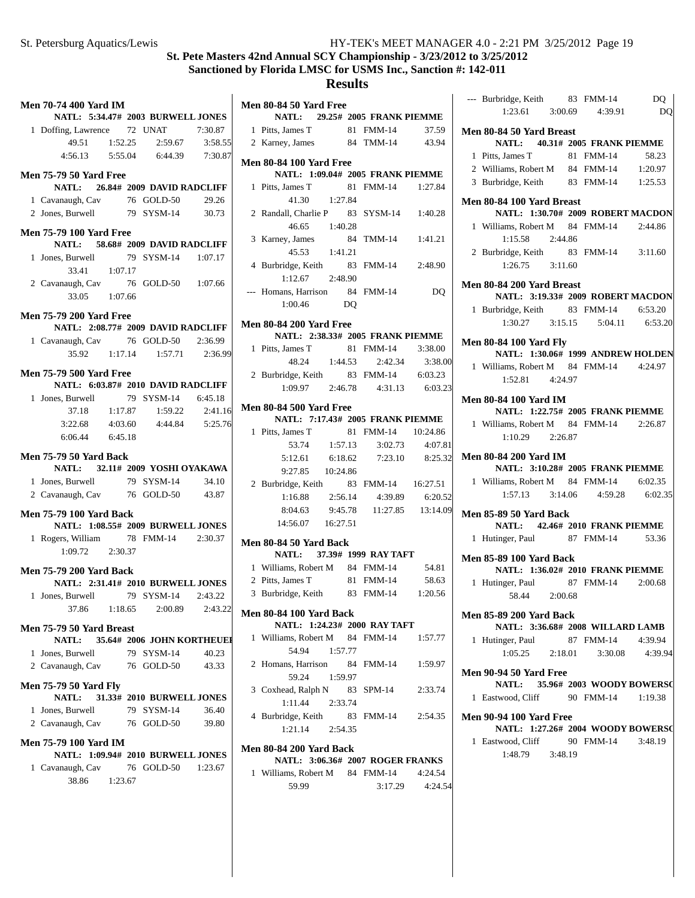# St. Pete Masters 42nd Annual SCY Championship - 3/23/2012 to 3/25/2012

## Sanctioned by Florida LMSC for USMS Inc., Sanction #: 142-011

## Results

### Men 70-74 400 Yard IM

NATL: 5:34.47# 2003 BURWELL JONES

1 Doffing, Lawrence 72 UNAT 7:30.87
49.51 1:52.25 2:59.67 3:58.55
4:56.13 5:55.04 6:44.39 7:30.87

### Men 75-79 50 Yard Free

NATL: 26.84# 2009 DAVID RADCLIFF

1 Cavanaugh, Cav 76 GOLD-50 29.26
2 Jones, Burwell 79 SYSM-14 30.73

### Men 75-79 100 Yard Free

NATL: 58.68# 2009 DAVID RADCLIFF

1 Jones, Burwell 79 SYSM-14 1:07.17
33.41 1:07.17
2 Cavanaugh, Cav 76 GOLD-50 1:07.66
33.05 1:07.66

### Men 75-79 200 Yard Free

NATL: 2:08.77# 2009 DAVID RADCLIFF

1 Cavanaugh, Cav 76 GOLD-50 2:36.99
35.92 1:17.14 1:57.71 2:36.99

### Men 75-79 500 Yard Free

NATL: 6:03.87# 2010 DAVID RADCLIFF

1 Jones, Burwell 79 SYSM-14 6:45.18
37.18 1:17.87 1:59.22 2:41.16
3:22.68 4:03.60 4:44.84 5:25.76
6:06.44 6:45.18

### Men 75-79 50 Yard Back

NATL: 32.11# 2009 YOSHI OYAKAWA

1 Jones, Burwell 79 SYSM-14 34.10
2 Cavanaugh, Cav 76 GOLD-50 43.87

### Men 75-79 100 Yard Back

NATL: 1:08.55# 2009 BURWELL JONES

1 Rogers, William 78 FMM-14 2:30.37
1:09.72 2:30.37

### Men 75-79 200 Yard Back

NATL: 2:31.41# 2010 BURWELL JONES

1 Jones, Burwell 79 SYSM-14 2:43.22
37.86 1:18.65 2:00.89 2:43.22

### Men 75-79 50 Yard Breast

NATL: 35.64# 2006 JOHN KORTHEUER

1 Jones, Burwell 79 SYSM-14 40.23
2 Cavanaugh, Cav 76 GOLD-50 43.33

### Men 75-79 50 Yard Fly

NATL: 31.33# 2010 BURWELL JONES

1 Jones, Burwell 79 SYSM-14 36.40
2 Cavanaugh, Cav 76 GOLD-50 39.80

### Men 75-79 100 Yard IM

NATL: 1:09.94# 2010 BURWELL JONES

1 Cavanaugh, Cav 76 GOLD-50 1:23.67
38.86 1:23.67

### Men 80-84 50 Yard Free

NATL: 29.25# 2005 FRANK PIEMME

1 Pitts, James T 81 FMM-14 37.59
2 Karney, James 84 TMM-14 43.94

### Men 80-84 100 Yard Free

NATL: 1:09.04# 2005 FRANK PIEMME

1 Pitts, James T 81 FMM-14 1:27.84
41.30 1:27.84
2 Randall, Charlie P 83 SYSM-14 1:40.28
46.65 1:40.28
3 Karney, James 84 TMM-14 1:41.21
45.53 1:41.21
4 Burbridge, Keith 83 FMM-14 2:48.90
1:12.67 2:48.90
--- Homans, Harrison 84 FMM-14 DQ
1:00.46 DQ

### Men 80-84 200 Yard Free

NATL: 2:38.33# 2005 FRANK PIEMME

1 Pitts, James T 81 FMM-14 3:38.00
48.24 1:44.53 2:42.34 3:38.00
2 Burbridge, Keith 83 FMM-14 6:03.23
1:09.97 2:46.78 4:31.13 6:03.23

### Men 80-84 500 Yard Free

NATL: 7:17.43# 2005 FRANK PIEMME

1 Pitts, James T 81 FMM-14 10:24.86
53.74 1:57.13 3:02.73 4:07.81
5:12.61 6:18.62 7:23.10 8:25.32
9:27.85 10:24.86
2 Burbridge, Keith 83 FMM-14 16:27.51
1:16.88 2:56.14 4:39.89 6:20.52
8:04.63 9:45.78 11:27.85 13:14.09
14:56.07 16:27.51

### Men 80-84 50 Yard Back

NATL: 37.39# 1999 RAY TAFT

1 Williams, Robert M 84 FMM-14 54.81
2 Pitts, James T 81 FMM-14 58.63
3 Burbridge, Keith 83 FMM-14 1:20.56

### Men 80-84 100 Yard Back

NATL: 1:24.23# 2000 RAY TAFT

1 Williams, Robert M 84 FMM-14 1:57.77
54.94 1:57.77
2 Homans, Harrison 84 FMM-14 1:59.97
59.24 1:59.97
3 Coxhead, Ralph N 83 SPM-14 2:33.74
1:11.44 2:33.74
4 Burbridge, Keith 83 FMM-14 2:54.35
1:21.14 2:54.35

### Men 80-84 200 Yard Back

NATL: 3:06.36# 2007 ROGER FRANKS

1 Williams, Robert M 84 FMM-14 4:24.54
59.99 3:17.29 4:24.54
--- Burbridge, Keith 83 FMM-14 DQ
1:23.61 3:00.69 4:39.91 DQ

### Men 80-84 50 Yard Breast

NATL: 40.31# 2005 FRANK PIEMME

1 Pitts, James T 81 FMM-14 58.23
2 Williams, Robert M 84 FMM-14 1:20.97
3 Burbridge, Keith 83 FMM-14 1:25.53

### Men 80-84 100 Yard Breast

NATL: 1:30.70# 2009 ROBERT MACDON

1 Williams, Robert M 84 FMM-14 2:44.86
1:15.58 2:44.86
2 Burbridge, Keith 83 FMM-14 3:11.60
1:26.75 3:11.60

### Men 80-84 200 Yard Breast

NATL: 3:19.33# 2009 ROBERT MACDON

1 Burbridge, Keith 83 FMM-14 6:53.20
1:30.27 3:15.15 5:04.11 6:53.20

### Men 80-84 100 Yard Fly

NATL: 1:30.06# 1999 ANDREW HOLDEN

1 Williams, Robert M 84 FMM-14 4:24.97
1:52.81 4:24.97

### Men 80-84 100 Yard IM

NATL: 1:22.75# 2005 FRANK PIEMME

1 Williams, Robert M 84 FMM-14 2:26.87
1:10.29 2:26.87

### Men 80-84 200 Yard IM

NATL: 3:10.28# 2005 FRANK PIEMME

1 Williams, Robert M 84 FMM-14 6:02.35
1:57.13 3:14.06 4:59.28 6:02.35

### Men 85-89 50 Yard Back

NATL: 42.46# 2010 FRANK PIEMME

1 Hutinger, Paul 87 FMM-14 53.36

### Men 85-89 100 Yard Back

NATL: 1:36.02# 2010 FRANK PIEMME

1 Hutinger, Paul 87 FMM-14 2:00.68
58.44 2:00.68

### Men 85-89 200 Yard Back

NATL: 3:36.68# 2008 WILLARD LAMB

1 Hutinger, Paul 87 FMM-14 4:39.94
1:05.25 2:18.01 3:30.08 4:39.94

### Men 90-94 50 Yard Free

NATL: 35.96# 2003 WOODY BOWERSO

1 Eastwood, Cliff 90 FMM-14 1:19.38

### Men 90-94 100 Yard Free

NATL: 1:27.26# 2004 WOODY BOWERSO

1 Eastwood, Cliff 90 FMM-14 3:48.19
1:48.79 3:48.19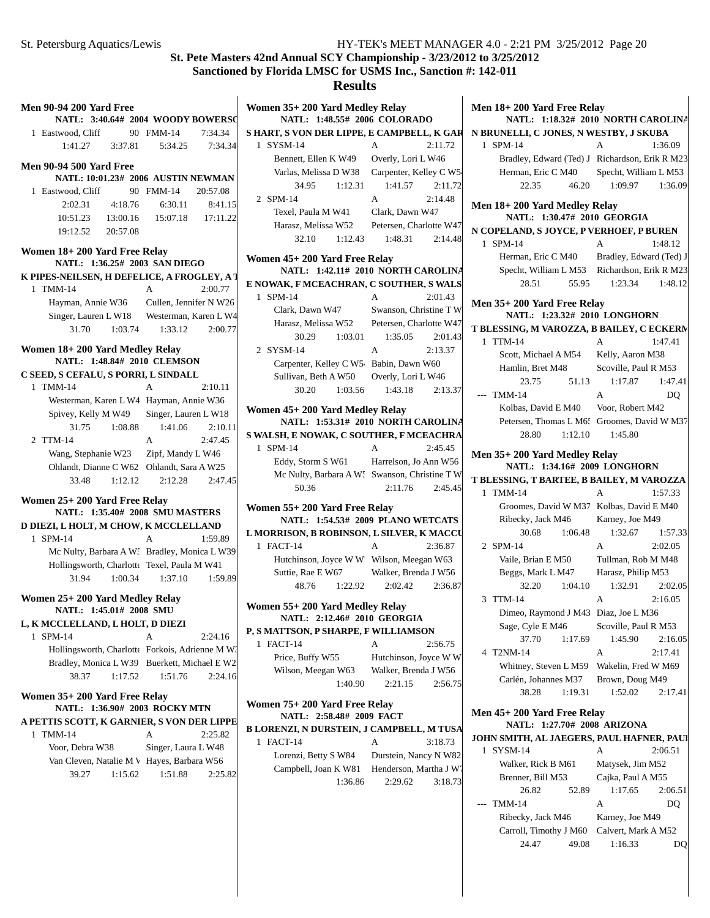# St. Pete Masters 42nd Annual SCY Championship - 3/23/2012 to 3/25/2012
## Sanctioned by Florida LMSC for USMS Inc., Sanction #: 142-011
## Results

### Men 90-94 200 Yard Free
NATL: 3:40.64# 2004 WOODY BOWERSO

1 Eastwood, Cliff 90 FMM-14 7:34.34
1:41.27 3:37.81 5:34.25 7:34.34

### Men 90-94 500 Yard Free
NATL: 10:01.23# 2006 AUSTIN NEWMAN

1 Eastwood, Cliff 90 FMM-14 20:57.08
2:02.31 4:18.76 6:30.11 8:41.15
10:51.23 13:00.16 15:07.18 17:11.22
19:12.52 20:57.08

### Women 18+ 200 Yard Free Relay
NATL: 1:36.25# 2003 SAN DIEGO
K PIPES-NEILSEN, H DEFELICE, A FROGLEY, A T

1 TMM-14 A 2:00.77
Hayman, Annie W36 Cullen, Jennifer N W26
Singer, Lauren L W18 Westerman, Karen L W4
31.70 1:03.74 1:33.12 2:00.77

### Women 18+ 200 Yard Medley Relay
NATL: 1:48.84# 2010 CLEMSON
C SEED, S CEFALU, S PORRI, L SINDALL

1 TMM-14 A 2:10.11
Westerman, Karen L W4 Hayman, Annie W36
Spivey, Kelly M W49 Singer, Lauren L W18
31.75 1:08.88 1:41.06 2:10.11

2 TTM-14 A 2:47.45
Wang, Stephanie W23 Zipf, Mandy L W46
Ohlandt, Dianne C W62 Ohlandt, Sara A W25
33.48 1:12.12 2:12.28 2:47.45

### Women 25+ 200 Yard Free Relay
NATL: 1:35.40# 2008 SMU MASTERS
D DIEZI, L HOLT, M CHOW, K MCCLELLAND

1 SPM-14 A 1:59.89
Mc Nulty, Barbara A W5 Bradley, Monica L W39
Hollingsworth, Charlotte Texel, Paula M W41
31.94 1:00.34 1:37.10 1:59.89

### Women 25+ 200 Yard Medley Relay
NATL: 1:45.01# 2008 SMU
L, K MCCLELLAND, L HOLT, D DIEZI

1 SPM-14 A 2:24.16
Hollingsworth, Charlotte Forkois, Adrienne M W3
Bradley, Monica L W39 Buerkett, Michael E W2
38.37 1:17.52 1:51.76 2:24.16

### Women 35+ 200 Yard Free Relay
NATL: 1:36.90# 2003 ROCKY MTN
A PETTIS SCOTT, K GARNIER, S VON DER LIPPE

1 TMM-14 A 2:25.82
Voor, Debra W38 Singer, Laura L W48
Van Cleven, Natalie M W Hayes, Barbara W56
39.27 1:15.62 1:51.88 2:25.82

### Women 35+ 200 Yard Medley Relay
NATL: 1:48.55# 2006 COLORADO
S HART, S VON DER LIPPE, E CAMPBELL, K GAR

1 SYSM-14 A 2:11.72
Bennett, Ellen K W49 Overly, Lori L W46
Varlas, Melissa D W38 Carpenter, Kelley C W5
34.95 1:12.31 1:41.57 2:11.72

2 SPM-14 A 2:14.48
Texel, Paula M W41 Clark, Dawn W47
Harasz, Melissa W52 Petersen, Charlotte W47
32.10 1:12.43 1:48.31 2:14.48

### Women 45+ 200 Yard Free Relay
NATL: 1:42.11# 2010 NORTH CAROLINA
E NOWAK, F MCEACHRAN, C SOUTHER, S WALS

1 SPM-14 A 2:01.43
Clark, Dawn W47 Swanson, Christine T W
Harasz, Melissa W52 Petersen, Charlotte W47
30.29 1:03.01 1:35.05 2:01.43

2 SYSM-14 A 2:13.37
Carpenter, Kelley C W5 Babin, Dawn W60
Sullivan, Beth A W50 Overly, Lori L W46
30.20 1:03.56 1:43.18 2:13.37

### Women 45+ 200 Yard Medley Relay
NATL: 1:53.31# 2010 NORTH CAROLINA
S WALSH, E NOWAK, C SOUTHER, F MCEACHRA

1 SPM-14 A 2:45.45
Eddy, Storm S W61 Harrelson, Jo Ann W56
Mc Nulty, Barbara A W5 Swanson, Christine T W
50.36 2:11.76 2:45.45

### Women 55+ 200 Yard Free Relay
NATL: 1:54.53# 2009 PLANO WETCATS
L MORRISON, B ROBINSON, L SILVER, K MACCU

1 FACT-14 A 2:36.87
Hutchinson, Joyce W W Wilson, Meegan W63
Suttie, Rae E W67 Walker, Brenda J W56
48.76 1:22.92 2:02.42 2:36.87

### Women 55+ 200 Yard Medley Relay
NATL: 2:12.46# 2010 GEORGIA
P, S MATTSON, P SHARPE, F WILLIAMSON

1 FACT-14 A 2:56.75
Price, Buffy W55 Hutchinson, Joyce W W
Wilson, Meegan W63 Walker, Brenda J W56
1:40.90 2:21.15 2:56.75

### Women 75+ 200 Yard Free Relay
NATL: 2:58.48# 2009 FACT
B LORENZI, N DURSTEIN, J CAMPBELL, M TUSA

1 FACT-14 A 3:18.73
Lorenzi, Betty S W84 Durstein, Nancy N W82
Campbell, Joan K W81 Henderson, Martha J W7
1:36.86 2:29.62 3:18.73

### Men 18+ 200 Yard Free Relay
NATL: 1:18.32# 2010 NORTH CAROLINA
N BRUNELLI, C JONES, N WESTBY, J SKUBA

1 SPM-14 A 1:36.09
Bradley, Edward (Ted) J Richardson, Erik R M23
Herman, Eric C M40 Specht, William L M53
22.35 46.20 1:09.97 1:36.09

### Men 18+ 200 Yard Medley Relay
NATL: 1:30.47# 2010 GEORGIA
N COPELAND, S JOYCE, P VERHOEF, P BUREN

1 SPM-14 A 1:48.12
Herman, Eric C M40 Bradley, Edward (Ted) J
Specht, William L M53 Richardson, Erik R M23
28.51 55.95 1:23.34 1:48.12

### Men 35+ 200 Yard Free Relay
NATL: 1:23.32# 2010 LONGHORN
T BLESSING, M VAROZZA, B BAILEY, C ECKERM

1 TTM-14 A 1:47.41
Scott, Michael A M54 Kelly, Aaron M38
Hamlin, Bret M48 Scoville, Paul R M53
23.75 51.13 1:17.87 1:47.41

--- TMM-14 A DQ
Kolbas, David E M40 Voor, Robert M42
Petersen, Thomas L M65 Groomes, David W M37
28.80 1:12.10 1:45.80

### Men 35+ 200 Yard Medley Relay
NATL: 1:34.16# 2009 LONGHORN
T BLESSING, T BARTEE, B BAILEY, M VAROZZA

1 TMM-14 A 1:57.33
Groomes, David W M37 Kolbas, David E M40
Ribecky, Jack M46 Karney, Joe M49
30.68 1:06.48 1:32.67 1:57.33

2 SPM-14 A 2:02.05
Vaile, Brian E M50 Tullman, Rob M M48
Beggs, Mark L M47 Harasz, Philip M53
32.20 1:04.10 1:32.91 2:02.05

3 TTM-14 A 2:16.05
Dimeo, Raymond J M43 Diaz, Joe L M36
Sage, Cyle E M46 Scoville, Paul R M53
37.70 1:17.69 1:45.90 2:16.05

4 T2NM-14 A 2:17.41
Whitney, Steven L M59 Wakelin, Fred W M69
Carlén, Johannes M37 Brown, Doug M49
38.28 1:19.31 1:52.02 2:17.41

### Men 45+ 200 Yard Free Relay
NATL: 1:27.70# 2008 ARIZONA
JOHN SMITH, AL JAEGERS, PAUL HAFNER, PAUL

1 SYSM-14 A 2:06.51
Walker, Rick B M61 Matysek, Jim M52
Brenner, Bill M53 Cajka, Paul A M55
26.82 52.89 1:17.65 2:06.51

--- TMM-14 A DQ
Ribecky, Jack M46 Karney, Joe M49
Carroll, Timothy J M60 Calvert, Mark A M52
24.47 49.08 1:16.33 DQ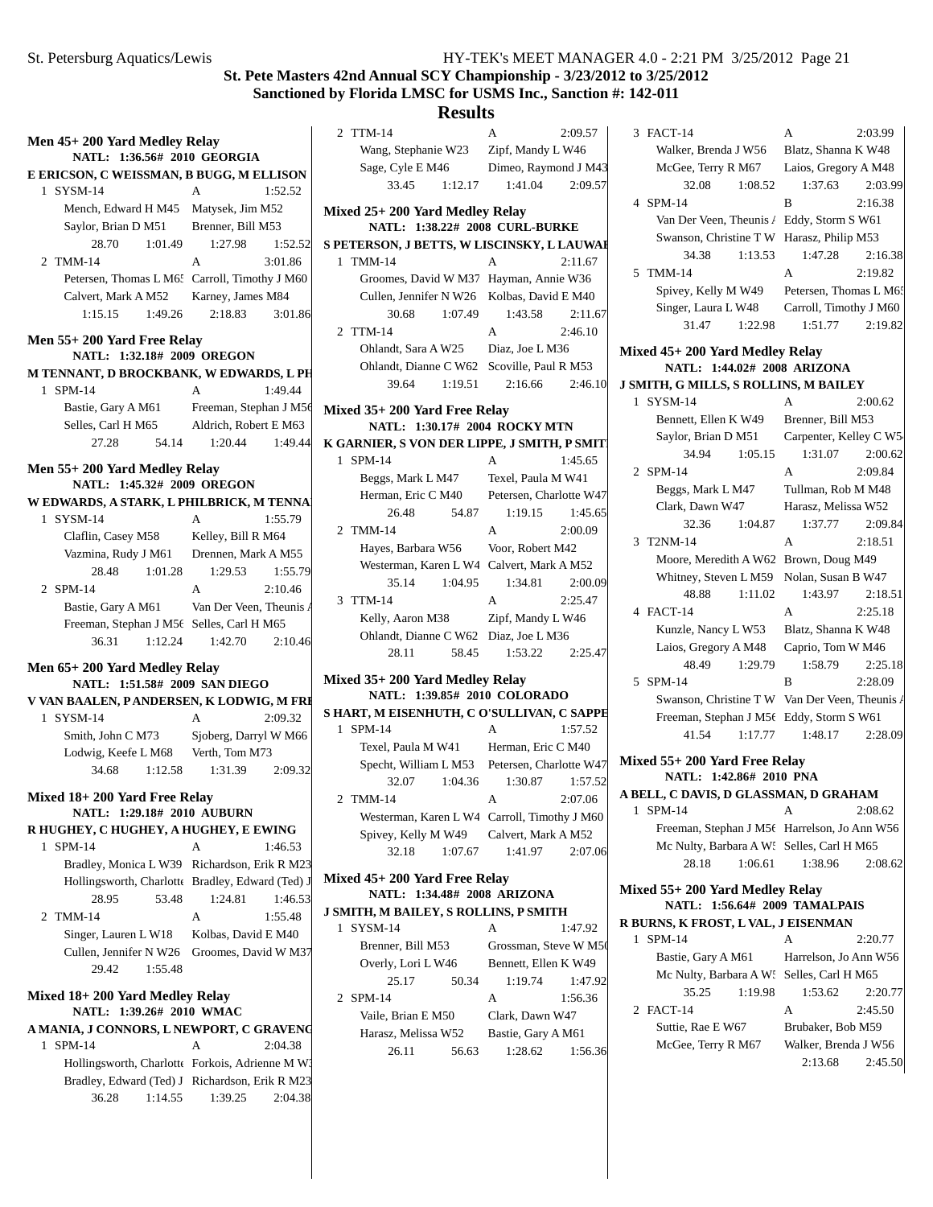# St. Pete Masters 42nd Annual SCY Championship - 3/23/2012 to 3/25/2012

## Sanctioned by Florida LMSC for USMS Inc., Sanction #: 142-011

## Results

### Men 45+ 200 Yard Medley Relay

NATL: 1:36.56# 2010 GEORGIA
E ERICSON, C WEISSMAN, B BUGG, M ELLISON

1 SYSM-14 A 1:52.52
Mench, Edward H M45 Matysek, Jim M52
Saylor, Brian D M51 Brenner, Bill M53
28.70 1:01.49 1:27.98 1:52.52

2 TMM-14 A 3:01.86
Petersen, Thomas L M65 Carroll, Timothy J M60
Calvert, Mark A M52 Karney, James M84
1:15.15 1:49.26 2:18.83 3:01.86

### Men 55+ 200 Yard Free Relay

NATL: 1:32.18# 2009 OREGON
M TENNANT, D BROCKBANK, W EDWARDS, L PH

1 SPM-14 A 1:49.44
Bastie, Gary A M61 Freeman, Stephan J M56
Selles, Carl H M65 Aldrich, Robert E M63
27.28 54.14 1:20.44 1:49.44

### Men 55+ 200 Yard Medley Relay

NATL: 1:45.32# 2009 OREGON
W EDWARDS, A STARK, L PHILBRICK, M TENNA

1 SYSM-14 A 1:55.79
Claflin, Casey M58 Kelley, Bill R M64
Vazmina, Rudy J M61 Drennen, Mark A M55
28.48 1:01.28 1:29.53 1:55.79

2 SPM-14 A 2:10.46
Bastie, Gary A M61 Van Der Veen, Theunis A
Freeman, Stephan J M56 Selles, Carl H M65
36.31 1:12.24 1:42.70 2:10.46

### Men 65+ 200 Yard Medley Relay

NATL: 1:51.58# 2009 SAN DIEGO
V VAN BAALEN, P ANDERSEN, K LODWIG, M FRE

1 SYSM-14 A 2:09.32
Smith, John C M73 Sjoberg, Darryl W M66
Lodwig, Keefe L M68 Verth, Tom M73
34.68 1:12.58 1:31.39 2:09.32

### Mixed 18+ 200 Yard Free Relay

NATL: 1:29.18# 2010 AUBURN
R HUGHEY, C HUGHEY, A HUGHEY, E EWING

1 SPM-14 A 1:46.53
Bradley, Monica L W39 Richardson, Erik R M23
Hollingsworth, Charlotte Bradley, Edward (Ted) J
28.95 53.48 1:24.81 1:46.53

2 TMM-14 A 1:55.48
Singer, Lauren L W18 Kolbas, David E M40
Cullen, Jennifer N W26 Groomes, David W M37
29.42 1:55.48

### Mixed 18+ 200 Yard Medley Relay

NATL: 1:39.26# 2010 WMAC
A MANIA, J CONNORS, L NEWPORT, C GRAVENG

1 SPM-14 A 2:04.38
Hollingsworth, Charlotte Forkois, Adrienne M W3
Bradley, Edward (Ted) J Richardson, Erik R M23
36.28 1:14.55 1:39.25 2:04.38

2 TTM-14 A 2:09.57
Wang, Stephanie W23 Zipf, Mandy L W46
Sage, Cyle E M46 Dimeo, Raymond J M43
33.45 1:12.17 1:41.04 2:09.57

### Mixed 25+ 200 Yard Medley Relay

NATL: 1:38.22# 2008 CURL-BURKE
S PETERSON, J BETTS, W LISCINSKY, L LAUWAE

1 TMM-14 A 2:11.67
Groomes, David W M37 Hayman, Annie W36
Cullen, Jennifer N W26 Kolbas, David E M40
30.68 1:07.49 1:43.58 2:11.67

2 TTM-14 A 2:46.10
Ohlandt, Sara A W25 Diaz, Joe L M36
Ohlandt, Dianne C W62 Scoville, Paul R M53
39.64 1:19.51 2:16.66 2:46.10

### Mixed 35+ 200 Yard Free Relay

NATL: 1:30.17# 2004 ROCKY MTN
K GARNIER, S VON DER LIPPE, J SMITH, P SMIT

1 SPM-14 A 1:45.65
Beggs, Mark L M47 Texel, Paula M W41
Herman, Eric C M40 Petersen, Charlotte W47
26.48 54.87 1:19.15 1:45.65

2 TMM-14 A 2:00.09
Hayes, Barbara W56 Voor, Robert M42
Westerman, Karen L W4 Calvert, Mark A M52
35.14 1:04.95 1:34.81 2:00.09

3 TTM-14 A 2:25.47
Kelly, Aaron M38 Zipf, Mandy L W46
Ohlandt, Dianne C W62 Diaz, Joe L M36
28.11 58.45 1:53.22 2:25.47

### Mixed 35+ 200 Yard Medley Relay

NATL: 1:39.85# 2010 COLORADO
S HART, M EISENHUTH, C O'SULLIVAN, C SAPPE

1 SPM-14 A 1:57.52
Texel, Paula M W41 Herman, Eric C M40
Specht, William L M53 Petersen, Charlotte W47
32.07 1:04.36 1:30.87 1:57.52

2 TMM-14 A 2:07.06
Westerman, Karen L W4 Carroll, Timothy J M60
Spivey, Kelly M W49 Calvert, Mark A M52
32.18 1:07.67 1:41.97 2:07.06

### Mixed 45+ 200 Yard Free Relay

NATL: 1:34.48# 2008 ARIZONA
J SMITH, M BAILEY, S ROLLINS, P SMITH

1 SYSM-14 A 1:47.92
Brenner, Bill M53 Grossman, Steve W M50
Overly, Lori L W46 Bennett, Ellen K W49
25.17 50.34 1:19.74 1:47.92

2 SPM-14 A 1:56.36
Vaile, Brian E M50 Clark, Dawn W47
Harasz, Melissa W52 Bastie, Gary A M61
26.11 56.63 1:28.62 1:56.36

3 FACT-14 A 2:03.99
Walker, Brenda J W56 Blatz, Shanna K W48
McGee, Terry R M67 Laios, Gregory A M48
32.08 1:08.52 1:37.63 2:03.99

4 SPM-14 B 2:16.38
Van Der Veen, Theunis A Eddy, Storm S W61
Swanson, Christine T W Harasz, Philip M53
34.38 1:13.53 1:47.28 2:16.38

5 TMM-14 A 2:19.82
Spivey, Kelly M W49 Petersen, Thomas L M65
Singer, Laura L W48 Carroll, Timothy J M60
31.47 1:22.98 1:51.77 2:19.82

### Mixed 45+ 200 Yard Medley Relay

NATL: 1:44.02# 2008 ARIZONA
J SMITH, G MILLS, S ROLLINS, M BAILEY

1 SYSM-14 A 2:00.62
Bennett, Ellen K W49 Brenner, Bill M53
Saylor, Brian D M51 Carpenter, Kelley C W54
34.94 1:05.15 1:31.07 2:00.62

2 SPM-14 A 2:09.84
Beggs, Mark L M47 Tullman, Rob M M48
Clark, Dawn W47 Harasz, Melissa W52
32.36 1:04.87 1:37.77 2:09.84

3 T2NM-14 A 2:18.51
Moore, Meredith A W62 Brown, Doug M49
Whitney, Steven L M59 Nolan, Susan B W47
48.88 1:11.02 1:43.97 2:18.51

4 FACT-14 A 2:25.18
Kunzle, Nancy L W53 Blatz, Shanna K W48
Laios, Gregory A M48 Caprio, Tom W M46
48.49 1:29.79 1:58.79 2:25.18

5 SPM-14 B 2:28.09
Swanson, Christine T W Van Der Veen, Theunis A
Freeman, Stephan J M56 Eddy, Storm S W61
41.54 1:17.77 1:48.17 2:28.09

### Mixed 55+ 200 Yard Free Relay

NATL: 1:42.86# 2010 PNA
A BELL, C DAVIS, D GLASSMAN, D GRAHAM

1 SPM-14 A 2:08.62
Freeman, Stephan J M56 Harrelson, Jo Ann W56
Mc Nulty, Barbara A W5 Selles, Carl H M65
28.18 1:06.61 1:38.96 2:08.62

### Mixed 55+ 200 Yard Medley Relay

NATL: 1:56.64# 2009 TAMALPAIS
R BURNS, K FROST, L VAL, J EISENMAN

1 SPM-14 A 2:20.77
Bastie, Gary A M61 Harrelson, Jo Ann W56
Mc Nulty, Barbara A W5 Selles, Carl H M65
35.25 1:19.98 1:53.62 2:20.77

2 FACT-14 A 2:45.50
Suttie, Rae E W67 Brubaker, Bob M59
McGee, Terry R M67 Walker, Brenda J W56
2:13.68 2:45.50